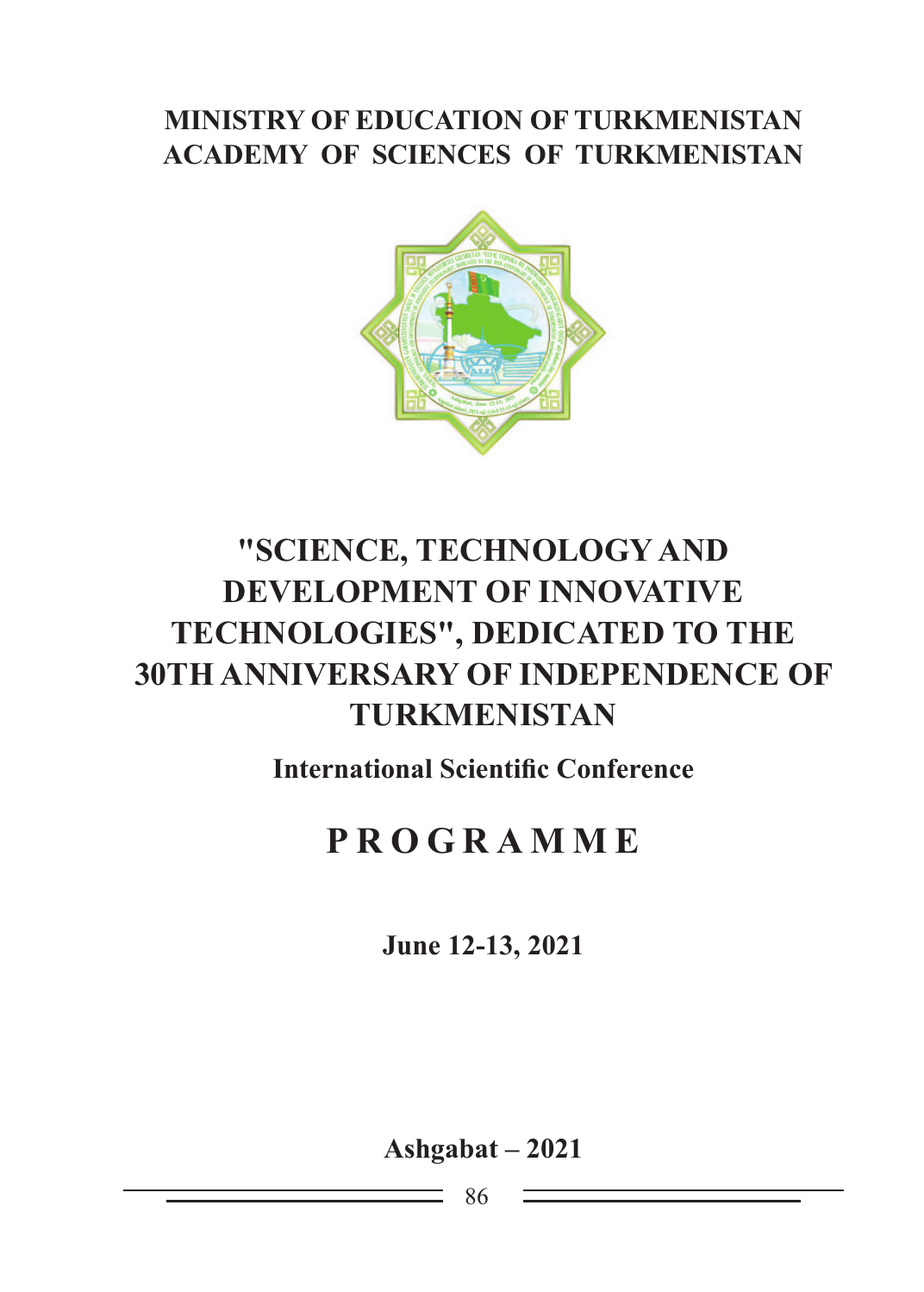**MINISTRY OF EDUCATION OF TURKMENISTAN**
**ACADEMY OF SCIENCES OF TURKMENISTAN**

# "SCIENCE, TECHNOLOGY AND DEVELOPMENT OF INNOVATIVE TECHNOLOGIES", DEDICATED TO THE 30TH ANNIVERSARY OF INDEPENDENCE OF TURKMENISTAN

**International Scientific Conference**

# P R O G R A M M E

**June 12-13, 2021**

**Ashgabat – 2021**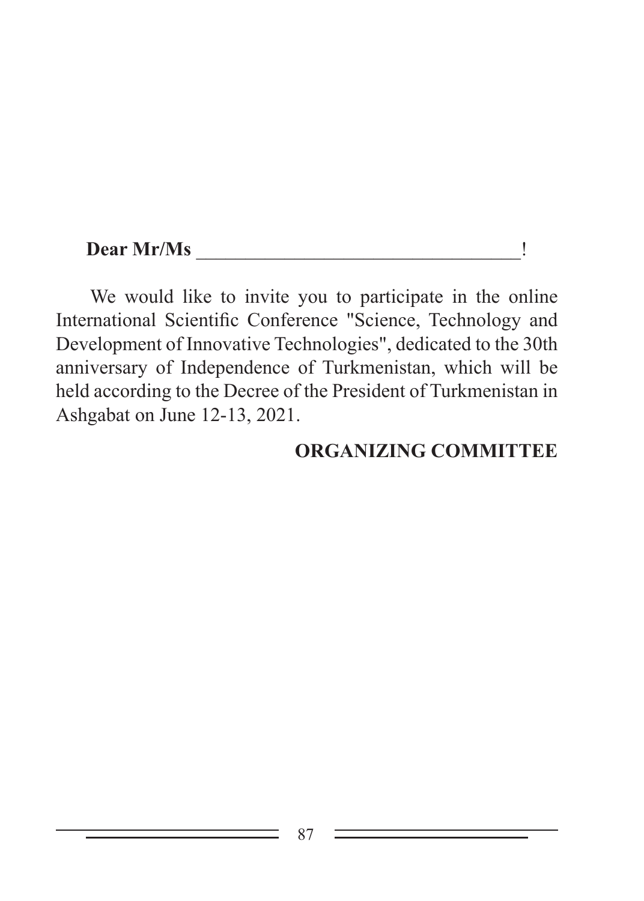**Dear Mr/Ms** \_\_\_\_\_\_\_\_\_\_\_\_\_\_\_\_\_\_\_\_\_\_\_\_\_\_\_\_\_\_\_\_\_\_!

We would like to invite you to participate in the online International Scientific Conference "Science, Technology and Development of Innovative Technologies", dedicated to the 30th anniversary of Independence of Turkmenistan, which will be held according to the Decree of the President of Turkmenistan in Ashgabat on June 12-13, 2021.

**ORGANIZING COMMITTEE**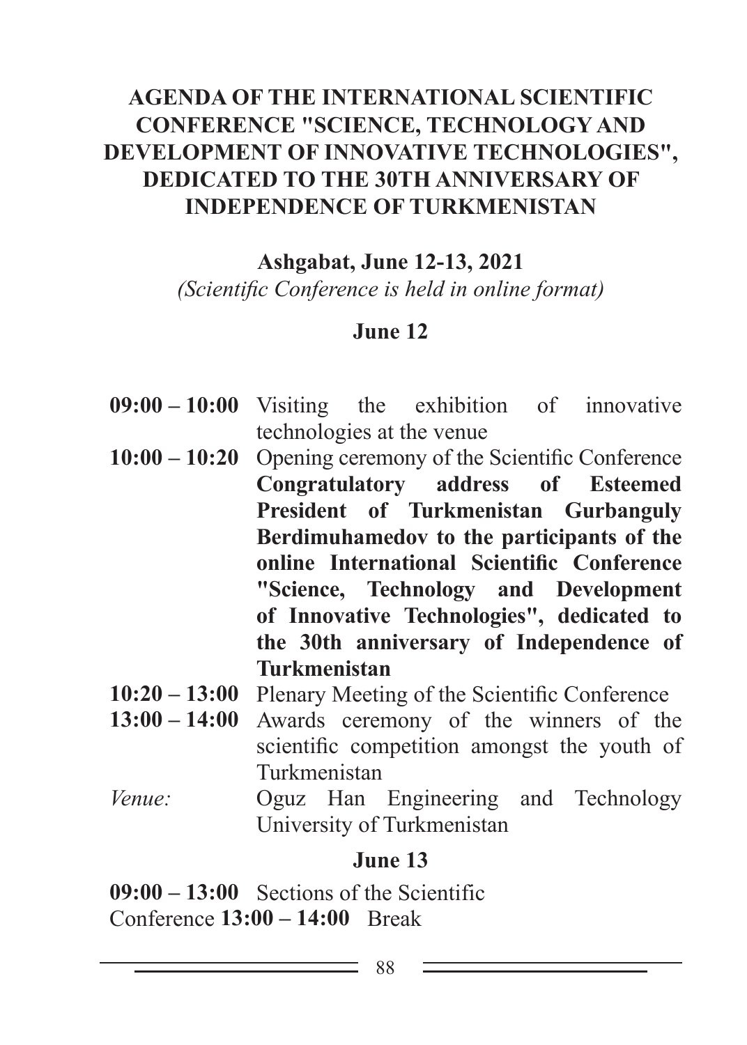# AGENDA OF THE INTERNATIONAL SCIENTIFIC CONFERENCE "SCIENCE, TECHNOLOGY AND DEVELOPMENT OF INNOVATIVE TECHNOLOGIES", DEDICATED TO THE 30TH ANNIVERSARY OF INDEPENDENCE OF TURKMENISTAN

**Ashgabat, June 12-13, 2021**

*(Scientific Conference is held in online format)*

## June 12

**09:00 – 10:00** Visiting the exhibition of innovative technologies at the venue

**10:00 – 10:20** Opening ceremony of the Scientific Conference **Congratulatory address of Esteemed President of Turkmenistan Gurbanguly Berdimuhamedov to the participants of the online International Scientific Conference "Science, Technology and Development of Innovative Technologies", dedicated to the 30th anniversary of Independence of Turkmenistan**

**10:20 – 13:00** Plenary Meeting of the Scientific Conference

**13:00 – 14:00** Awards ceremony of the winners of the scientific competition amongst the youth of Turkmenistan

*Venue:* Oguz Han Engineering and Technology University of Turkmenistan

## June 13

**09:00 – 13:00** Sections of the Scientific Conference

**13:00 – 14:00** Break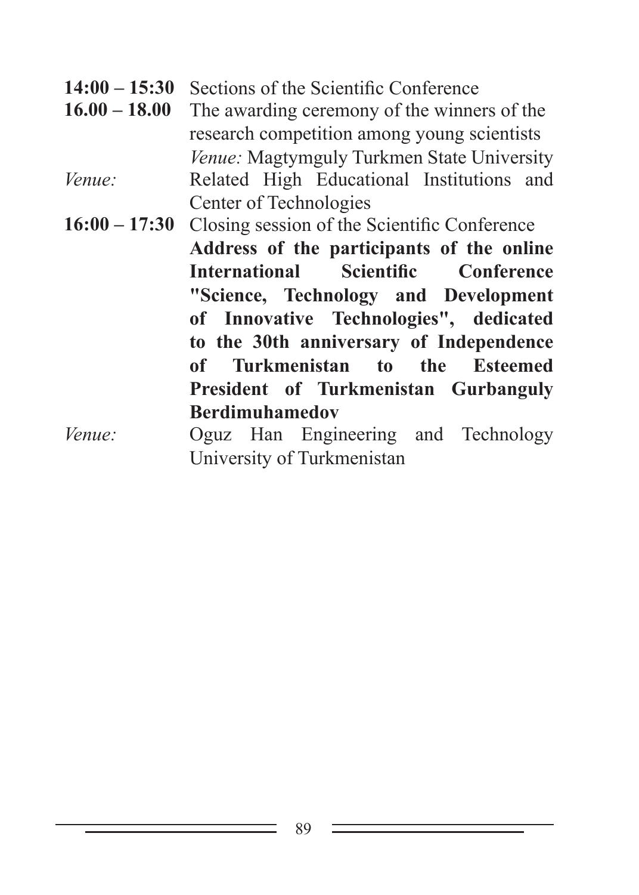**14:00 – 15:30** Sections of the Scientific Conference

**16.00 – 18.00** The awarding ceremony of the winners of the research competition among young scientists

*Venue:* Magtymguly Turkmen State University

*Venue:* Related High Educational Institutions and Center of Technologies

**16:00 – 17:30** Closing session of the Scientific Conference

**Address of the participants of the online International Scientific Conference "Science, Technology and Development of Innovative Technologies", dedicated to the 30th anniversary of Independence of Turkmenistan to the Esteemed President of Turkmenistan Gurbanguly Berdimuhamedov**

*Venue:* Oguz Han Engineering and Technology University of Turkmenistan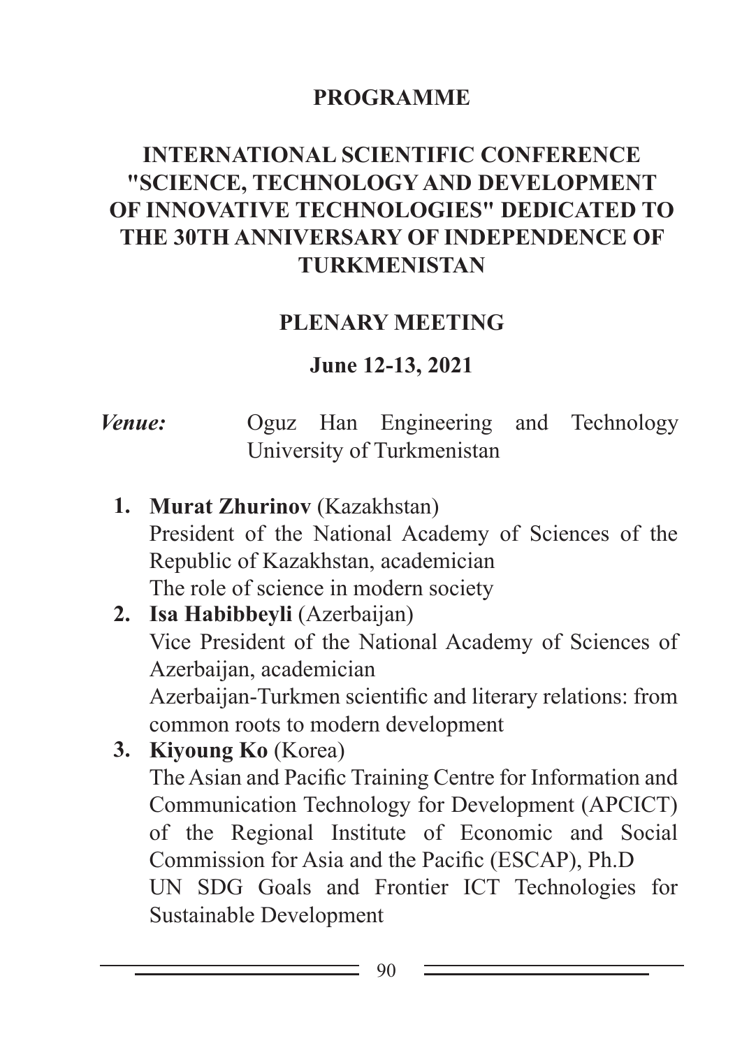# PROGRAMME

## INTERNATIONAL SCIENTIFIC CONFERENCE "SCIENCE, TECHNOLOGY AND DEVELOPMENT OF INNOVATIVE TECHNOLOGIES" DEDICATED TO THE 30TH ANNIVERSARY OF INDEPENDENCE OF TURKMENISTAN

## PLENARY MEETING

### June 12-13, 2021

***Venue:*** Oguz Han Engineering and Technology University of Turkmenistan

1. **Murat Zhurinov** (Kazakhstan)
   President of the National Academy of Sciences of the Republic of Kazakhstan, academician
   The role of science in modern society
2. **Isa Habibbeyli** (Azerbaijan)
   Vice President of the National Academy of Sciences of Azerbaijan, academician
   Azerbaijan-Turkmen scientific and literary relations: from common roots to modern development
3. **Kiyoung Ko** (Korea)
   The Asian and Pacific Training Centre for Information and Communication Technology for Development (APCICT) of the Regional Institute of Economic and Social Commission for Asia and the Pacific (ESCAP), Ph.D
   UN SDG Goals and Frontier ICT Technologies for Sustainable Development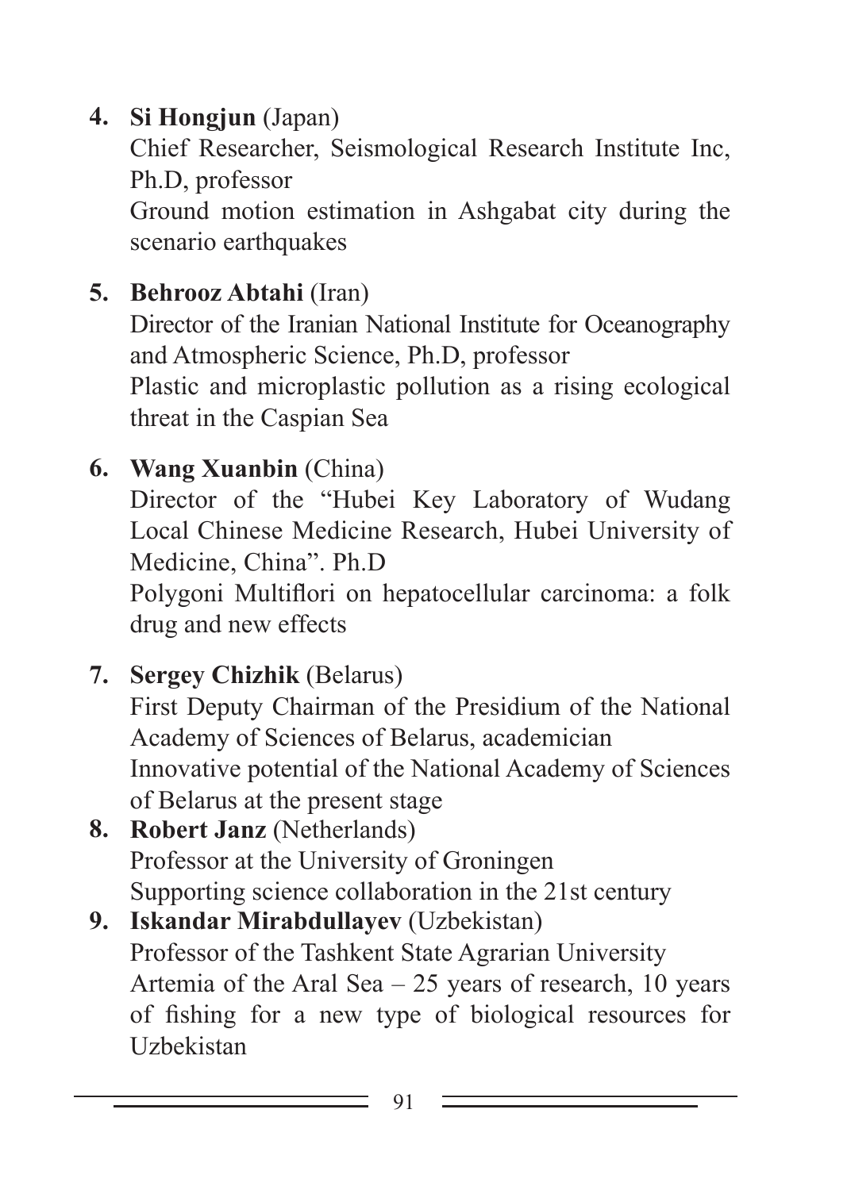4. **Si Hongjun** (Japan)
   Chief Researcher, Seismological Research Institute Inc, Ph.D, professor
   Ground motion estimation in Ashgabat city during the scenario earthquakes

5. **Behrooz Abtahi** (Iran)
   Director of the Iranian National Institute for Oceanography and Atmospheric Science, Ph.D, professor
   Plastic and microplastic pollution as a rising ecological threat in the Caspian Sea

6. **Wang Xuanbin** (China)
   Director of the "Hubei Key Laboratory of Wudang Local Chinese Medicine Research, Hubei University of Medicine, China". Ph.D
   Polygoni Multiflori on hepatocellular carcinoma: a folk drug and new effects

7. **Sergey Chizhik** (Belarus)
   First Deputy Chairman of the Presidium of the National Academy of Sciences of Belarus, academician
   Innovative potential of the National Academy of Sciences of Belarus at the present stage

8. **Robert Janz** (Netherlands)
   Professor at the University of Groningen
   Supporting science collaboration in the 21st century

9. **Iskandar Mirabdullayev** (Uzbekistan)
   Professor of the Tashkent State Agrarian University
   Artemia of the Aral Sea – 25 years of research, 10 years of fishing for a new type of biological resources for Uzbekistan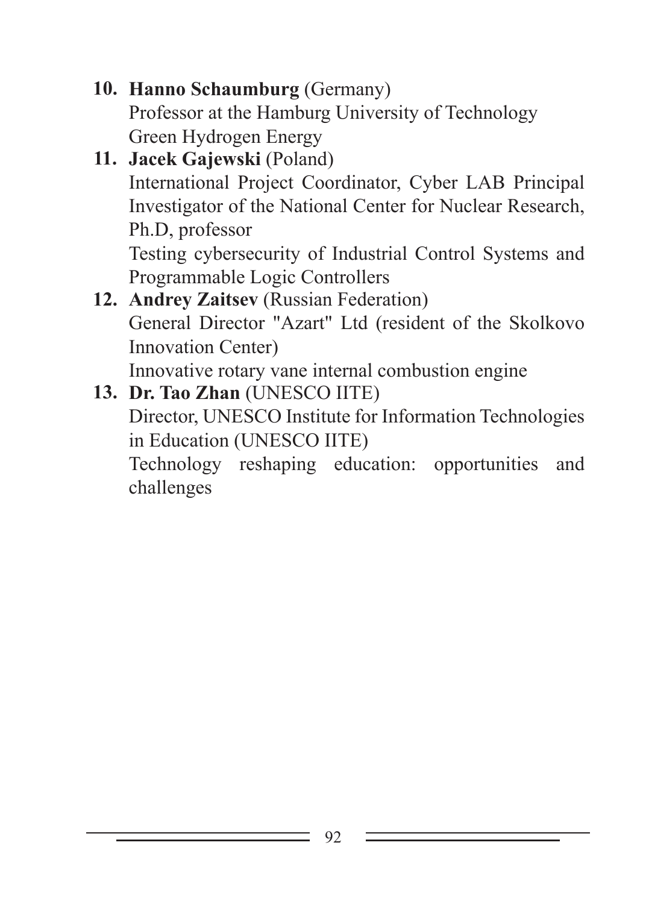10. **Hanno Schaumburg** (Germany)
    Professor at the Hamburg University of Technology
    Green Hydrogen Energy
11. **Jacek Gajewski** (Poland)
    International Project Coordinator, Cyber LAB Principal Investigator of the National Center for Nuclear Research, Ph.D, professor
    Testing cybersecurity of Industrial Control Systems and Programmable Logic Controllers
12. **Andrey Zaitsev** (Russian Federation)
    General Director "Azart" Ltd (resident of the Skolkovo Innovation Center)
    Innovative rotary vane internal combustion engine
13. **Dr. Tao Zhan** (UNESCO IITE)
    Director, UNESCO Institute for Information Technologies in Education (UNESCO IITE)
    Technology reshaping education: opportunities and challenges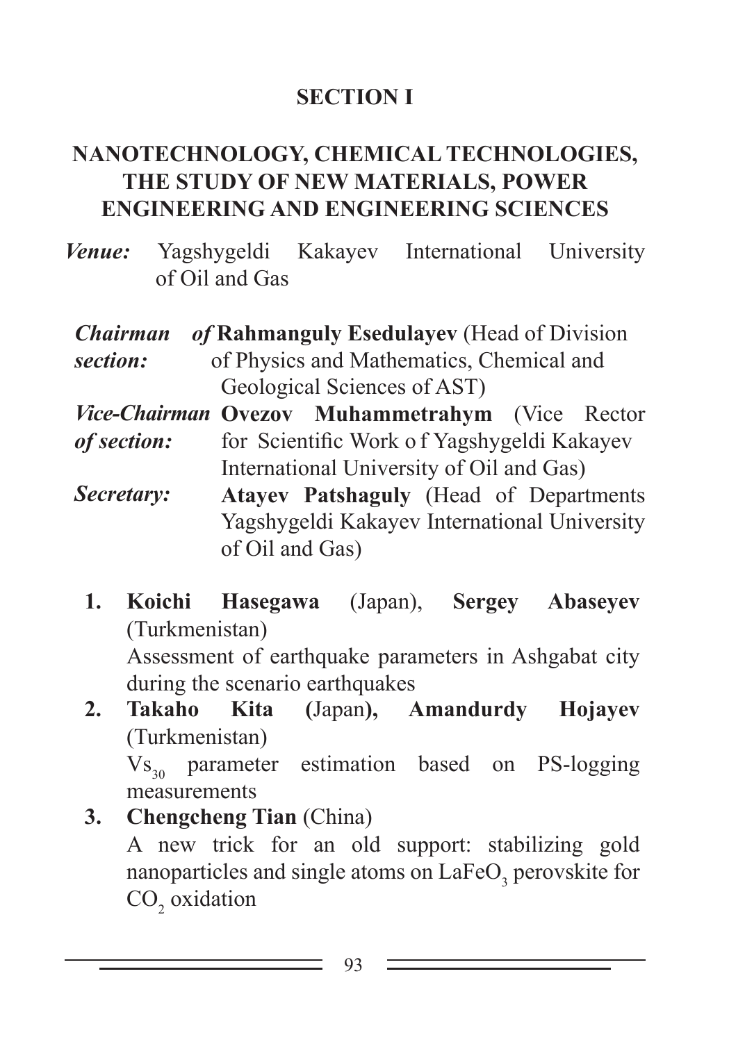# SECTION I

## NANOTECHNOLOGY, CHEMICAL TECHNOLOGIES, THE STUDY OF NEW MATERIALS, POWER ENGINEERING AND ENGINEERING SCIENCES

***Venue:*** Yagshygeldi Kakayev International University of Oil and Gas

***Chairman of section:*** **Rahmanguly Esedulayev** (Head of Division of Physics and Mathematics, Chemical and Geological Sciences of AST)

***Vice-Chairman of section:*** **Ovezov Muhammetrahym** (Vice Rector for Scientific Work o f Yagshygeldi Kakayev International University of Oil and Gas)

***Secretary:*** **Atayev Patshaguly** (Head of Departments Yagshygeldi Kakayev International University of Oil and Gas)

1. **Koichi Hasegawa** (Japan), **Sergey Abaseyev** (Turkmenistan)
   Assessment of earthquake parameters in Ashgabat city during the scenario earthquakes
2. **Takaho Kita (**Japan**), Amandurdy Hojayev** (Turkmenistan)
   $Vs_{30}$ parameter estimation based on PS-logging measurements
3. **Chengcheng Tian** (China)
   A new trick for an old support: stabilizing gold nanoparticles and single atoms on $LaFeO_3$ perovskite for $CO_2$ oxidation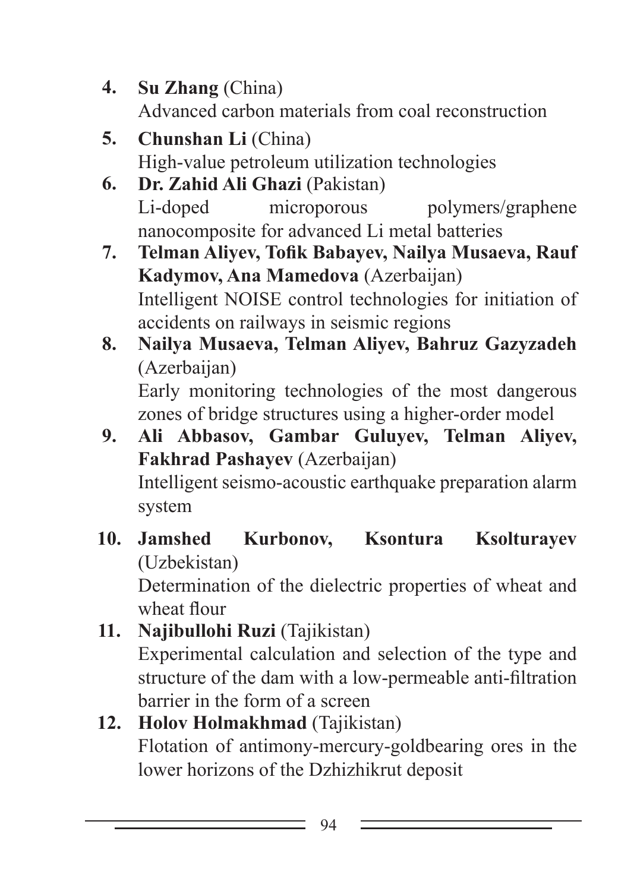4. **Su Zhang** (China)
   Advanced carbon materials from coal reconstruction
5. **Chunshan Li** (China)
   High-value petroleum utilization technologies
6. **Dr. Zahid Ali Ghazi** (Pakistan)
   Li-doped microporous polymers/graphene nanocomposite for advanced Li metal batteries
7. **Telman Aliyev, Tofik Babayev, Nailya Musaeva, Rauf Kadymov, Ana Mamedova** (Azerbaijan)
   Intelligent NOISE control technologies for initiation of accidents on railways in seismic regions
8. **Nailya Musaeva, Telman Aliyev, Bahruz Gazyzadeh** (Azerbaijan)
   Early monitoring technologies of the most dangerous zones of bridge structures using a higher-order model
9. **Ali Abbasov, Gambar Guluyev, Telman Aliyev, Fakhrad Pashayev** (Azerbaijan)
   Intelligent seismo-acoustic earthquake preparation alarm system
10. **Jamshed Kurbonov, Ksontura Ksolturayev** (Uzbekistan)
    Determination of the dielectric properties of wheat and wheat flour
11. **Najibullohi Ruzi** (Tajikistan)
    Experimental calculation and selection of the type and structure of the dam with a low-permeable anti-filtration barrier in the form of a screen
12. **Holov Holmakhmad** (Tajikistan)
    Flotation of antimony-mercury-goldbearing ores in the lower horizons of the Dzhizhikrut deposit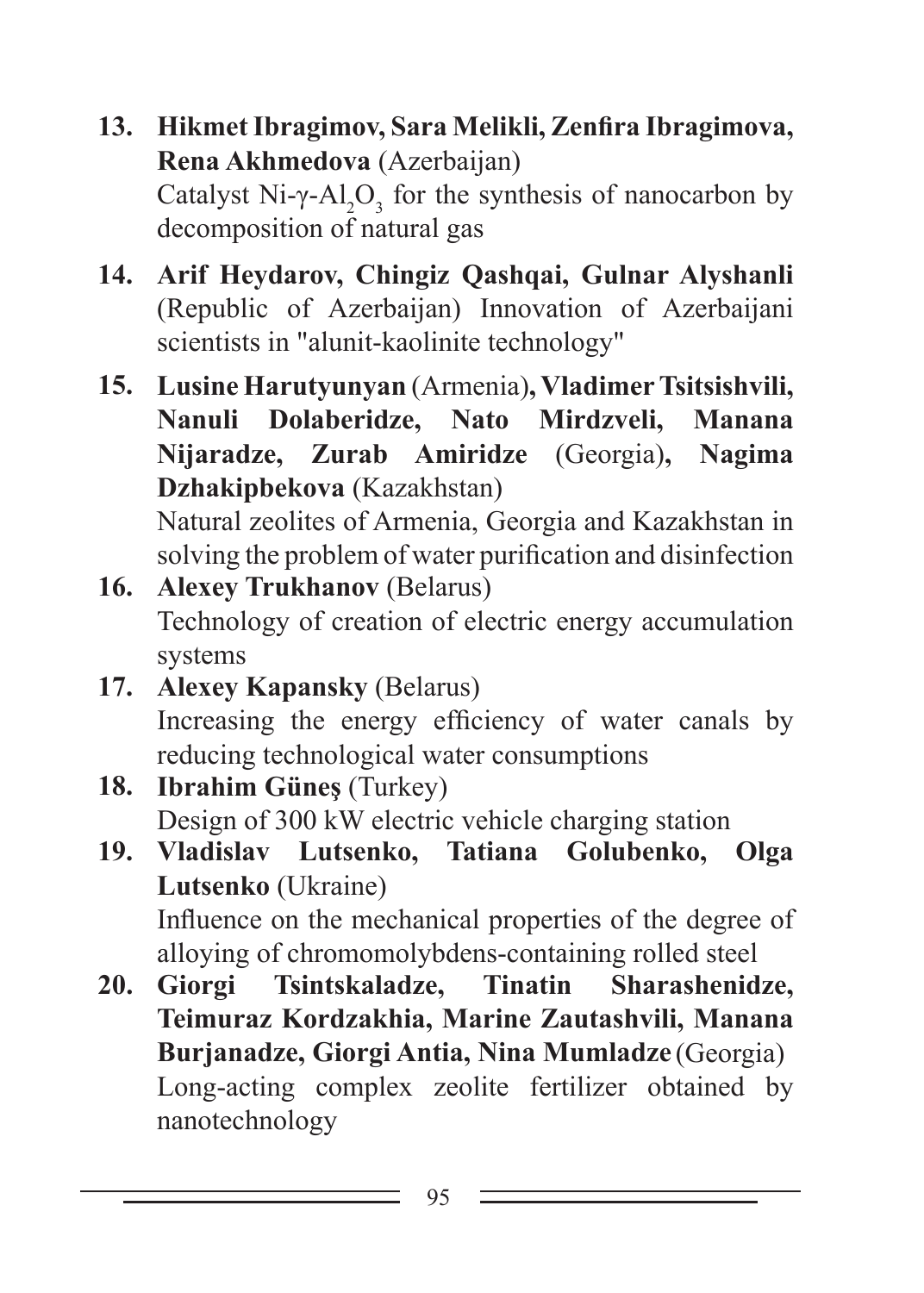13. **Hikmet Ibragimov, Sara Melikli, Zenfira Ibragimova, Rena Akhmedova** (Azerbaijan)
    Catalyst Ni-γ-$Al_2O_3$ for the synthesis of nanocarbon by decomposition of natural gas

14. **Arif Heydarov, Chingiz Qashqai, Gulnar Alyshanli** (Republic of Azerbaijan) Innovation of Azerbaijani scientists in "alunit-kaolinite technology"

15. **Lusine Harutyunyan** (Armenia)**, Vladimer Tsitsishvili, Nanuli Dolaberidze, Nato Mirdzveli, Manana Nijaradze, Zurab Amiridze** (Georgia)**, Nagima Dzhakipbekova** (Kazakhstan)
    Natural zeolites of Armenia, Georgia and Kazakhstan in solving the problem of water purification and disinfection

16. **Alexey Trukhanov** (Belarus)
    Technology of creation of electric energy accumulation systems

17. **Alexey Kapansky** (Belarus)
    Increasing the energy efficiency of water canals by reducing technological water consumptions

18. **Ibrahim Güneş** (Turkey)
    Design of 300 kW electric vehicle charging station

19. **Vladislav Lutsenko, Tatiana Golubenko, Olga Lutsenko** (Ukraine)
    Influence on the mechanical properties of the degree of alloying of chromomolybdens-containing rolled steel

20. **Giorgi Tsintskaladze, Tinatin Sharashenidze, Teimuraz Kordzakhia, Marine Zautashvili, Manana Burjanadze, Giorgi Antia, Nina Mumladze** (Georgia)
    Long-acting complex zeolite fertilizer obtained by nanotechnology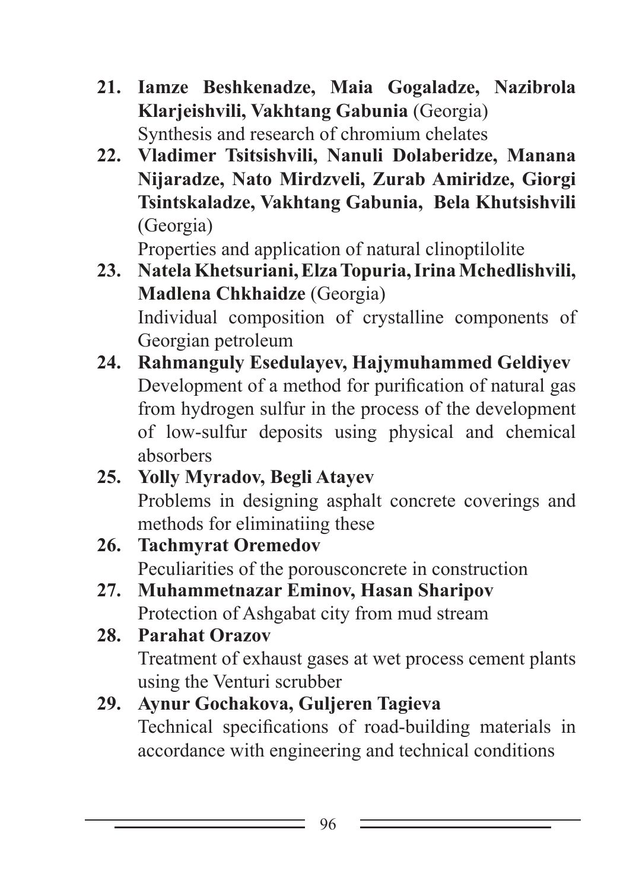21. **Iamze Beshkenadze, Maia Gogaladze, Nazibrola Klarjeishvili, Vakhtang Gabunia** (Georgia)
    Synthesis and research of chromium chelates
22. **Vladimer Tsitsishvili, Nanuli Dolaberidze, Manana Nijaradze, Nato Mirdzveli, Zurab Amiridze, Giorgi Tsintskaladze, Vakhtang Gabunia, Bela Khutsishvili** (Georgia)
    Properties and application of natural clinoptilolite
23. **Natela Khetsuriani, Elza Topuria, Irina Mchedlishvili, Madlena Chkhaidze** (Georgia)
    Individual composition of crystalline components of Georgian petroleum
24. **Rahmanguly Esedulayev, Hajymuhammed Geldiyev**
    Development of a method for purification of natural gas from hydrogen sulfur in the process of the development of low-sulfur deposits using physical and chemical absorbers
25. **Yolly Myradov, Begli Atayev**
    Problems in designing asphalt concrete coverings and methods for eliminatiing these
26. **Tachmyrat Oremedov**
    Peculiarities of the porousconcrete in construction
27. **Muhammetnazar Eminov, Hasan Sharipov**
    Protection of Ashgabat city from mud stream
28. **Parahat Orazov**
    Treatment of exhaust gases at wet process cement plants using the Venturi scrubber
29. **Aynur Gochakova, Guljeren Tagieva**
    Technical specifications of road-building materials in accordance with engineering and technical conditions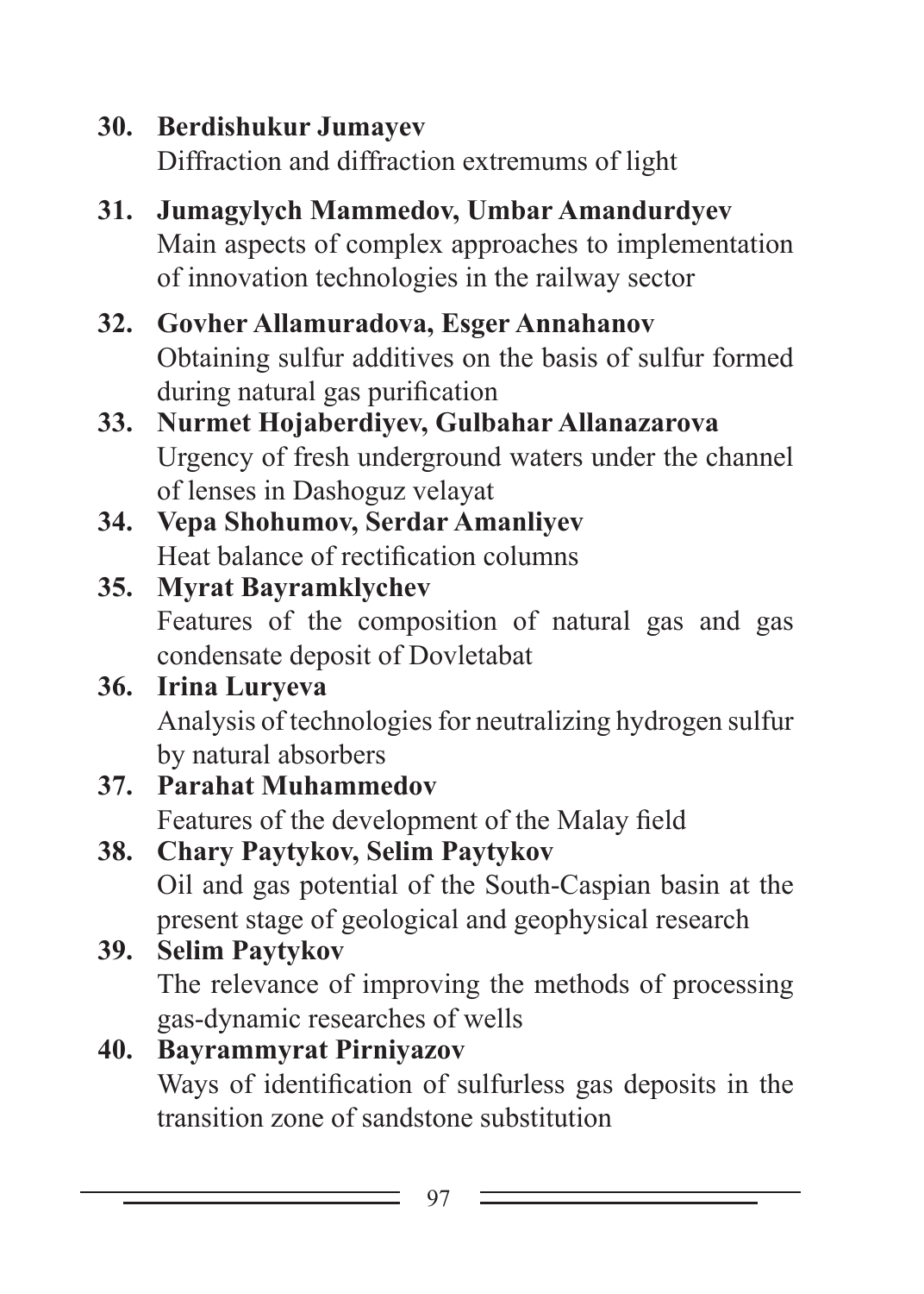30. **Berdishukur Jumayev**
    Diffraction and diffraction extremums of light

31. **Jumagylych Mammedov, Umbar Amandurdyev**
    Main aspects of complex approaches to implementation of innovation technologies in the railway sector

32. **Govher Allamuradova, Esger Annahanov**
    Obtaining sulfur additives on the basis of sulfur formed during natural gas purification

33. **Nurmet Hojaberdiyev, Gulbahar Allanazarova**
    Urgency of fresh underground waters under the channel of lenses in Dashoguz velayat

34. **Vepa Shohumov, Serdar Amanliyev**
    Heat balance of rectification columns

35. **Myrat Bayramklychev**
    Features of the composition of natural gas and gas condensate deposit of Dovletabat

36. **Irina Luryeva**
    Analysis of technologies for neutralizing hydrogen sulfur by natural absorbers

37. **Parahat Muhammedov**
    Features of the development of the Malay field

38. **Chary Paytykov, Selim Paytykov**
    Oil and gas potential of the South-Caspian basin at the present stage of geological and geophysical research

39. **Selim Paytykov**
    The relevance of improving the methods of processing gas-dynamic researches of wells

40. **Bayrammyrat Pirniyazov**
    Ways of identification of sulfurless gas deposits in the transition zone of sandstone substitution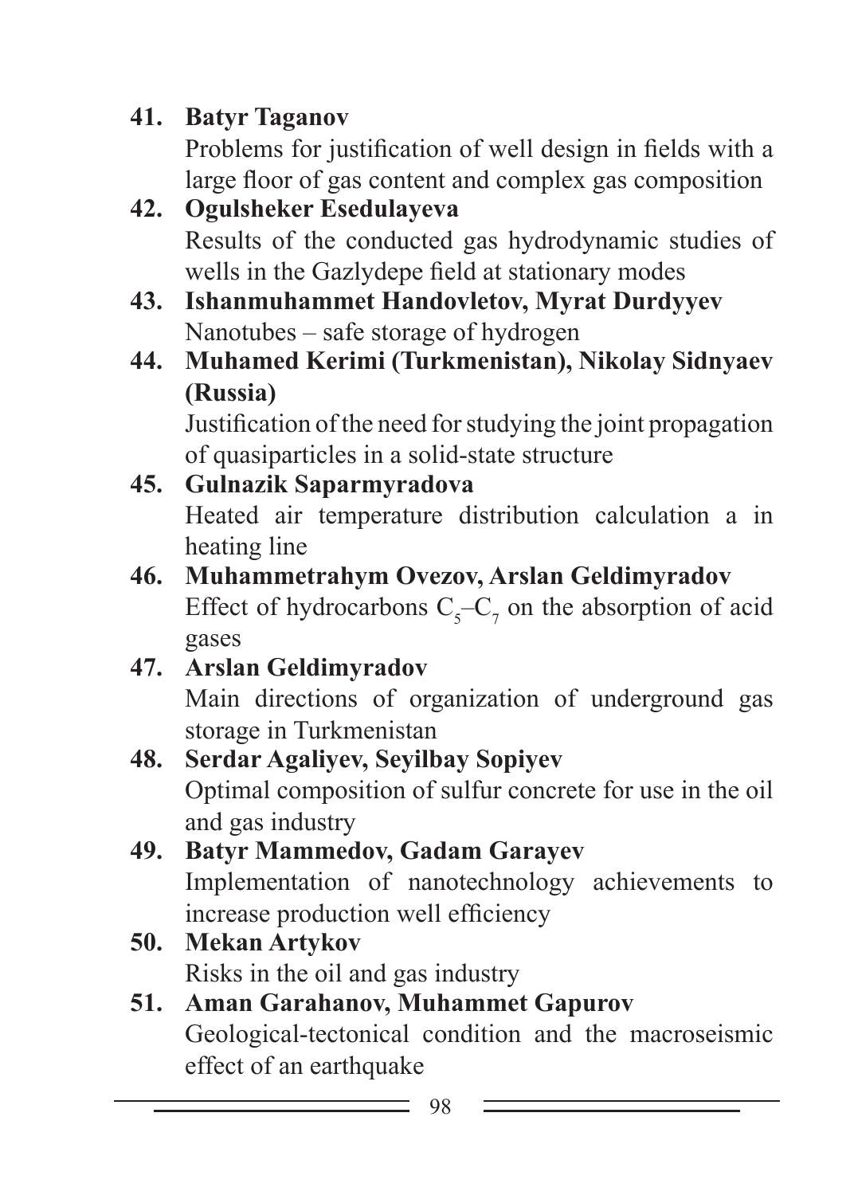41. **Batyr Taganov**
    Problems for justification of well design in fields with a large floor of gas content and complex gas composition
42. **Ogulsheker Esedulayeva**
    Results of the conducted gas hydrodynamic studies of wells in the Gazlydepe field at stationary modes
43. **Ishanmuhammet Handovletov, Myrat Durdyyev**
    Nanotubes – safe storage of hydrogen
44. **Muhamed Kerimi (Turkmenistan), Nikolay Sidnyaev (Russia)**
    Justification of the need for studying the joint propagation of quasiparticles in a solid-state structure
45. **Gulnazik Saparmyradova**
    Heated air temperature distribution calculation a in heating line
46. **Muhammetrahym Ovezov, Arslan Geldimyradov**
    Effect of hydrocarbons $C_5$–$C_7$ on the absorption of acid gases
47. **Arslan Geldimyradov**
    Main directions of organization of underground gas storage in Turkmenistan
48. **Serdar Agaliyev, Seyilbay Sopiyev**
    Optimal composition of sulfur concrete for use in the oil and gas industry
49. **Batyr Mammedov, Gadam Garayev**
    Implementation of nanotechnology achievements to increase production well efficiency
50. **Mekan Artykov**
    Risks in the oil and gas industry
51. **Aman Garahanov, Muhammet Gapurov**
    Geological-tectonical condition and the macroseismic effect of an earthquake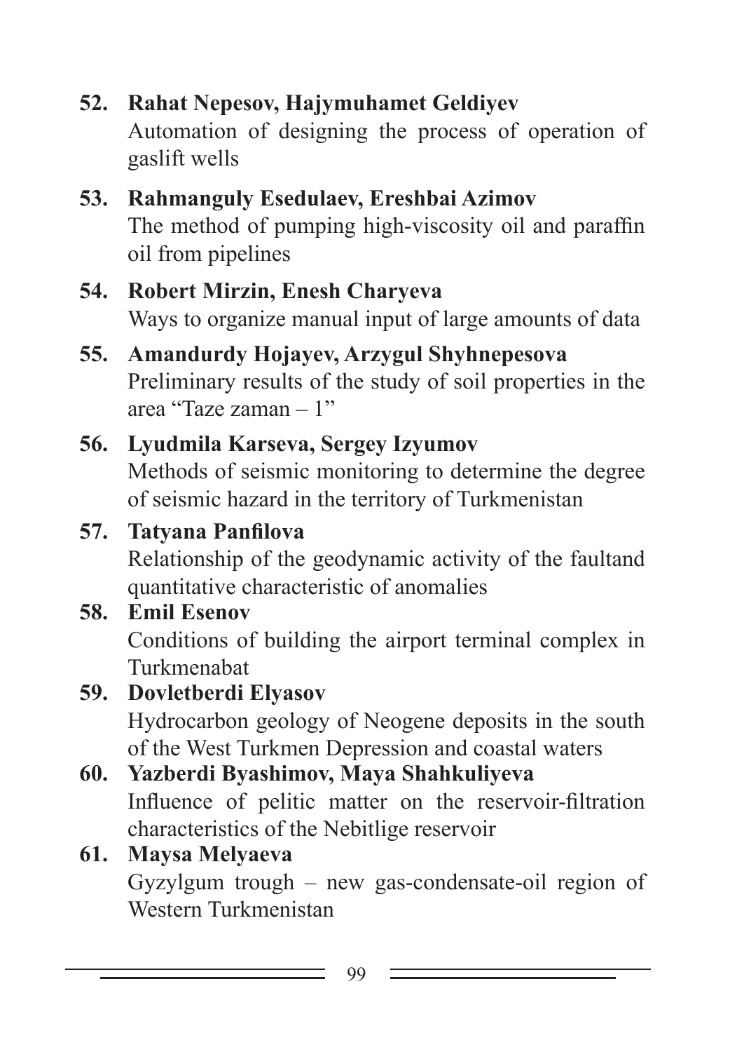52. **Rahat Nepesov, Hajymuhamet Geldiyev**
    Automation of designing the process of operation of gaslift wells

53. **Rahmanguly Esedulaev, Ereshbai Azimov**
    The method of pumping high-viscosity oil and paraffin oil from pipelines

54. **Robert Mirzin, Enesh Charyeva**
    Ways to organize manual input of large amounts of data

55. **Amandurdy Hojayev, Arzygul Shyhnepesova**
    Preliminary results of the study of soil properties in the area "Taze zaman – 1"

56. **Lyudmila Karseva, Sergey Izyumov**
    Methods of seismic monitoring to determine the degree of seismic hazard in the territory of Turkmenistan

57. **Tatyana Panfilova**
    Relationship of the geodynamic activity of the faultand quantitative characteristic of anomalies

58. **Emil Esenov**
    Conditions of building the airport terminal complex in Turkmenabat

59. **Dovletberdi Elyasov**
    Hydrocarbon geology of Neogene deposits in the south of the West Turkmen Depression and coastal waters

60. **Yazberdi Byashimov, Maya Shahkuliyeva**
    Influence of pelitic matter on the reservoir-filtration characteristics of the Nebitlige reservoir

61. **Maysa Melyaeva**
    Gyzylgum trough – new gas-condensate-oil region of Western Turkmenistan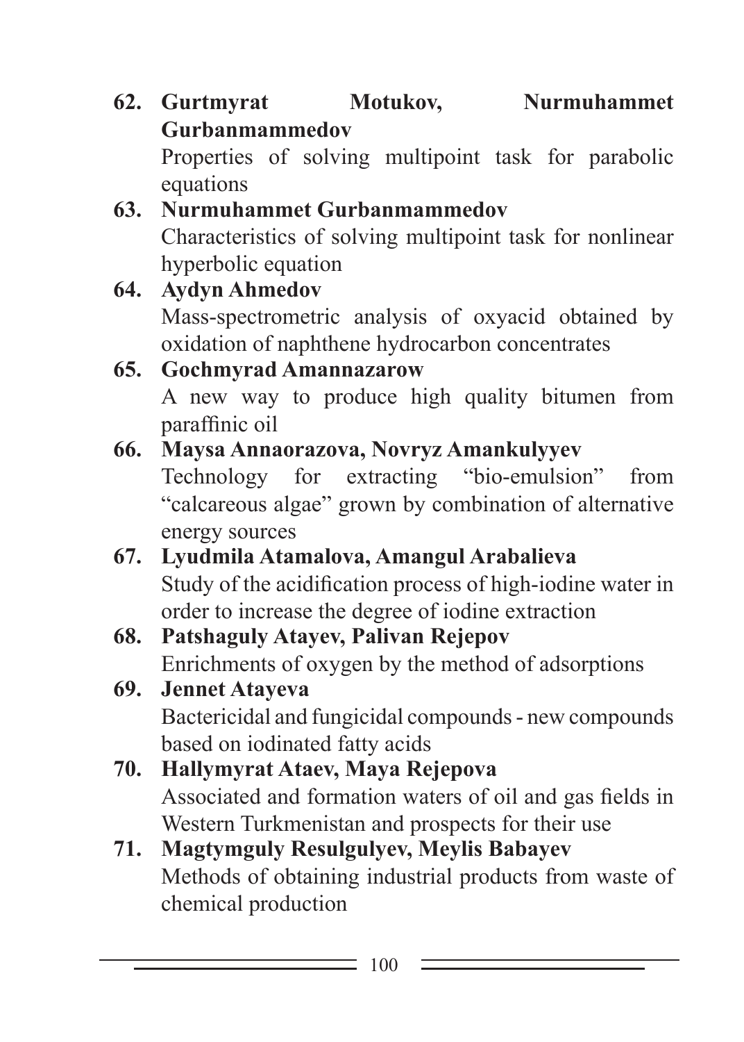62. **Gurtmyrat Motukov, Nurmuhammet Gurbanmammedov**
    Properties of solving multipoint task for parabolic equations
63. **Nurmuhammet Gurbanmammedov**
    Characteristics of solving multipoint task for nonlinear hyperbolic equation
64. **Aydyn Ahmedov**
    Mass-spectrometric analysis of oxyacid obtained by oxidation of naphthene hydrocarbon concentrates
65. **Gochmyrad Amannazarow**
    A new way to produce high quality bitumen from paraffinic oil
66. **Maysa Annaorazova, Novryz Amankulyyev**
    Technology for extracting “bio-emulsion” from “calcareous algae” grown by combination of alternative energy sources
67. **Lyudmila Atamalova, Amangul Arabalieva**
    Study of the acidification process of high-iodine water in order to increase the degree of iodine extraction
68. **Patshaguly Atayev, Palivan Rejepov**
    Enrichments of oxygen by the method of adsorptions
69. **Jennet Atayeva**
    Bactericidal and fungicidal compounds - new compounds based on iodinated fatty acids
70. **Hallymyrat Ataev, Maya Rejepova**
    Associated and formation waters of oil and gas fields in Western Turkmenistan and prospects for their use
71. **Magtymguly Resulgulyev, Meylis Babayev**
    Methods of obtaining industrial products from waste of chemical production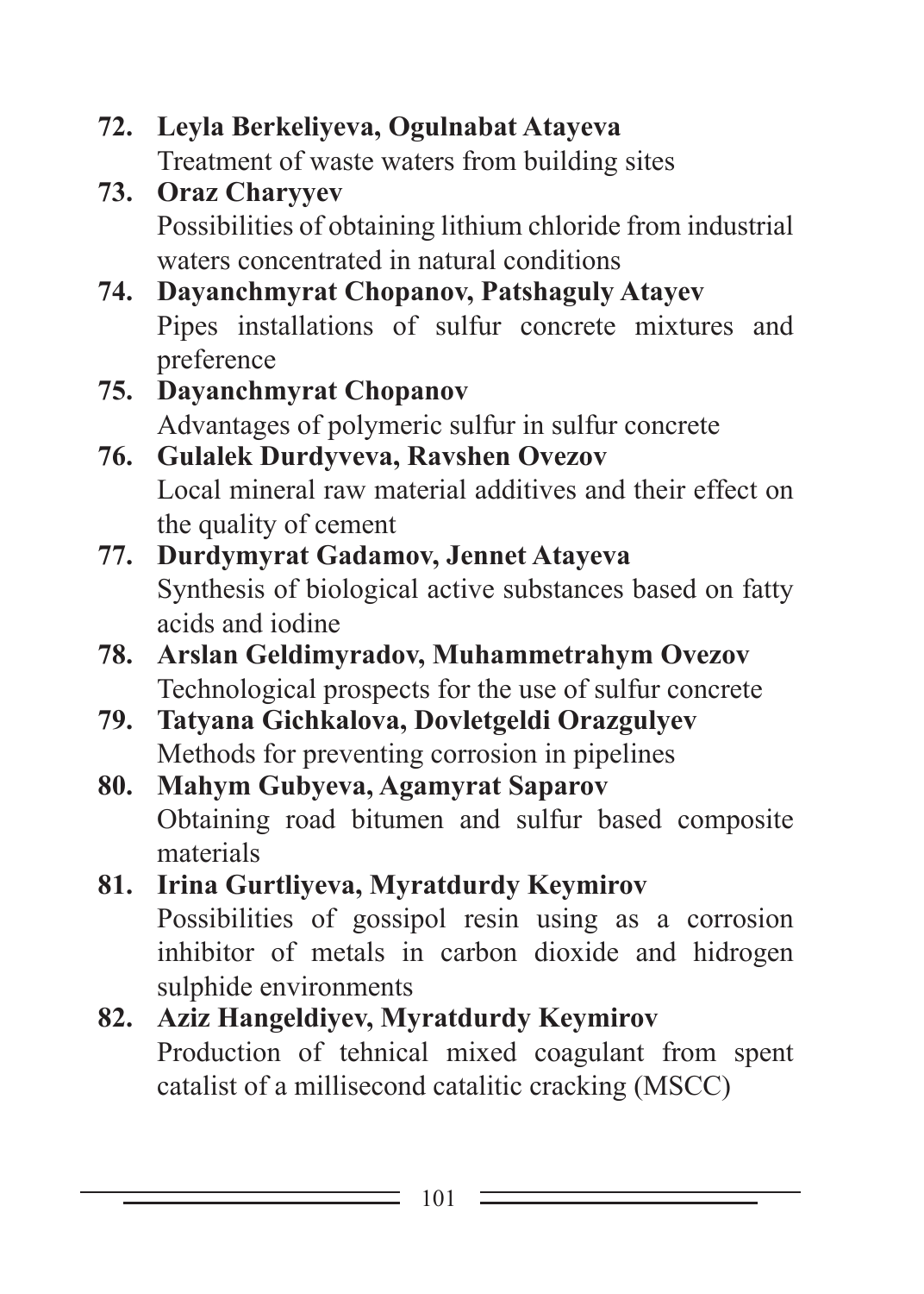72. **Leyla Berkeliyeva, Ogulnabat Atayeva**
    Treatment of waste waters from building sites
73. **Oraz Charyyev**
    Possibilities of obtaining lithium chloride from industrial waters concentrated in natural conditions
74. **Dayanchmyrat Chopanov, Patshaguly Atayev**
    Pipes installations of sulfur concrete mixtures and preference
75. **Dayanchmyrat Chopanov**
    Advantages of polymeric sulfur in sulfur concrete
76. **Gulalek Durdyveva, Ravshen Ovezov**
    Local mineral raw material additives and their effect on the quality of cement
77. **Durdymyrat Gadamov, Jennet Atayeva**
    Synthesis of biological active substances based on fatty acids and iodine
78. **Arslan Geldimyradov, Muhammetrahym Ovezov**
    Technological prospects for the use of sulfur concrete
79. **Tatyana Gichkalova, Dovletgeldi Orazgulyev**
    Methods for preventing corrosion in pipelines
80. **Mahym Gubyeva, Agamyrat Saparov**
    Obtaining road bitumen and sulfur based composite materials
81. **Irina Gurtliyeva, Myratdurdy Keymirov**
    Possibilities of gossipol resin using as a corrosion inhibitor of metals in carbon dioxide and hidrogen sulphide environments
82. **Aziz Hangeldiyev, Myratdurdy Keymirov**
    Production of tehnical mixed coagulant from spent catalist of a millisecond catalitic cracking (MSCC)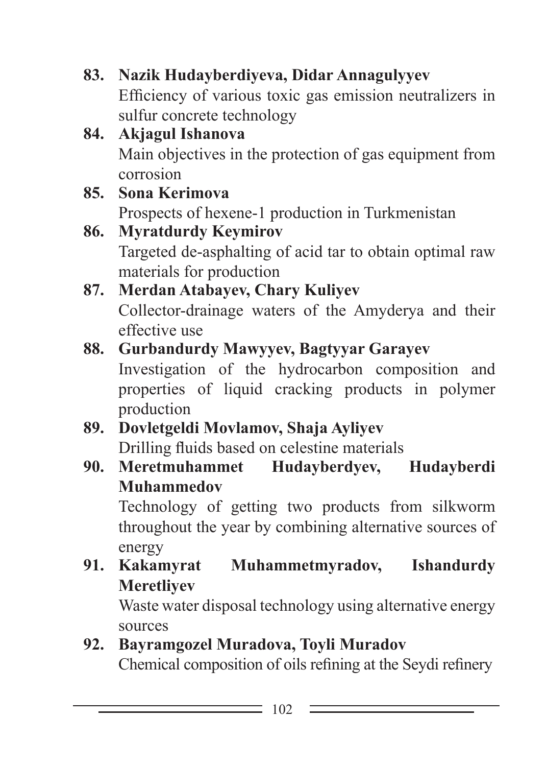83. **Nazik Hudayberdiyeva, Didar Annagulyyev**
    Efficiency of various toxic gas emission neutralizers in sulfur concrete technology
84. **Akjagul Ishanova**
    Main objectives in the protection of gas equipment from corrosion
85. **Sona Kerimova**
    Prospects of hexene-1 production in Turkmenistan
86. **Myratdurdy Keymirov**
    Targeted de-asphalting of acid tar to obtain optimal raw materials for production
87. **Merdan Atabayev, Chary Kuliyev**
    Collector-drainage waters of the Amyderya and their effective use
88. **Gurbandurdy Mawyyev, Bagtyyar Garayev**
    Investigation of the hydrocarbon composition and properties of liquid cracking products in polymer production
89. **Dovletgeldi Movlamov, Shaja Ayliyev**
    Drilling fluids based on celestine materials
90. **Meretmuhammet Hudayberdyev, Hudayberdi Muhammedov**
    Technology of getting two products from silkworm throughout the year by combining alternative sources of energy
91. **Kakamyrat Muhammetmyradov, Ishandurdy Meretliyev**
    Waste water disposal technology using alternative energy sources
92. **Bayramgozel Muradova, Toyli Muradov**
    Chemical composition of oils refining at the Seydi refinery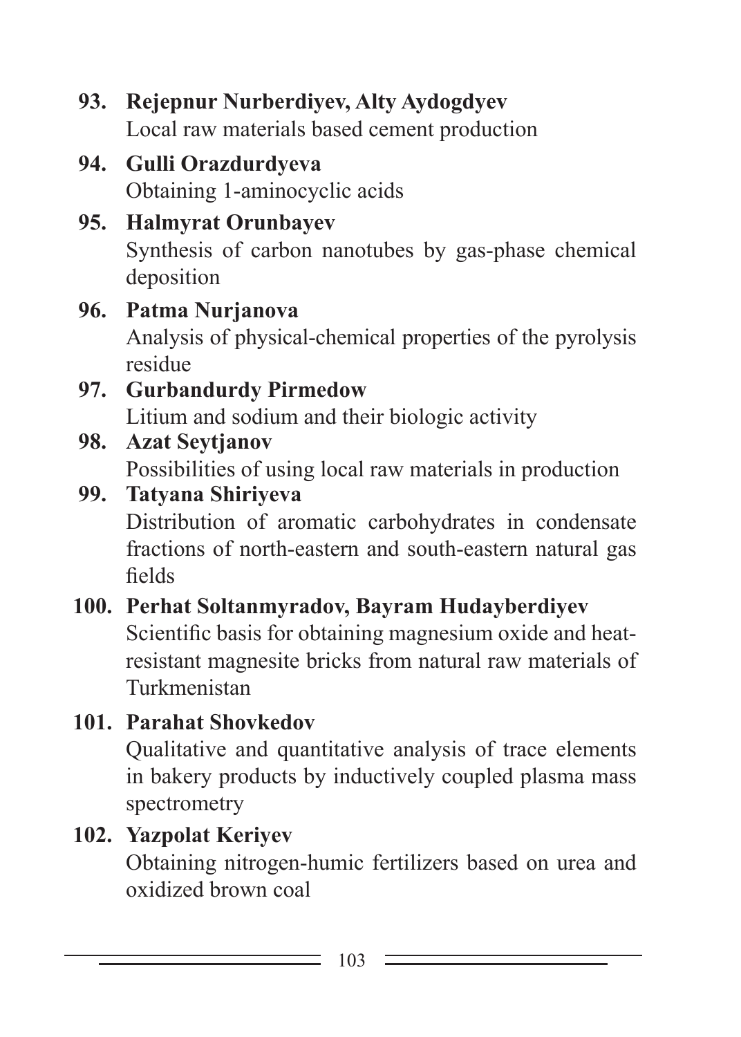93. **Rejepnur Nurberdiyev, Alty Aydogdyev**
    Local raw materials based cement production

94. **Gulli Orazdurdyeva**
    Obtaining 1-aminocyclic acids

95. **Halmyrat Orunbayev**
    Synthesis of carbon nanotubes by gas-phase chemical deposition

96. **Patma Nurjanova**
    Analysis of physical-chemical properties of the pyrolysis residue

97. **Gurbandurdy Pirmedow**
    Litium and sodium and their biologic activity

98. **Azat Seytjanov**
    Possibilities of using local raw materials in production

99. **Tatyana Shiriyeva**
    Distribution of aromatic carbohydrates in condensate fractions of north-eastern and south-eastern natural gas fields

100. **Perhat Soltanmyradov, Bayram Hudayberdiyev**
    Scientific basis for obtaining magnesium oxide and heat-resistant magnesite bricks from natural raw materials of Turkmenistan

101. **Parahat Shovkedov**
    Qualitative and quantitative analysis of trace elements in bakery products by inductively coupled plasma mass spectrometry

102. **Yazpolat Keriyev**
    Obtaining nitrogen-humic fertilizers based on urea and oxidized brown coal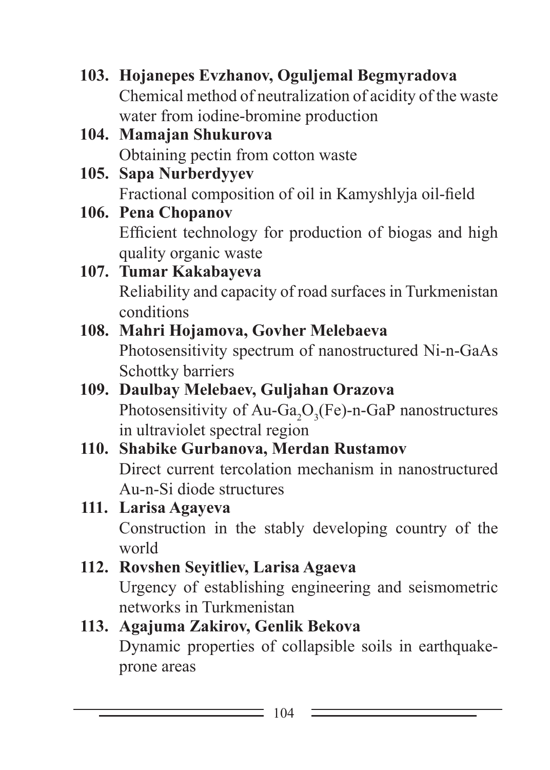103. **Hojanepes Evzhanov, Oguljemal Begmyradova**
Chemical method of neutralization of acidity of the waste water from iodine-bromine production

104. **Mamajan Shukurova**
Obtaining pectin from cotton waste

105. **Sapa Nurberdyyev**
Fractional composition of oil in Kamyshlyja oil-field

106. **Pena Chopanov**
Efficient technology for production of biogas and high quality organic waste

107. **Tumar Kakabayeva**
Reliability and capacity of road surfaces in Turkmenistan conditions

108. **Mahri Hojamova, Govher Melebaeva**
Photosensitivity spectrum of nanostructured Ni-n-GaAs Schottky barriers

109. **Daulbay Melebaev, Guljahan Orazova**
Photosensitivity of Au-$Ga_2O_3$(Fe)-n-GaP nanostructures in ultraviolet spectral region

110. **Shabike Gurbanova, Merdan Rustamov**
Direct current tercolation mechanism in nanostructured Au-n-Si diode structures

111. **Larisa Agayeva**
Construction in the stably developing country of the world

112. **Rovshen Seyitliev, Larisa Agaeva**
Urgency of establishing engineering and seismometric networks in Turkmenistan

113. **Agajuma Zakirov, Genlik Bekova**
Dynamic properties of collapsible soils in earthquake-prone areas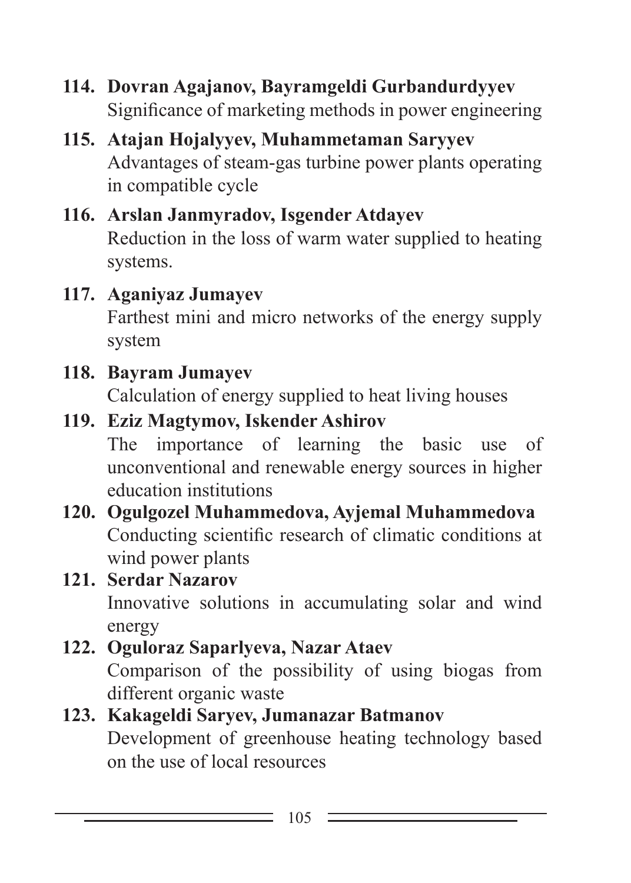**114. Dovran Agajanov, Bayramgeldi Gurbandurdyyev**
Significance of marketing methods in power engineering

**115. Atajan Hojalyyev, Muhammetaman Saryyev**
Advantages of steam-gas turbine power plants operating in compatible cycle

**116. Arslan Janmyradov, Isgender Atdayev**
Reduction in the loss of warm water supplied to heating systems.

**117. Aganiyaz Jumayev**
Farthest mini and micro networks of the energy supply system

**118. Bayram Jumayev**
Calculation of energy supplied to heat living houses

**119. Eziz Magtymov, Iskender Ashirov**
The importance of learning the basic use of unconventional and renewable energy sources in higher education institutions

**120. Ogulgozel Muhammedova, Ayjemal Muhammedova**
Conducting scientific research of climatic conditions at wind power plants

**121. Serdar Nazarov**
Innovative solutions in accumulating solar and wind energy

**122. Oguloraz Saparlyeva, Nazar Ataev**
Comparison of the possibility of using biogas from different organic waste

**123. Kakageldi Saryev, Jumanazar Batmanov**
Development of greenhouse heating technology based on the use of local resources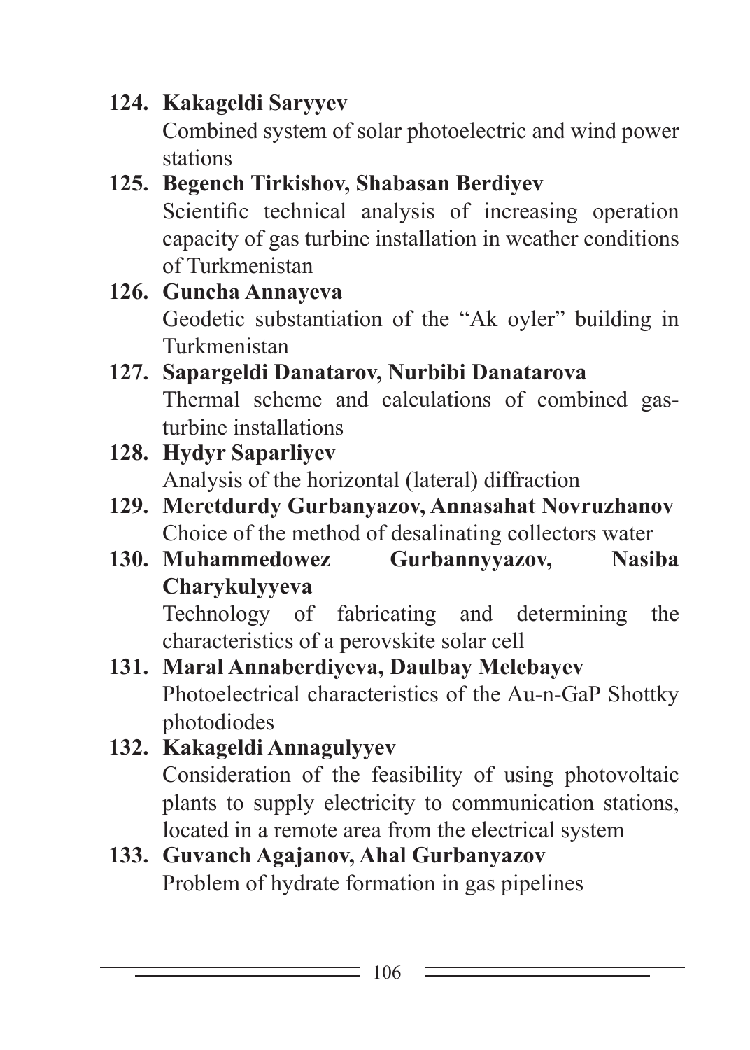124. **Kakageldi Saryyev**
Combined system of solar photoelectric and wind power stations

125. **Begench Tirkishov, Shabasan Berdiyev**
Scientific technical analysis of increasing operation capacity of gas turbine installation in weather conditions of Turkmenistan

126. **Guncha Annayeva**
Geodetic substantiation of the "Ak oyler" building in Turkmenistan

127. **Sapargeldi Danatarov, Nurbibi Danatarova**
Thermal scheme and calculations of combined gas-turbine installations

128. **Hydyr Saparliyev**
Analysis of the horizontal (lateral) diffraction

129. **Meretdurdy Gurbanyazov, Annasahat Novruzhanov**
Choice of the method of desalinating collectors water

130. **Muhammedowez Gurbannyyazov, Nasiba Charykulyyeva**
Technology of fabricating and determining the characteristics of a perovskite solar cell

131. **Maral Annaberdiyeva, Daulbay Melebayev**
Photoelectrical characteristics of the Au-n-GaP Shottky photodiodes

132. **Kakageldi Annagulyyev**
Consideration of the feasibility of using photovoltaic plants to supply electricity to communication stations, located in a remote area from the electrical system

133. **Guvanch Agajanov, Ahal Gurbanyazov**
Problem of hydrate formation in gas pipelines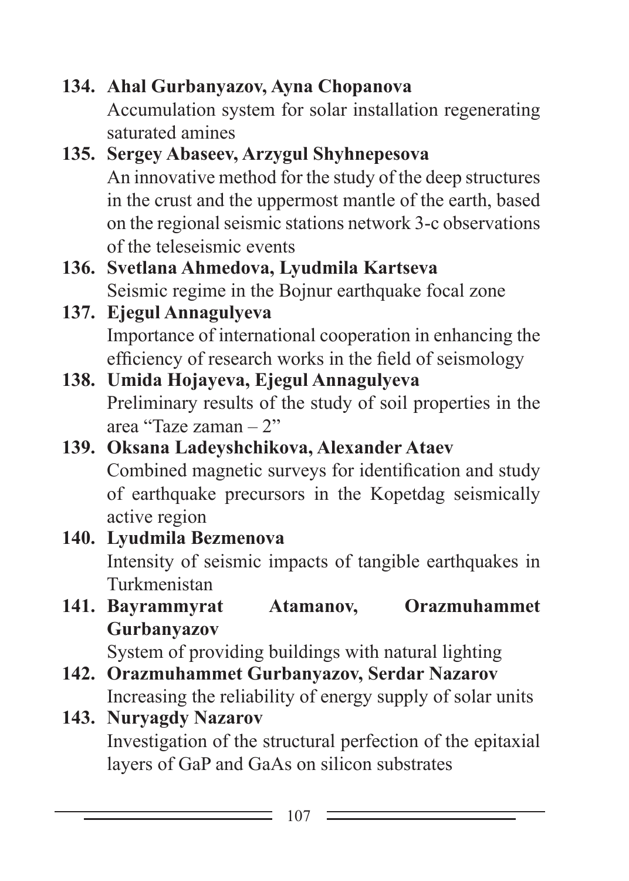134. **Ahal Gurbanyazov, Ayna Chopanova**
   Accumulation system for solar installation regenerating saturated amines
135. **Sergey Abaseev, Arzygul Shyhnepesova**
   An innovative method for the study of the deep structures in the crust and the uppermost mantle of the earth, based on the regional seismic stations network 3-c observations of the teleseismic events
136. **Svetlana Ahmedova, Lyudmila Kartseva**
   Seismic regime in the Bojnur earthquake focal zone
137. **Ejegul Annagulyeva**
   Importance of international cooperation in enhancing the efficiency of research works in the field of seismology
138. **Umida Hojayeva, Ejegul Annagulyeva**
   Preliminary results of the study of soil properties in the area "Taze zaman – 2"
139. **Oksana Ladeyshchikova, Alexander Ataev**
   Combined magnetic surveys for identification and study of earthquake precursors in the Kopetdag seismically active region
140. **Lyudmila Bezmenova**
   Intensity of seismic impacts of tangible earthquakes in Turkmenistan
141. **Bayrammyrat Atamanov, Orazmuhammet Gurbanyazov**
   System of providing buildings with natural lighting
142. **Orazmuhammet Gurbanyazov, Serdar Nazarov**
   Increasing the reliability of energy supply of solar units
143. **Nuryagdy Nazarov**
   Investigation of the structural perfection of the epitaxial layers of GaP and GaAs on silicon substrates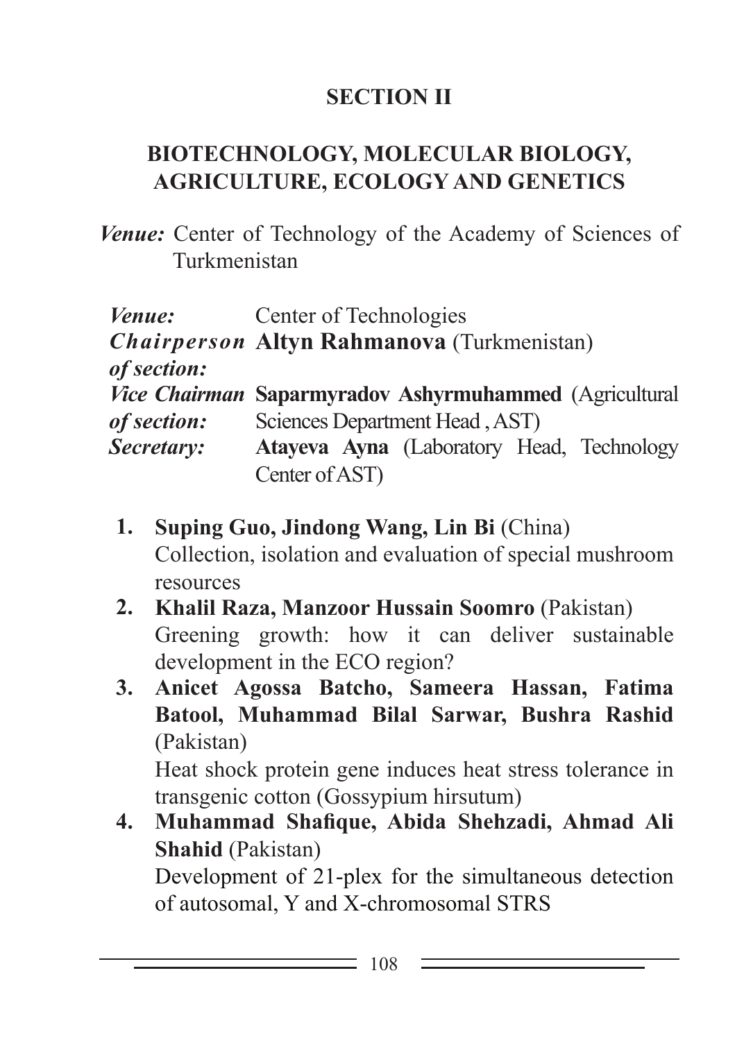## SECTION II

## BIOTECHNOLOGY, MOLECULAR BIOLOGY, AGRICULTURE, ECOLOGY AND GENETICS

***Venue:*** Center of Technology of the Academy of Sciences of Turkmenistan

| | |
|---|---|
| ***Venue:*** | Center of Technologies |
| ***Chairperson of section:*** | **Altyn Rahmanova** (Turkmenistan) |
| ***Vice Chairman of section:*** | **Saparmyradov Ashyrmuhammed** (Agricultural Sciences Department Head , AST) |
| ***Secretary:*** | **Atayeva Ayna** (Laboratory Head, Technology Center of AST) |

1. **Suping Guo, Jindong Wang, Lin Bi** (China)
   Collection, isolation and evaluation of special mushroom resources
2. **Khalil Raza, Manzoor Hussain Soomro** (Pakistan)
   Greening growth: how it can deliver sustainable development in the ECO region?
3. **Anicet Agossa Batcho, Sameera Hassan, Fatima Batool, Muhammad Bilal Sarwar, Bushra Rashid** (Pakistan)
   Heat shock protein gene induces heat stress tolerance in transgenic cotton (Gossypium hirsutum)
4. **Muhammad Shafique, Abida Shehzadi, Ahmad Ali Shahid** (Pakistan)
   Development of 21-plex for the simultaneous detection of autosomal, Y and X-chromosomal STRS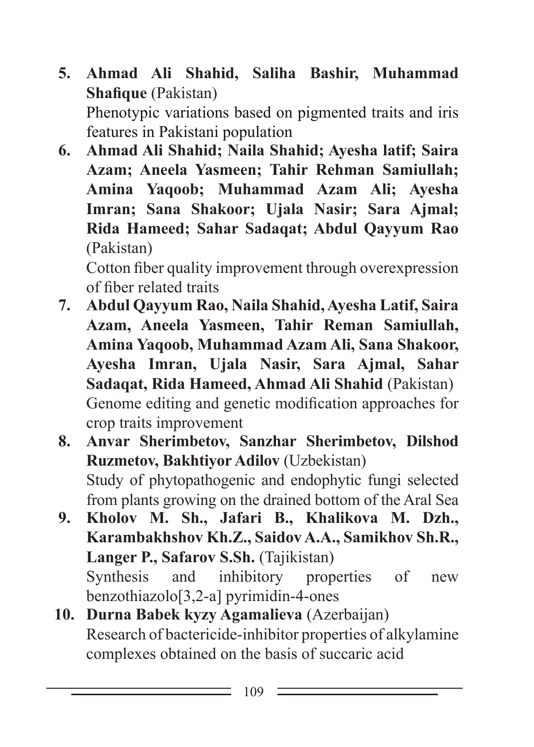5. **Ahmad Ali Shahid, Saliha Bashir, Muhammad Shafique** (Pakistan)
   Phenotypic variations based on pigmented traits and iris features in Pakistani population
6. **Ahmad Ali Shahid; Naila Shahid; Ayesha latif; Saira Azam; Aneela Yasmeen; Tahir Rehman Samiullah; Amina Yaqoob; Muhammad Azam Ali; Ayesha Imran; Sana Shakoor; Ujala Nasir; Sara Ajmal; Rida Hameed; Sahar Sadaqat; Abdul Qayyum Rao** (Pakistan)
   Cotton fiber quality improvement through overexpression of fiber related traits
7. **Abdul Qayyum Rao, Naila Shahid, Ayesha Latif, Saira Azam, Aneela Yasmeen, Tahir Reman Samiullah, Amina Yaqoob, Muhammad Azam Ali, Sana Shakoor, Ayesha Imran, Ujala Nasir, Sara Ajmal, Sahar Sadaqat, Rida Hameed, Ahmad Ali Shahid** (Pakistan)
   Genome editing and genetic modification approaches for crop traits improvement
8. **Anvar Sherimbetov, Sanzhar Sherimbetov, Dilshod Ruzmetov, Bakhtiyor Adilov** (Uzbekistan)
   Study of phytopathogenic and endophytic fungi selected from plants growing on the drained bottom of the Aral Sea
9. **Kholov M. Sh., Jafari B., Khalikova M. Dzh., Karambakhshov Kh.Z., Saidov A.A., Samikhov Sh.R., Langer P., Safarov S.Sh.** (Tajikistan)
   Synthesis and inhibitory properties of new benzothiazolo[3,2-a] pyrimidin-4-ones
10. **Durna Babek kyzy Agamalieva** (Azerbaijan)
    Research of bactericide-inhibitor properties of alkylamine complexes obtained on the basis of succaric acid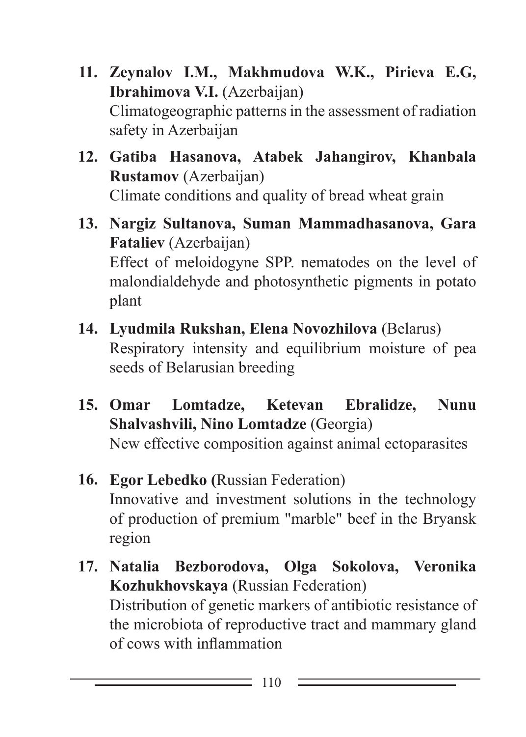11. **Zeynalov I.M., Makhmudova W.K., Pirieva E.G, Ibrahimova V.I.** (Azerbaijan)
    Climatogeographic patterns in the assessment of radiation safety in Azerbaijan

12. **Gatiba Hasanova, Atabek Jahangirov, Khanbala Rustamov** (Azerbaijan)
    Climate conditions and quality of bread wheat grain

13. **Nargiz Sultanova, Suman Mammadhasanova, Gara Fataliev** (Azerbaijan)
    Effect of meloidogyne SPP. nematodes on the level of malondialdehyde and photosynthetic pigments in potato plant

14. **Lyudmila Rukshan, Elena Novozhilova** (Belarus)
    Respiratory intensity and equilibrium moisture of pea seeds of Belarusian breeding

15. **Omar Lomtadze, Ketevan Ebralidze, Nunu Shalvashvili, Nino Lomtadze** (Georgia)
    New effective composition against animal ectoparasites

16. **Egor Lebedko (**Russian Federation)
    Innovative and investment solutions in the technology of production of premium "marble" beef in the Bryansk region

17. **Natalia Bezborodova, Olga Sokolova, Veronika Kozhukhovskaya** (Russian Federation)
    Distribution of genetic markers of antibiotic resistance of the microbiota of reproductive tract and mammary gland of cows with inflammation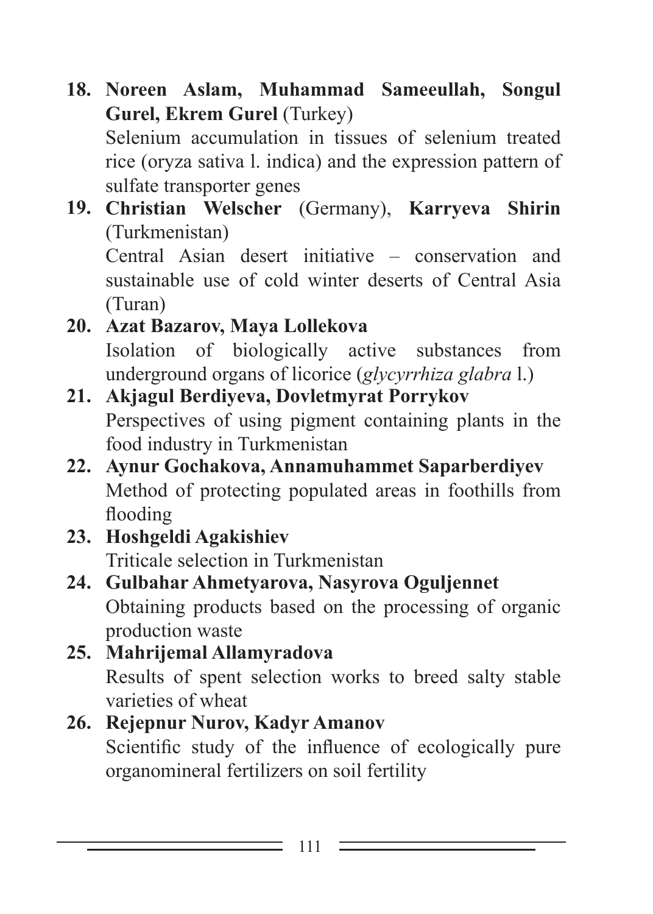18. **Noreen Aslam, Muhammad Sameeullah, Songul Gurel, Ekrem Gurel** (Turkey)
    Selenium accumulation in tissues of selenium treated rice (oryza sativa l. indica) and the expression pattern of sulfate transporter genes
19. **Christian Welscher** (Germany), **Karryeva Shirin** (Turkmenistan)
    Central Asian desert initiative – conservation and sustainable use of cold winter deserts of Central Asia (Turan)
20. **Azat Bazarov, Maya Lollekova**
    Isolation of biologically active substances from underground organs of licorice (*glycyrrhiza glabra* l.)
21. **Akjagul Berdiyeva, Dovletmyrat Porrykov**
    Perspectives of using pigment containing plants in the food industry in Turkmenistan
22. **Aynur Gochakova, Annamuhammet Saparberdiyev**
    Method of protecting populated areas in foothills from flooding
23. **Hoshgeldi Agakishiev**
    Triticale selection in Turkmenistan
24. **Gulbahar Ahmetyarova, Nasyrova Oguljennet**
    Obtaining products based on the processing of organic production waste
25. **Mahrijemal Allamyradova**
    Results of spent selection works to breed salty stable varieties of wheat
26. **Rejepnur Nurov, Kadyr Amanov**
    Scientific study of the influence of ecologically pure organomineral fertilizers on soil fertility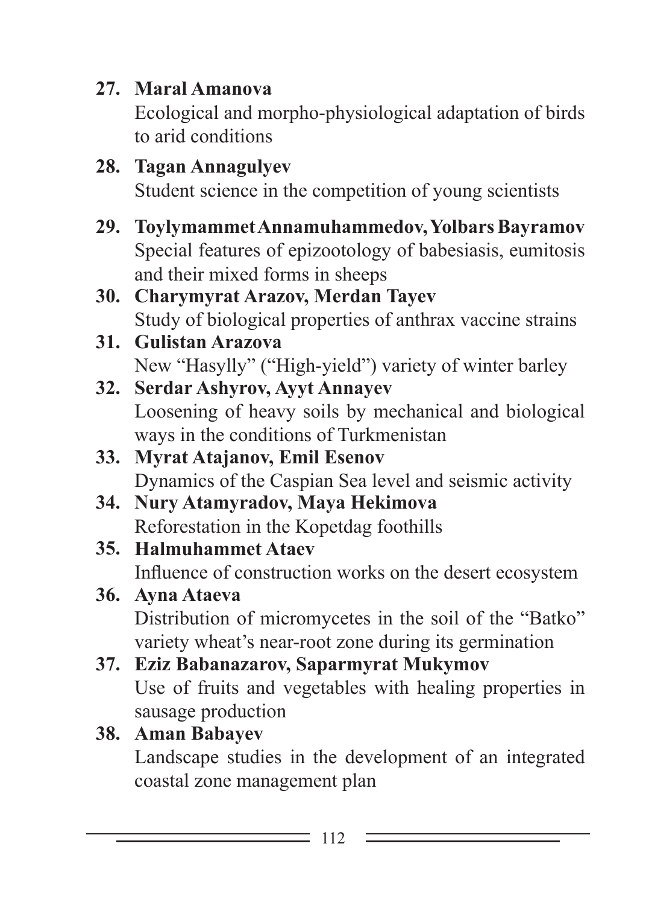27. **Maral Amanova**
    Ecological and morpho-physiological adaptation of birds to arid conditions
28. **Tagan Annagulyev**
    Student science in the competition of young scientists
29. **Toylymammet Annamuhammedov, Yolbars Bayramov**
    Special features of epizootology of babesiasis, eumitosis and their mixed forms in sheeps
30. **Charymyrat Arazov, Merdan Tayev**
    Study of biological properties of anthrax vaccine strains
31. **Gulistan Arazova**
    New "Hasylly" ("High-yield") variety of winter barley
32. **Serdar Ashyrov, Ayyt Annayev**
    Loosening of heavy soils by mechanical and biological ways in the conditions of Turkmenistan
33. **Myrat Atajanov, Emil Esenov**
    Dynamics of the Caspian Sea level and seismic activity
34. **Nury Atamyradov, Maya Hekimova**
    Reforestation in the Kopetdag foothills
35. **Halmuhammet Ataev**
    Influence of construction works on the desert ecosystem
36. **Ayna Ataeva**
    Distribution of micromycetes in the soil of the "Batko" variety wheat's near-root zone during its germination
37. **Eziz Babanazarov, Saparmyrat Mukymov**
    Use of fruits and vegetables with healing properties in sausage production
38. **Aman Babayev**
    Landscape studies in the development of an integrated coastal zone management plan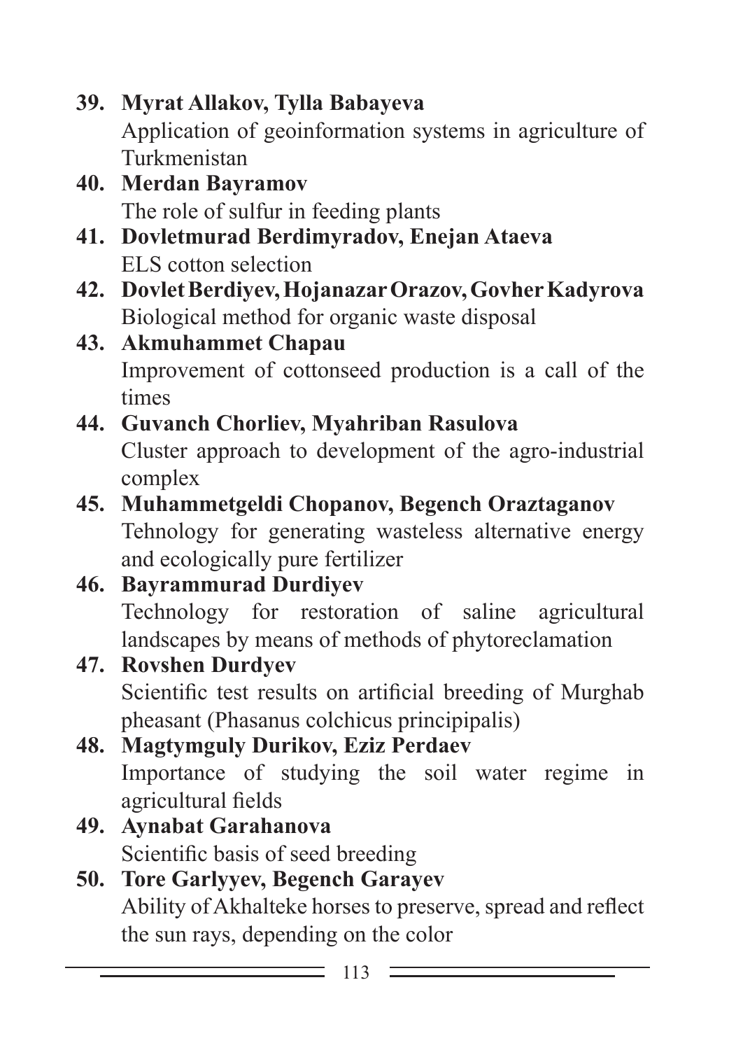39. **Myrat Allakov, Tylla Babayeva**
    Application of geoinformation systems in agriculture of Turkmenistan
40. **Merdan Bayramov**
    The role of sulfur in feeding plants
41. **Dovletmurad Berdimyradov, Enejan Ataeva**
    ELS cotton selection
42. **Dovlet Berdiyev, Hojanazar Orazov, Govher Kadyrova**
    Biological method for organic waste disposal
43. **Akmuhammet Chapau**
    Improvement of cottonseed production is a call of the times
44. **Guvanch Chorliev, Myahriban Rasulova**
    Cluster approach to development of the agro-industrial complex
45. **Muhammetgeldi Chopanov, Begench Oraztaganov**
    Tehnology for generating wasteless alternative energy and ecologically pure fertilizer
46. **Bayrammurad Durdiyev**
    Technology for restoration of saline agricultural landscapes by means of methods of phytoreclamation
47. **Rovshen Durdyev**
    Scientific test results on artificial breeding of Murghab pheasant (Phasanus colchicus principipalis)
48. **Magtymguly Durikov, Eziz Perdaev**
    Importance of studying the soil water regime in agricultural fields
49. **Aynabat Garahanova**
    Scientific basis of seed breeding
50. **Tore Garlyyev, Begench Garayev**
    Ability of Akhalteke horses to preserve, spread and reflect the sun rays, depending on the color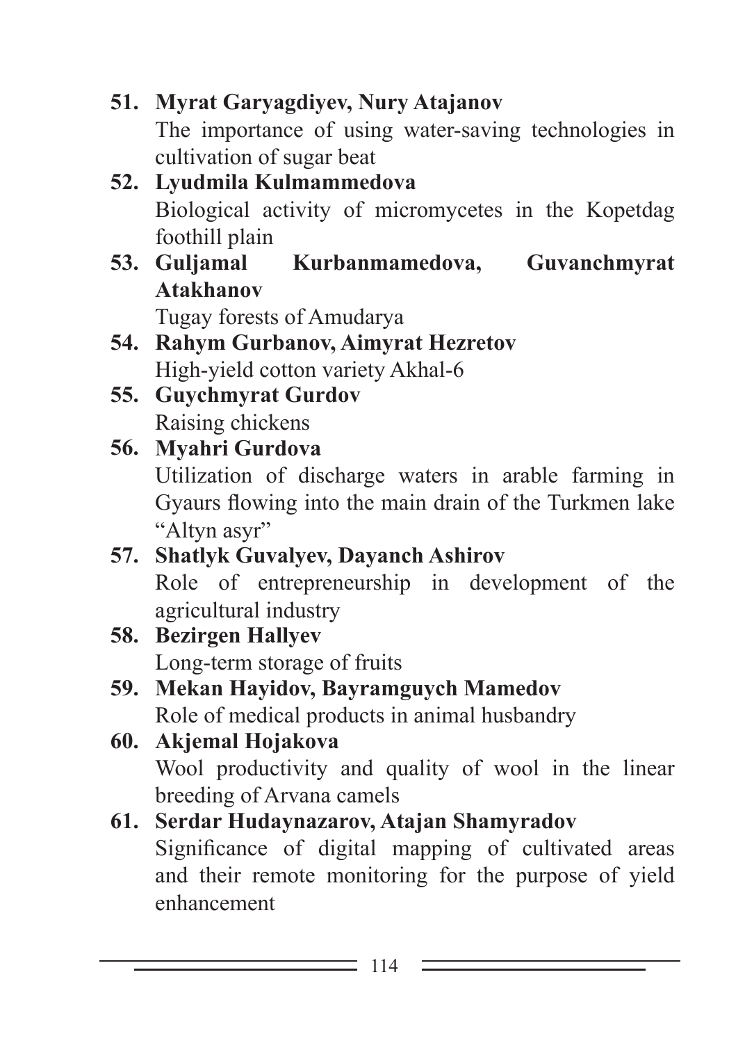51. **Myrat Garyagdiyev, Nury Atajanov**
    The importance of using water-saving technologies in cultivation of sugar beat
52. **Lyudmila Kulmammedova**
    Biological activity of micromycetes in the Kopetdag foothill plain
53. **Guljamal Kurbanmamedova, Guvanchmyrat Atakhanov**
    Tugay forests of Amudarya
54. **Rahym Gurbanov, Aimyrat Hezretov**
    High-yield cotton variety Akhal-6
55. **Guychmyrat Gurdov**
    Raising chickens
56. **Myahri Gurdova**
    Utilization of discharge waters in arable farming in Gyaurs flowing into the main drain of the Turkmen lake "Altyn asyr"
57. **Shatlyk Guvalyev, Dayanch Ashirov**
    Role of entrepreneurship in development of the agricultural industry
58. **Bezirgen Hallyev**
    Long-term storage of fruits
59. **Mekan Hayidov, Bayramguych Mamedov**
    Role of medical products in animal husbandry
60. **Akjemal Hojakova**
    Wool productivity and quality of wool in the linear breeding of Arvana camels
61. **Serdar Hudaynazarov, Atajan Shamyradov**
    Significance of digital mapping of cultivated areas and their remote monitoring for the purpose of yield enhancement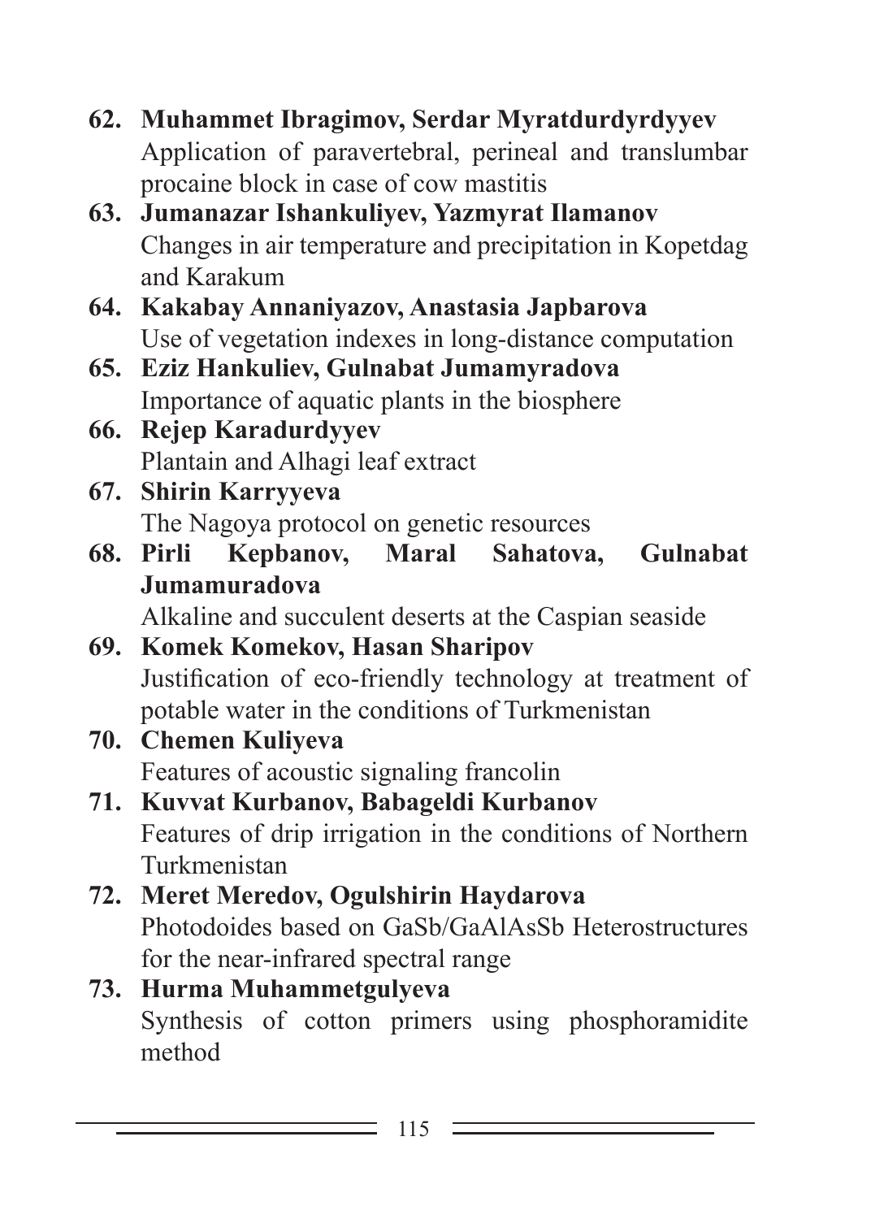62. **Muhammet Ibragimov, Serdar Myratdurdyrdyyev**
    Application of paravertebral, perineal and translumbar procaine block in case of cow mastitis
63. **Jumanazar Ishankuliyev, Yazmyrat Ilamanov**
    Changes in air temperature and precipitation in Kopetdag and Karakum
64. **Kakabay Annaniyazov, Anastasia Japbarova**
    Use of vegetation indexes in long-distance computation
65. **Eziz Hankuliev, Gulnabat Jumamyradova**
    Importance of aquatic plants in the biosphere
66. **Rejep Karadurdyyev**
    Plantain and Alhagi leaf extract
67. **Shirin Karryyeva**
    The Nagoya protocol on genetic resources
68. **Pirli Kepbanov, Maral Sahatova, Gulnabat Jumamuradova**
    Alkaline and succulent deserts at the Caspian seaside
69. **Komek Komekov, Hasan Sharipov**
    Justification of eco-friendly technology at treatment of potable water in the conditions of Turkmenistan
70. **Chemen Kuliyeva**
    Features of acoustic signaling francolin
71. **Kuvvat Kurbanov, Babageldi Kurbanov**
    Features of drip irrigation in the conditions of Northern Turkmenistan
72. **Meret Meredov, Ogulshirin Haydarova**
    Photodoides based on GaSb/GaAlAsSb Heterostructures for the near-infrared spectral range
73. **Hurma Muhammetgulyeva**
    Synthesis of cotton primers using phosphoramidite method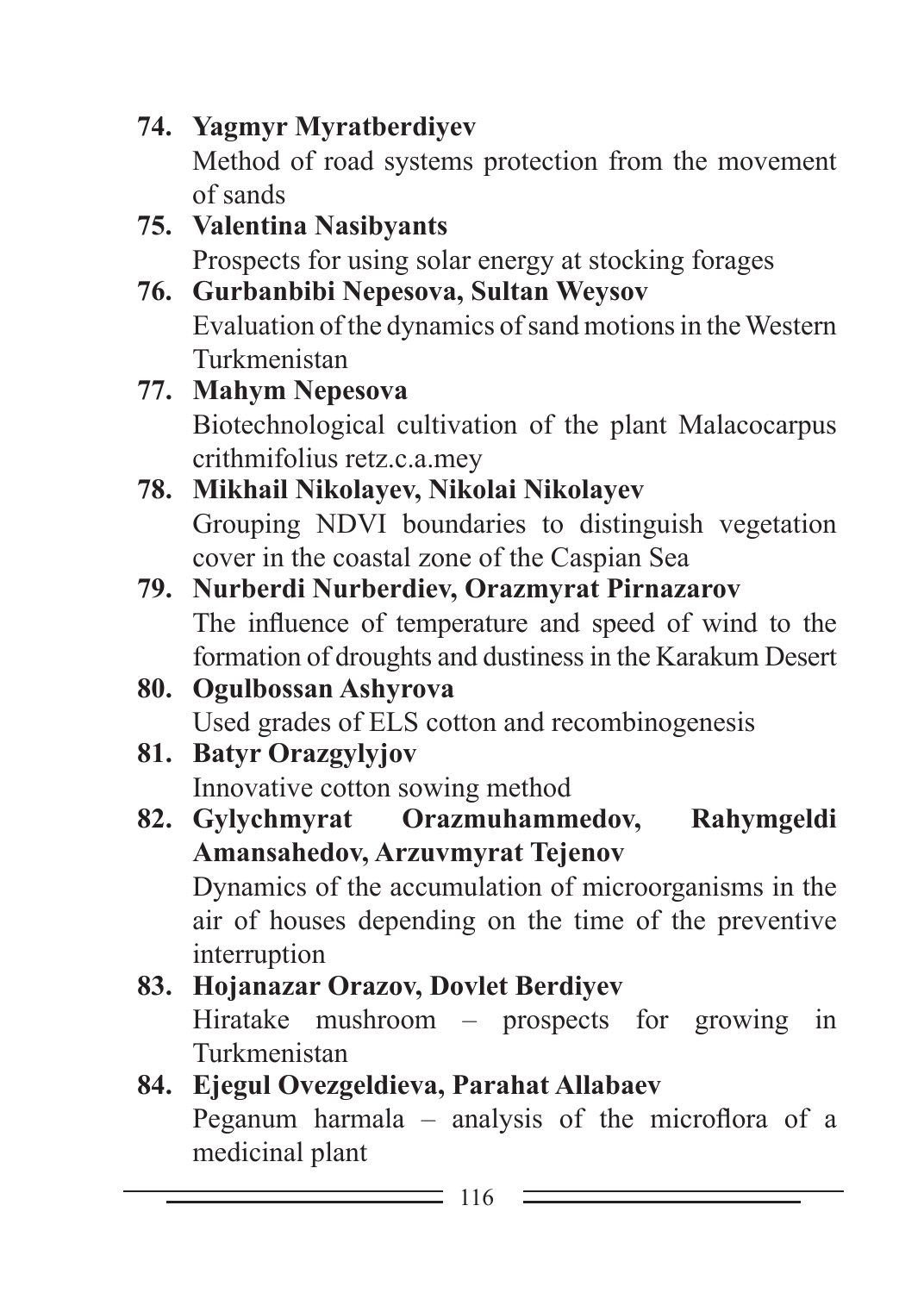74. **Yagmyr Myratberdiyev**
    Method of road systems protection from the movement of sands
75. **Valentina Nasibyants**
    Prospects for using solar energy at stocking forages
76. **Gurbanbibi Nepesova, Sultan Weysov**
    Evaluation of the dynamics of sand motions in the Western Turkmenistan
77. **Mahym Nepesova**
    Biotechnological cultivation of the plant Malacocarpus crithmifolius retz.c.a.mey
78. **Mikhail Nikolayev, Nikolai Nikolayev**
    Grouping NDVI boundaries to distinguish vegetation cover in the coastal zone of the Caspian Sea
79. **Nurberdi Nurberdiev, Orazmyrat Pirnazarov**
    The influence of temperature and speed of wind to the formation of droughts and dustiness in the Karakum Desert
80. **Ogulbossan Ashyrova**
    Used grades of ELS cotton and recombinogenesis
81. **Batyr Orazgylyjov**
    Innovative cotton sowing method
82. **Gylychmyrat Orazmuhammedov, Rahymgeldi Amansahedov, Arzuvmyrat Tejenov**
    Dynamics of the accumulation of microorganisms in the air of houses depending on the time of the preventive interruption
83. **Hojanazar Orazov, Dovlet Berdiyev**
    Hiratake mushroom – prospects for growing in Turkmenistan
84. **Ejegul Ovezgeldieva, Parahat Allabaev**
    Peganum harmala – analysis of the microflora of a medicinal plant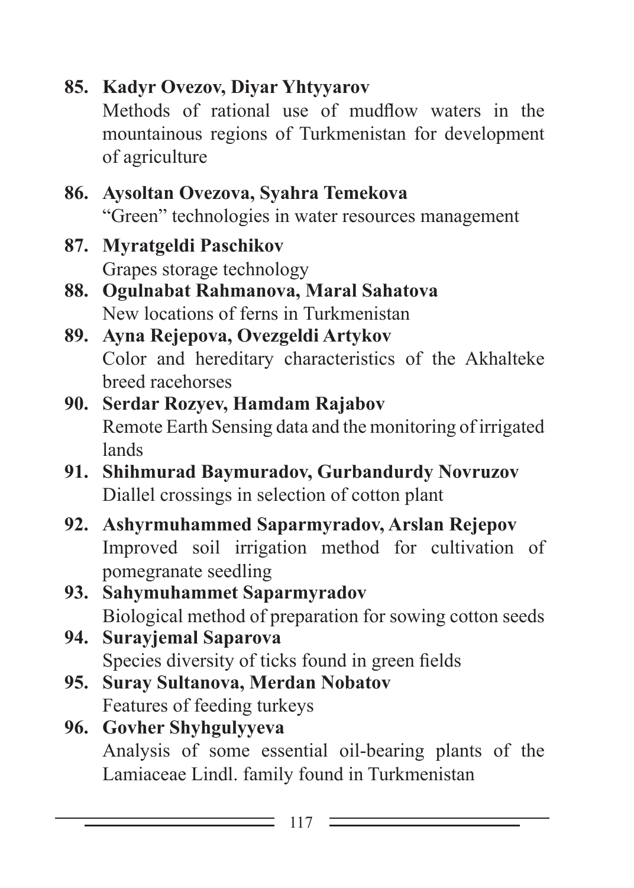85. **Kadyr Ovezov, Diyar Yhtyyarov**
    Methods of rational use of mudflow waters in the mountainous regions of Turkmenistan for development of agriculture

86. **Aysoltan Ovezova, Syahra Temekova**
    “Green” technologies in water resources management

87. **Myratgeldi Paschikov**
    Grapes storage technology

88. **Ogulnabat Rahmanova, Maral Sahatova**
    New locations of ferns in Turkmenistan

89. **Ayna Rejepova, Ovezgeldi Artykov**
    Color and hereditary characteristics of the Akhalteke breed racehorses

90. **Serdar Rozyev, Hamdam Rajabov**
    Remote Earth Sensing data and the monitoring of irrigated lands

91. **Shihmurad Baymuradov, Gurbandurdy Novruzov**
    Diallel crossings in selection of cotton plant

92. **Ashyrmuhammed Saparmyradov, Arslan Rejepov**
    Improved soil irrigation method for cultivation of pomegranate seedling

93. **Sahymuhammet Saparmyradov**
    Biological method of preparation for sowing cotton seeds

94. **Surayjemal Saparova**
    Species diversity of ticks found in green fields

95. **Suray Sultanova, Merdan Nobatov**
    Features of feeding turkeys

96. **Govher Shyhgulyyeva**
    Analysis of some essential oil-bearing plants of the Lamiaceae Lindl. family found in Turkmenistan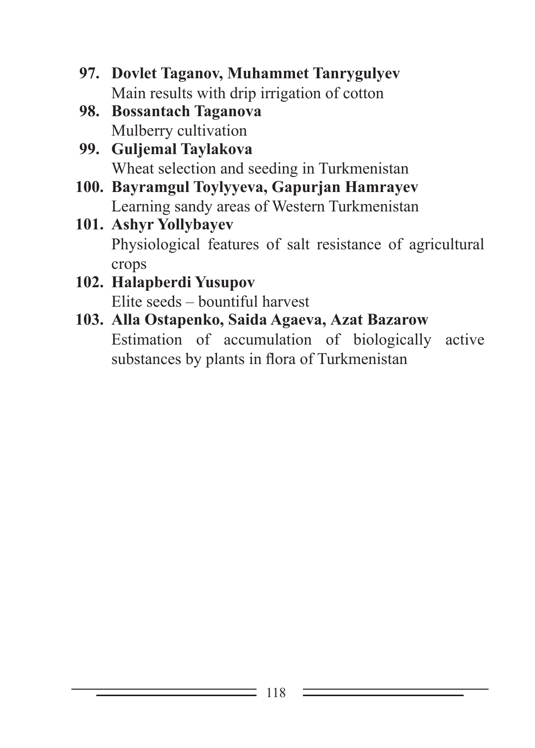97. **Dovlet Taganov, Muhammet Tanrygulyev**
    Main results with drip irrigation of cotton
98. **Bossantach Taganova**
    Mulberry cultivation
99. **Guljemal Taylakova**
    Wheat selection and seeding in Turkmenistan
100. **Bayramgul Toylyyeva, Gapurjan Hamrayev**
    Learning sandy areas of Western Turkmenistan
101. **Ashyr Yollybayev**
    Physiological features of salt resistance of agricultural crops
102. **Halapberdi Yusupov**
    Elite seeds – bountiful harvest
103. **Alla Ostapenko, Saida Agaeva, Azat Bazarow**
    Estimation of accumulation of biologically active substances by plants in flora of Turkmenistan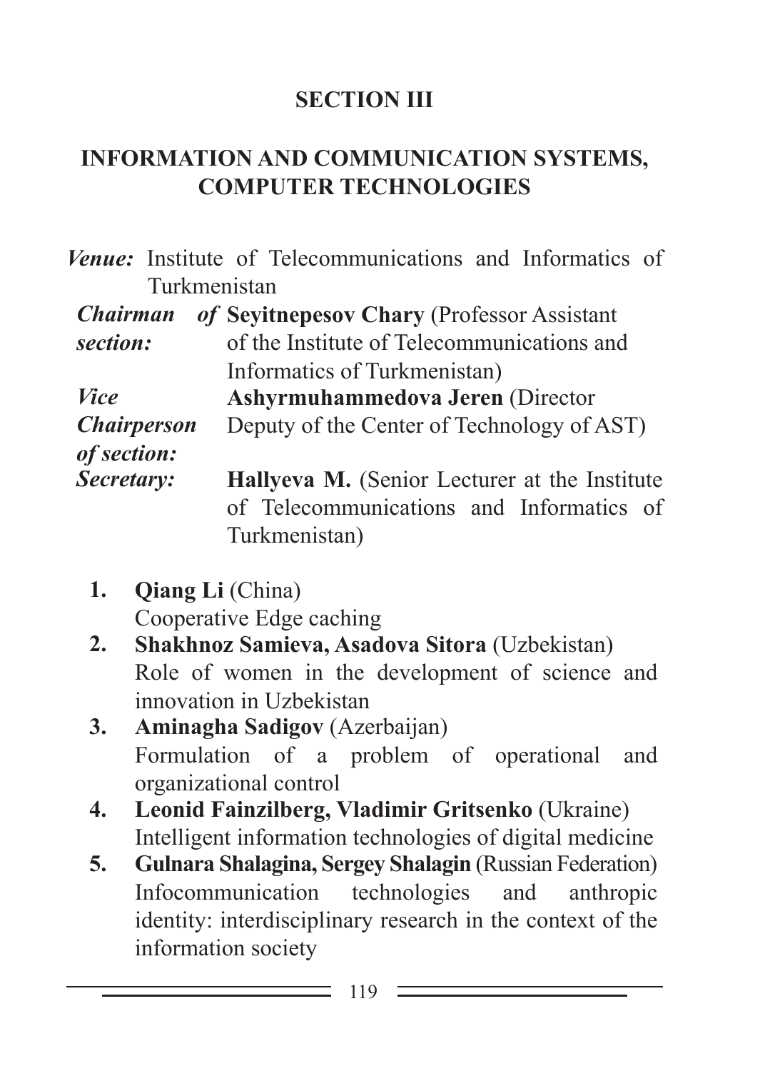## SECTION III

## INFORMATION AND COMMUNICATION SYSTEMS, COMPUTER TECHNOLOGIES

***Venue:*** Institute of Telecommunications and Informatics of Turkmenistan

***Chairman of section:*** **Seyitnepesov Chary** (Professor Assistant of the Institute of Telecommunications and Informatics of Turkmenistan)

***Vice Chairperson of section:*** **Ashyrmuhammedova Jeren** (Director Deputy of the Center of Technology of AST)

***Secretary:*** **Hallyeva M.** (Senior Lecturer at the Institute of Telecommunications and Informatics of Turkmenistan)

1. **Qiang Li** (China)
   Cooperative Edge caching
2. **Shakhnoz Samieva, Asadova Sitora** (Uzbekistan)
   Role of women in the development of science and innovation in Uzbekistan
3. **Aminagha Sadigov** (Azerbaijan)
   Formulation of a problem of operational and organizational control
4. **Leonid Fainzilberg, Vladimir Gritsenko** (Ukraine)
   Intelligent information technologies of digital medicine
5. **Gulnara Shalagina, Sergey Shalagin** (Russian Federation)
   Infocommunication technologies and anthropic identity: interdisciplinary research in the context of the information society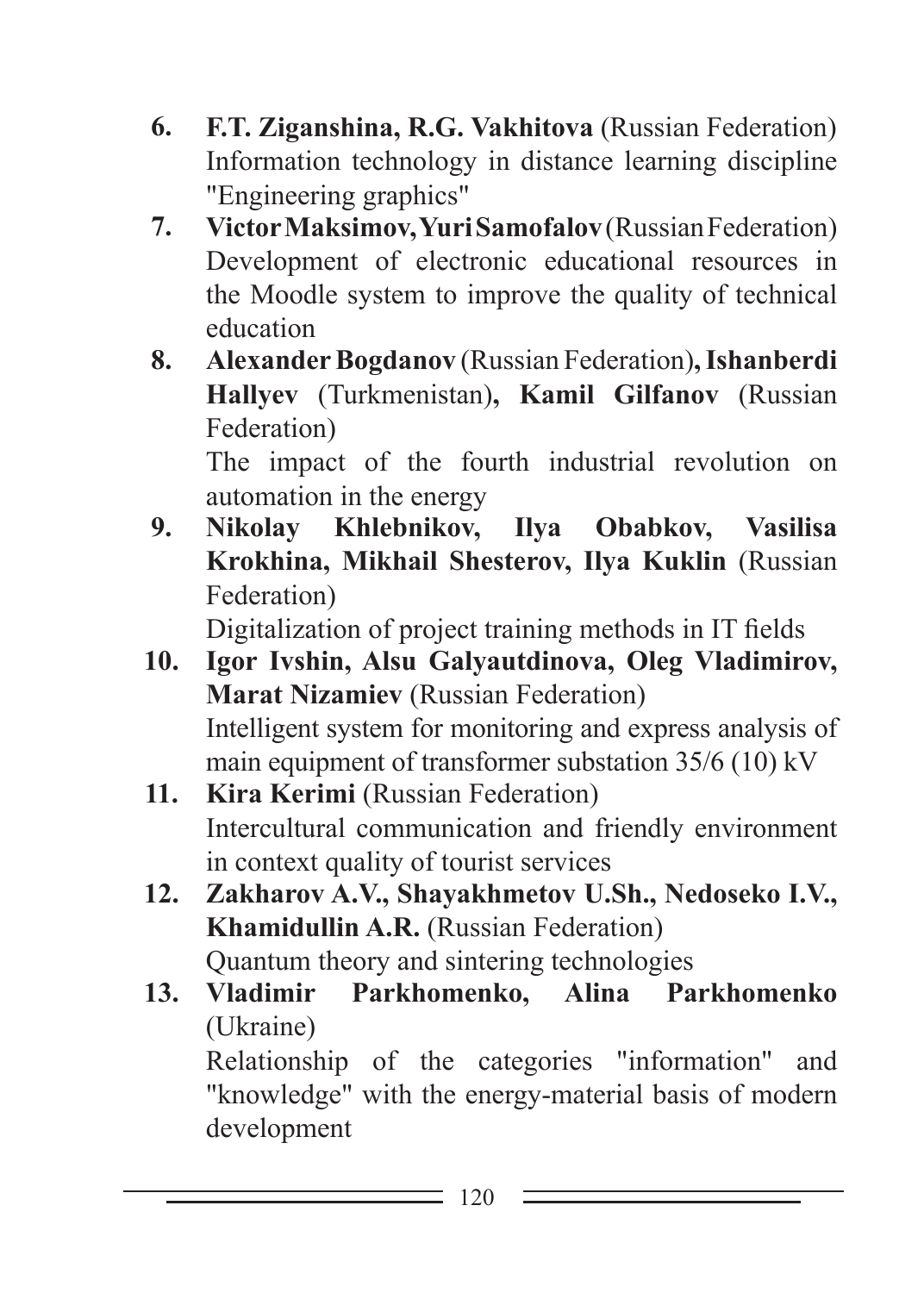6. **F.T. Ziganshina, R.G. Vakhitova** (Russian Federation)
   Information technology in distance learning discipline "Engineering graphics"
7. **Victor Maksimov, Yuri Samofalov** (Russian Federation)
   Development of electronic educational resources in the Moodle system to improve the quality of technical education
8. **Alexander Bogdanov** (Russian Federation)**, Ishanberdi Hallyev** (Turkmenistan)**, Kamil Gilfanov** (Russian Federation)
   The impact of the fourth industrial revolution on automation in the energy
9. **Nikolay Khlebnikov, Ilya Obabkov, Vasilisa Krokhina, Mikhail Shesterov, Ilya Kuklin** (Russian Federation)
   Digitalization of project training methods in IT fields
10. **Igor Ivshin, Alsu Galyautdinova, Oleg Vladimirov, Marat Nizamiev** (Russian Federation)
    Intelligent system for monitoring and express analysis of main equipment of transformer substation 35/6 (10) kV
11. **Kira Kerimi** (Russian Federation)
    Intercultural communication and friendly environment in context quality of tourist services
12. **Zakharov A.V., Shayakhmetov U.Sh., Nedoseko I.V., Khamidullin A.R.** (Russian Federation)
    Quantum theory and sintering technologies
13. **Vladimir Parkhomenko, Alina Parkhomenko** (Ukraine)
    Relationship of the categories "information" and "knowledge" with the energy-material basis of modern development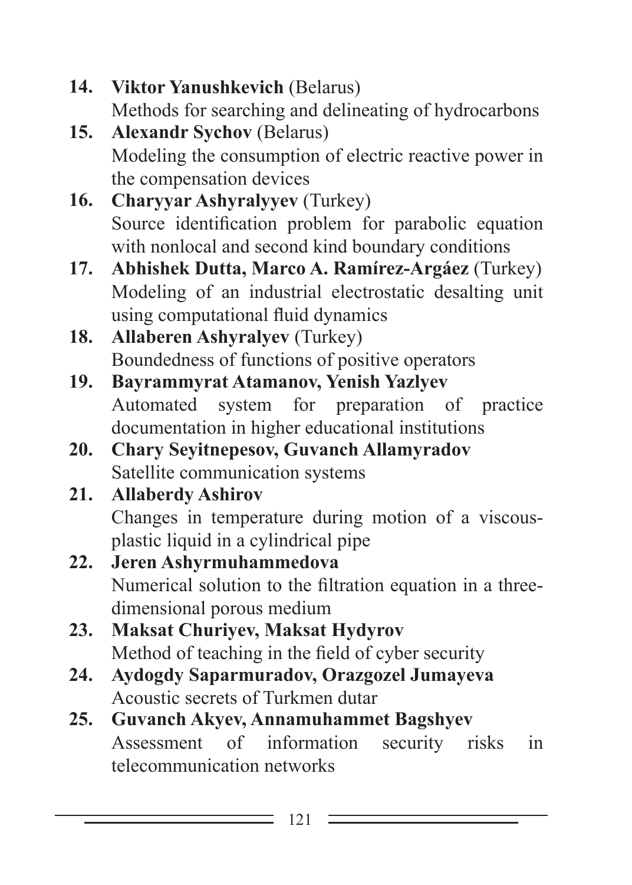14. **Viktor Yanushkevich** (Belarus)
    Methods for searching and delineating of hydrocarbons
15. **Alexandr Sychov** (Belarus)
    Modeling the consumption of electric reactive power in the compensation devices
16. **Charyyar Ashyralyyev** (Turkey)
    Source identification problem for parabolic equation with nonlocal and second kind boundary conditions
17. **Abhishek Dutta, Marco A. Ramírez-Argáez** (Turkey)
    Modeling of an industrial electrostatic desalting unit using computational fluid dynamics
18. **Allaberen Ashyralyev** (Turkey)
    Boundedness of functions of positive operators
19. **Bayrammyrat Atamanov, Yenish Yazlyev**
    Automated system for preparation of practice documentation in higher educational institutions
20. **Chary Seyitnepesov, Guvanch Allamyradov**
    Satellite communication systems
21. **Allaberdy Ashirov**
    Changes in temperature during motion of a viscous-plastic liquid in a cylindrical pipe
22. **Jeren Ashyrmuhammedova**
    Numerical solution to the filtration equation in a three-dimensional porous medium
23. **Maksat Churiyev, Maksat Hydyrov**
    Method of teaching in the field of cyber security
24. **Aydogdy Saparmuradov, Orazgozel Jumayeva**
    Acoustic secrets of Turkmen dutar
25. **Guvanch Akyev, Annamuhammet Bagshyev**
    Assessment of information security risks in telecommunication networks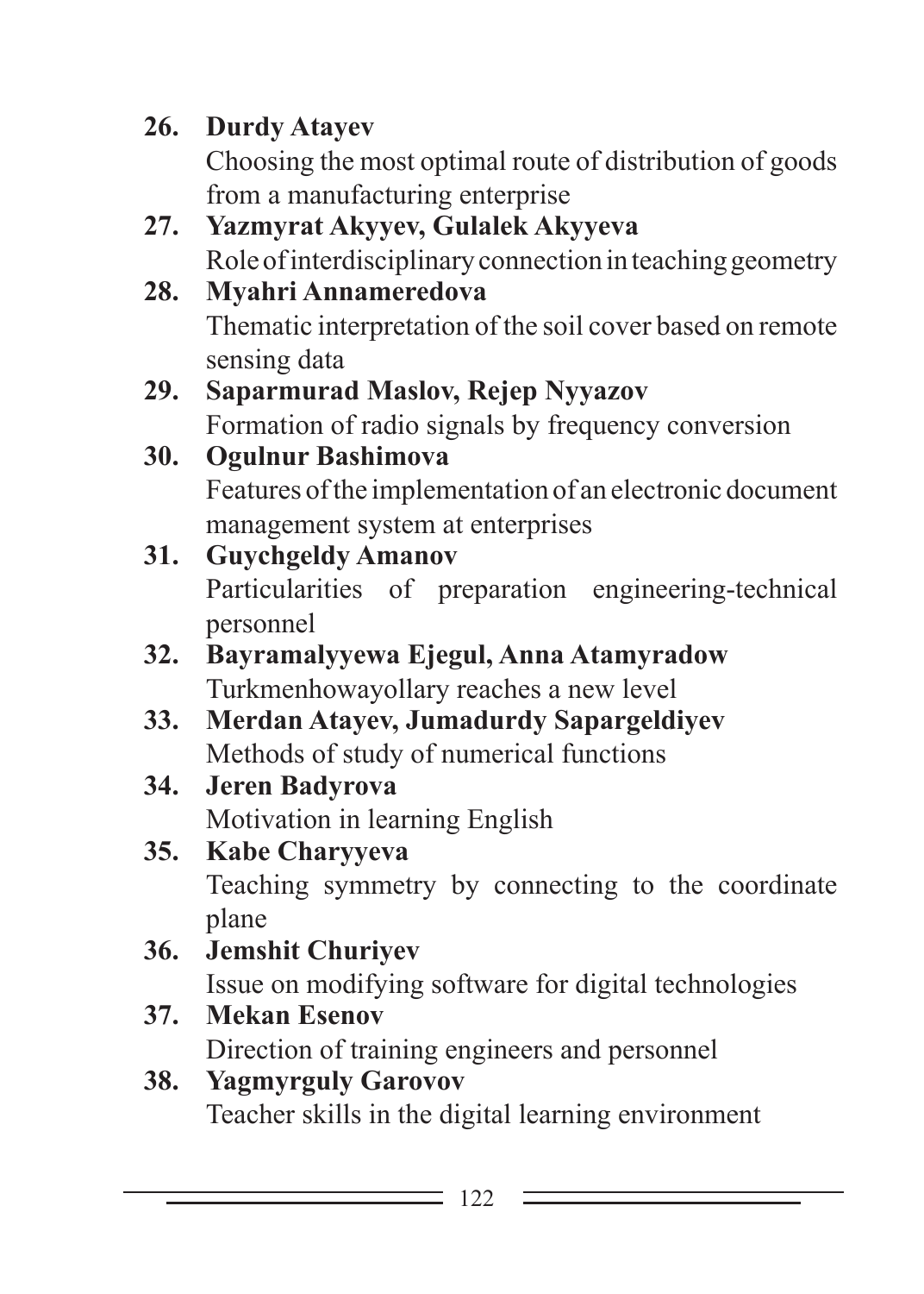26. **Durdy Atayev**
    Choosing the most optimal route of distribution of goods from a manufacturing enterprise
27. **Yazmyrat Akyyev, Gulalek Akyyeva**
    Role of interdisciplinary connection in teaching geometry
28. **Myahri Annameredova**
    Thematic interpretation of the soil cover based on remote sensing data
29. **Saparmurad Maslov, Rejep Nyyazov**
    Formation of radio signals by frequency conversion
30. **Ogulnur Bashimova**
    Features of the implementation of an electronic document management system at enterprises
31. **Guychgeldy Amanov**
    Particularities of preparation engineering-technical personnel
32. **Bayramalyyewa Ejegul, Anna Atamyradow**
    Turkmenhowayollary reaches a new level
33. **Merdan Atayev, Jumadurdy Sapargeldiyev**
    Methods of study of numerical functions
34. **Jeren Badyrova**
    Motivation in learning English
35. **Kabe Charyyeva**
    Teaching symmetry by connecting to the coordinate plane
36. **Jemshit Churiyev**
    Issue on modifying software for digital technologies
37. **Mekan Esenov**
    Direction of training engineers and personnel
38. **Yagmyrguly Garovov**
    Teacher skills in the digital learning environment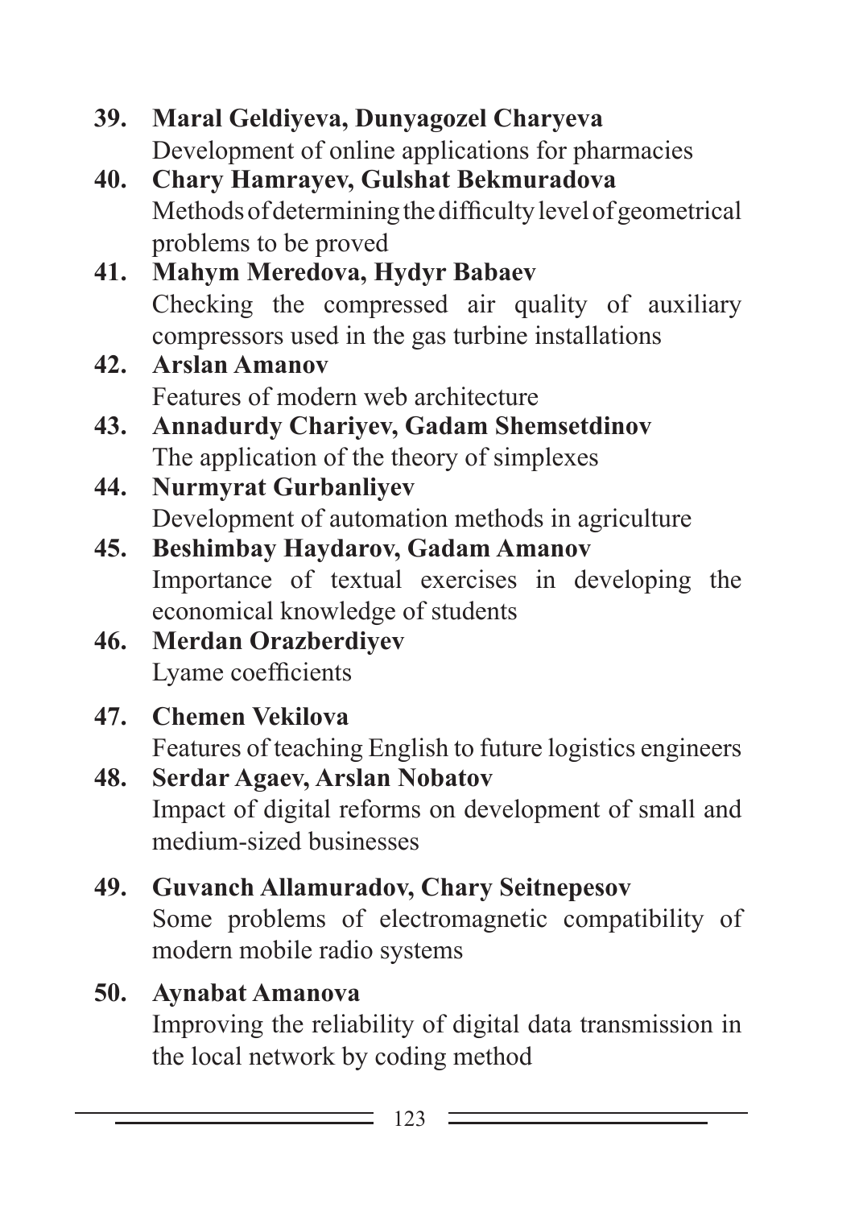39. **Maral Geldiyeva, Dunyagozel Charyeva**
    Development of online applications for pharmacies
40. **Chary Hamrayev, Gulshat Bekmuradova**
    Methods of determining the difficulty level of geometrical problems to be proved
41. **Mahym Meredova, Hydyr Babaev**
    Checking the compressed air quality of auxiliary compressors used in the gas turbine installations
42. **Arslan Amanov**
    Features of modern web architecture
43. **Annadurdy Chariyev, Gadam Shemsetdinov**
    The application of the theory of simplexes
44. **Nurmyrat Gurbanliyev**
    Development of automation methods in agriculture
45. **Beshimbay Haydarov, Gadam Amanov**
    Importance of textual exercises in developing the economical knowledge of students
46. **Merdan Orazberdiyev**
    Lyame coefficients
47. **Chemen Vekilova**
    Features of teaching English to future logistics engineers
48. **Serdar Agaev, Arslan Nobatov**
    Impact of digital reforms on development of small and medium-sized businesses
49. **Guvanch Allamuradov, Chary Seitnepesov**
    Some problems of electromagnetic compatibility of modern mobile radio systems
50. **Aynabat Amanova**
    Improving the reliability of digital data transmission in the local network by coding method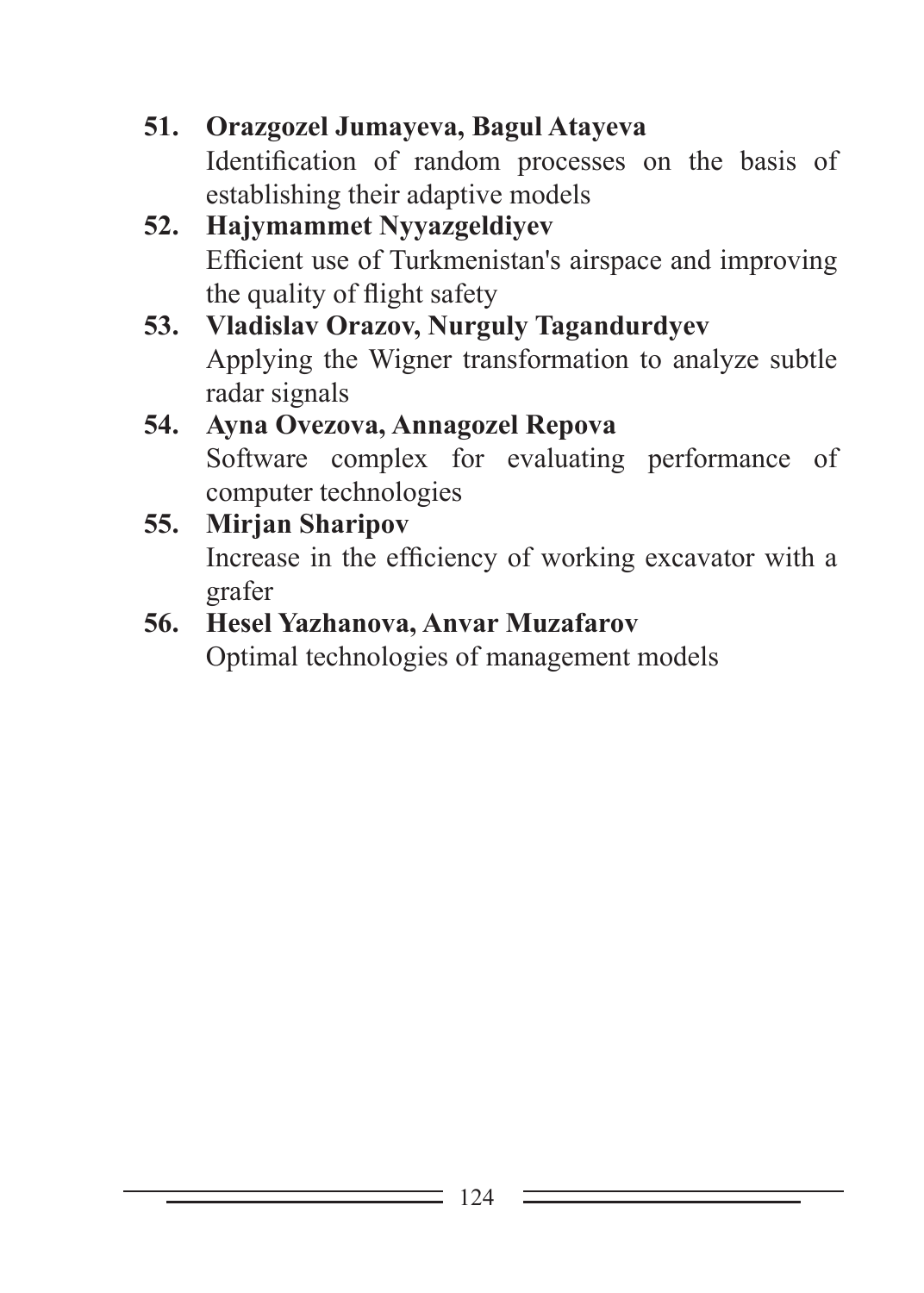51. **Orazgozel Jumayeva, Bagul Atayeva**
    Identification of random processes on the basis of establishing their adaptive models
52. **Hajymammet Nyyazgeldiyev**
    Efficient use of Turkmenistan's airspace and improving the quality of flight safety
53. **Vladislav Orazov, Nurguly Tagandurdyev**
    Applying the Wigner transformation to analyze subtle radar signals
54. **Ayna Ovezova, Annagozel Repova**
    Software complex for evaluating performance of computer technologies
55. **Mirjan Sharipov**
    Increase in the efficiency of working excavator with a grafer
56. **Hesel Yazhanova, Anvar Muzafarov**
    Optimal technologies of management models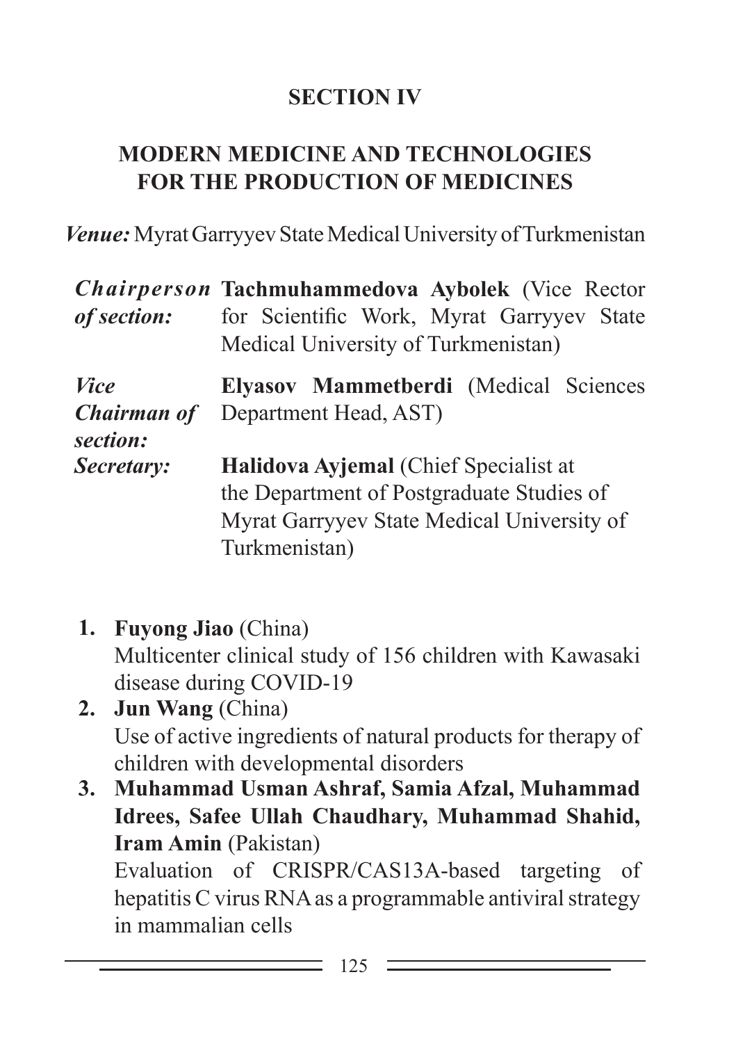## SECTION IV

## MODERN MEDICINE AND TECHNOLOGIES FOR THE PRODUCTION OF MEDICINES

***Venue:*** Myrat Garryyev State Medical University of Turkmenistan

| | |
|---|---|
| ***Chairperson of section:*** | **Tachmuhammedova Aybolek** (Vice Rector for Scientific Work, Myrat Garryyev State Medical University of Turkmenistan) |
| ***Vice Chairman of section:*** | **Elyasov Mammetberdi** (Medical Sciences Department Head, AST) |
| ***Secretary:*** | **Halidova Ayjemal** (Chief Specialist at the Department of Postgraduate Studies of Myrat Garryyev State Medical University of Turkmenistan) |

1. **Fuyong Jiao** (China)
   Multicenter clinical study of 156 children with Kawasaki disease during COVID-19
2. **Jun Wang** (China)
   Use of active ingredients of natural products for therapy of children with developmental disorders
3. **Muhammad Usman Ashraf, Samia Afzal, Muhammad Idrees, Safee Ullah Chaudhary, Muhammad Shahid, Iram Amin** (Pakistan)
   Evaluation of CRISPR/CAS13A-based targeting of hepatitis C virus RNA as a programmable antiviral strategy in mammalian cells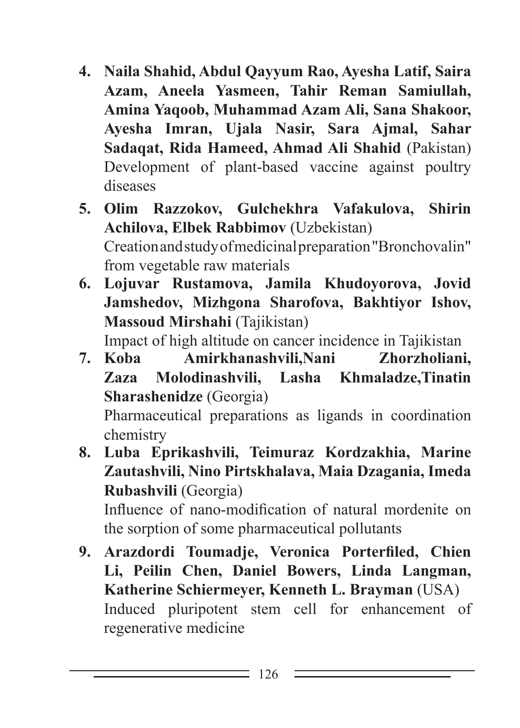4. **Naila Shahid, Abdul Qayyum Rao, Ayesha Latif, Saira Azam, Aneela Yasmeen, Tahir Reman Samiullah, Amina Yaqoob, Muhammad Azam Ali, Sana Shakoor, Ayesha Imran, Ujala Nasir, Sara Ajmal, Sahar Sadaqat, Rida Hameed, Ahmad Ali Shahid** (Pakistan)
   Development of plant-based vaccine against poultry diseases

5. **Olim Razzokov, Gulchekhra Vafakulova, Shirin Achilova, Elbek Rabbimov** (Uzbekistan)
   Creation and study of medicinal preparation "Bronchovalin" from vegetable raw materials

6. **Lojuvar Rustamova, Jamila Khudoyorova, Jovid Jamshedov, Mizhgona Sharofova, Bakhtiyor Ishov, Massoud Mirshahi** (Tajikistan)
   Impact of high altitude on cancer incidence in Tajikistan

7. **Koba Amirkhanashvili,Nani Zhorzholiani, Zaza Molodinashvili, Lasha Khmaladze,Tinatin Sharashenidze** (Georgia)
   Pharmaceutical preparations as ligands in coordination chemistry

8. **Luba Eprikashvili, Teimuraz Kordzakhia, Marine Zautashvili, Nino Pirtskhalava, Maia Dzagania, Imeda Rubashvili** (Georgia)
   Influence of nano-modification of natural mordenite on the sorption of some pharmaceutical pollutants

9. **Arazdordi Toumadje, Veronica Porterfiled, Chien Li, Peilin Chen, Daniel Bowers, Linda Langman, Katherine Schiermeyer, Kenneth L. Brayman** (USA)
   Induced pluripotent stem cell for enhancement of regenerative medicine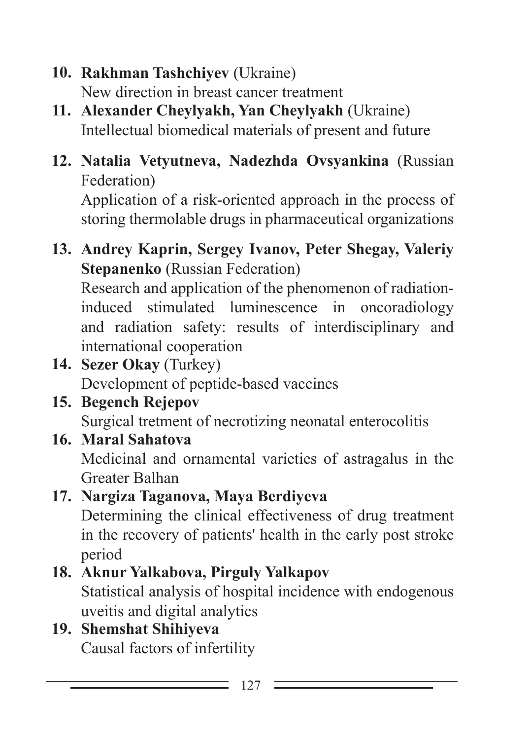10. **Rakhman Tashchiyev** (Ukraine)
    New direction in breast cancer treatment
11. **Alexander Cheylyakh, Yan Cheylyakh** (Ukraine)
    Intellectual biomedical materials of present and future
12. **Natalia Vetyutneva, Nadezhda Ovsyankina** (Russian Federation)
    Application of a risk-oriented approach in the process of storing thermolable drugs in pharmaceutical organizations
13. **Andrey Kaprin, Sergey Ivanov, Peter Shegay, Valeriy Stepanenko** (Russian Federation)
    Research and application of the phenomenon of radiation-induced stimulated luminescence in oncoradiology and radiation safety: results of interdisciplinary and international cooperation
14. **Sezer Okay** (Turkey)
    Development of peptide-based vaccines
15. **Begench Rejepov**
    Surgical tretment of necrotizing neonatal enterocolitis
16. **Maral Sahatova**
    Medicinal and ornamental varieties of astragalus in the Greater Balhan
17. **Nargiza Taganova, Maya Berdiyeva**
    Determining the clinical effectiveness of drug treatment in the recovery of patients' health in the early post stroke period
18. **Aknur Yalkabova, Pirguly Yalkapov**
    Statistical analysis of hospital incidence with endogenous uveitis and digital analytics
19. **Shemshat Shihiyeva**
    Causal factors of infertility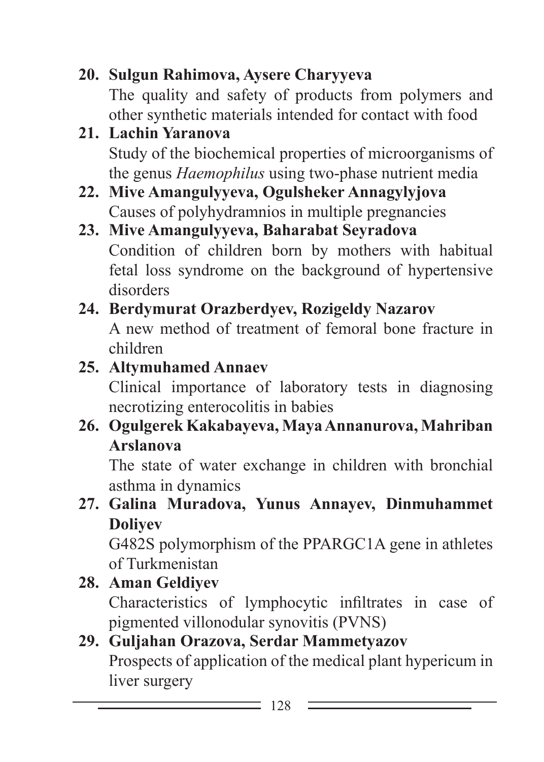20. **Sulgun Rahimova, Aysere Charyyeva**
    The quality and safety of products from polymers and other synthetic materials intended for contact with food
21. **Lachin Yaranova**
    Study of the biochemical properties of microorganisms of the genus *Haemophilus* using two-phase nutrient media
22. **Mive Amangulyyeva, Ogulsheker Annagylyjova**
    Causes of polyhydramnios in multiple pregnancies
23. **Mive Amangulyyeva, Baharabat Seyradova**
    Condition of children born by mothers with habitual fetal loss syndrome on the background of hypertensive disorders
24. **Berdymurat Orazberdyev, Rozigeldy Nazarov**
    A new method of treatment of femoral bone fracture in children
25. **Altymuhamed Annaev**
    Clinical importance of laboratory tests in diagnosing necrotizing enterocolitis in babies
26. **Ogulgerek Kakabayeva, Maya Annanurova, Mahriban Arslanova**
    The state of water exchange in children with bronchial asthma in dynamics
27. **Galina Muradova, Yunus Annayev, Dinmuhammet Doliyev**
    G482S polymorphism of the PPARGC1A gene in athletes of Turkmenistan
28. **Aman Geldiyev**
    Characteristics of lymphocytic infiltrates in case of pigmented villonodular synovitis (PVNS)
29. **Guljahan Orazova, Serdar Mammetyazov**
    Prospects of application of the medical plant hypericum in liver surgery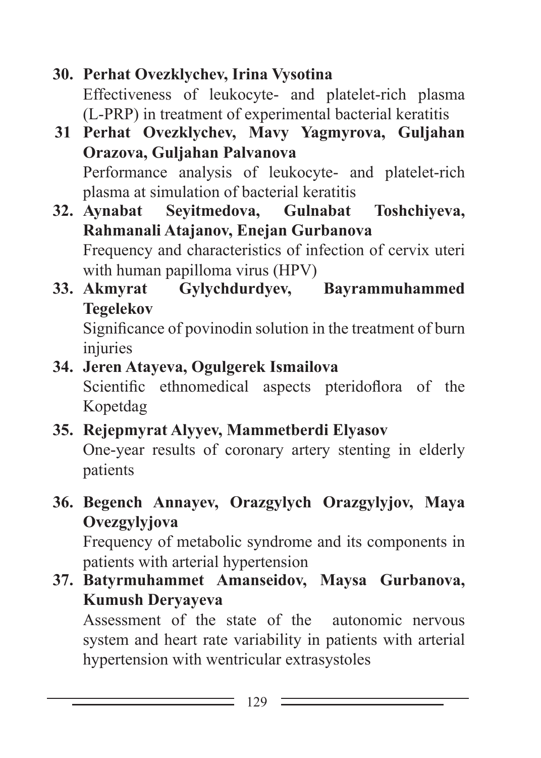30. **Perhat Ovezklychev, Irina Vysotina**
    Effectiveness of leukocyte- and platelet-rich plasma (L-PRP) in treatment of experimental bacterial keratitis

31 **Perhat Ovezklychev, Mavy Yagmyrova, Guljahan Orazova, Guljahan Palvanova**
    Performance analysis of leukocyte- and platelet-rich plasma at simulation of bacterial keratitis

32. **Aynabat Seyitmedova, Gulnabat Toshchiyeva, Rahmanali Atajanov, Enejan Gurbanova**
    Frequency and characteristics of infection of cervix uteri with human papilloma virus (HPV)

33. **Akmyrat Gylychdurdyev, Bayrammuhammed Tegelekov**
    Significance of povinodin solution in the treatment of burn injuries

34. **Jeren Atayeva, Ogulgerek Ismailova**
    Scientific ethnomedical aspects pteridoflora of the Kopetdag

35. **Rejepmyrat Alyyev, Mammetberdi Elyasov**
    One-year results of coronary artery stenting in elderly patients

36. **Begench Annayev, Orazgylych Orazgylyjov, Maya Ovezgylyjova**
    Frequency of metabolic syndrome and its components in patients with arterial hypertension

37. **Batyrmuhammet Amanseidov, Maysa Gurbanova, Kumush Deryayeva**
    Assessment of the state of the autonomic nervous system and heart rate variability in patients with arterial hypertension with wentricular extrasystoles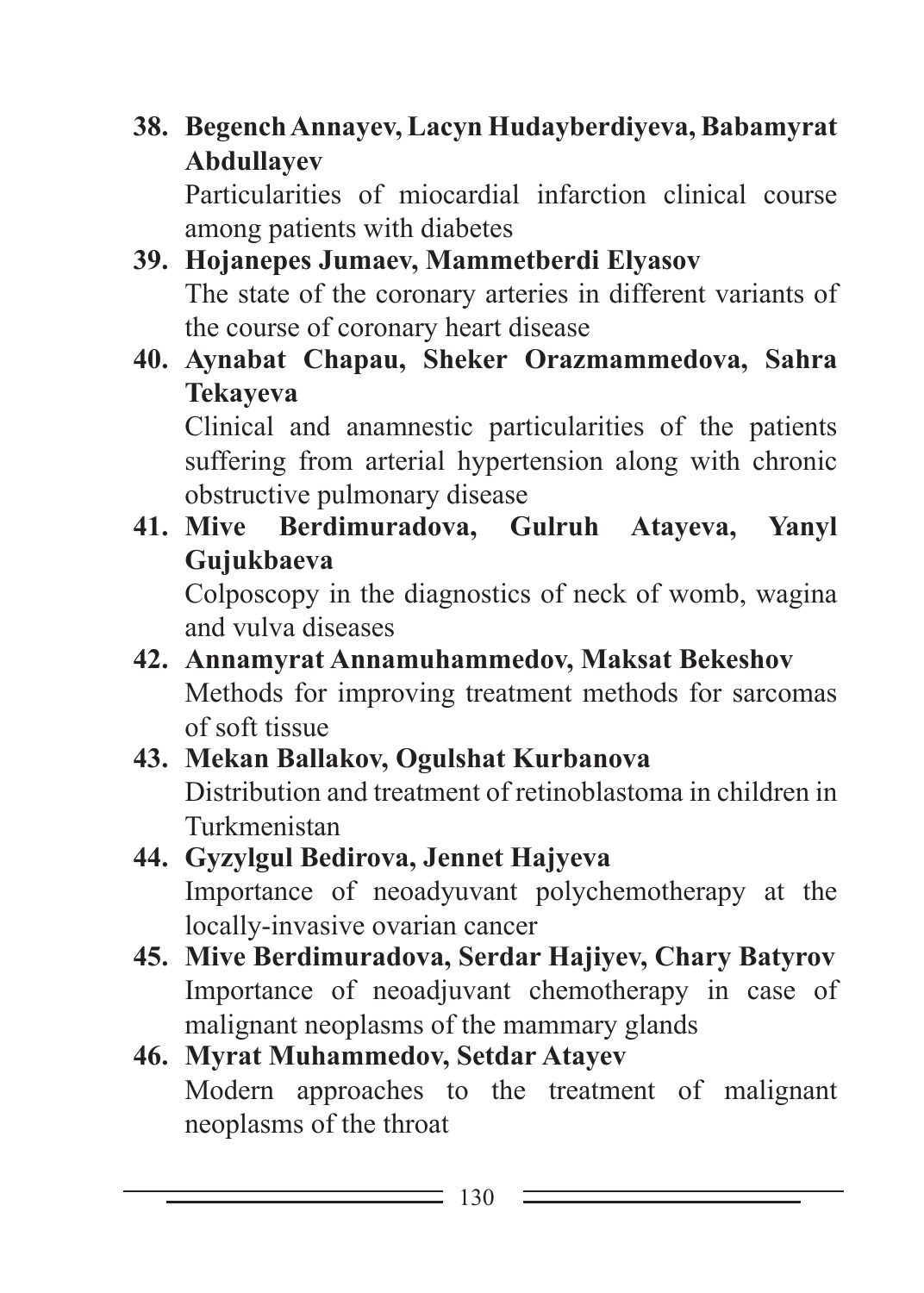38. **Begench Annayev, Lacyn Hudayberdiyeva, Babamyrat Abdullayev**
    Particularities of miocardial infarction clinical course among patients with diabetes
39. **Hojanepes Jumaev, Mammetberdi Elyasov**
    The state of the coronary arteries in different variants of the course of coronary heart disease
40. **Aynabat Chapau, Sheker Orazmammedova, Sahra Tekayeva**
    Clinical and anamnestic particularities of the patients suffering from arterial hypertension along with chronic obstructive pulmonary disease
41. **Mive Berdimuradova, Gulruh Atayeva, Yanyl Gujukbaeva**
    Colposcopy in the diagnostics of neck of womb, wagina and vulva diseases
42. **Annamyrat Annamuhammedov, Maksat Bekeshov**
    Methods for improving treatment methods for sarcomas of soft tissue
43. **Mekan Ballakov, Ogulshat Kurbanova**
    Distribution and treatment of retinoblastoma in children in Turkmenistan
44. **Gyzylgul Bedirova, Jennet Hajyeva**
    Importance of neoadyuvant polychemotherapy at the locally-invasive ovarian cancer
45. **Mive Berdimuradova, Serdar Hajiyev, Chary Batyrov**
    Importance of neoadjuvant chemotherapy in case of malignant neoplasms of the mammary glands
46. **Myrat Muhammedov, Setdar Atayev**
    Modern approaches to the treatment of malignant neoplasms of the throat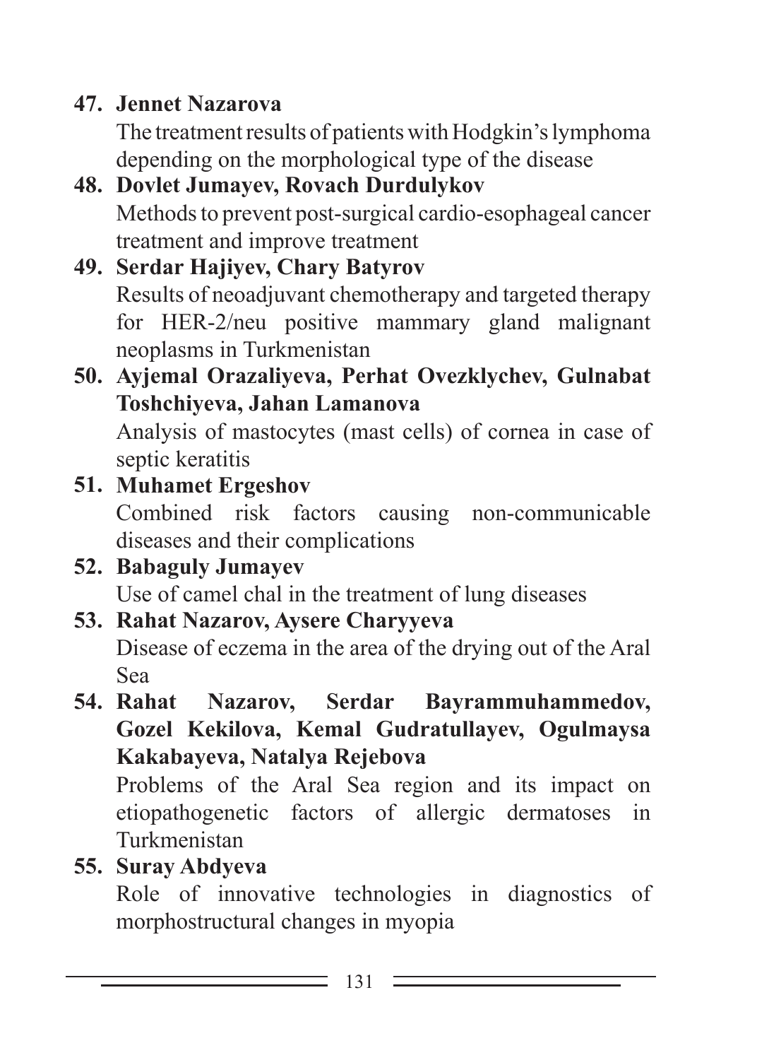47. **Jennet Nazarova**
    The treatment results of patients with Hodgkin's lymphoma depending on the morphological type of the disease
48. **Dovlet Jumayev, Rovach Durdulykov**
    Methods to prevent post-surgical cardio-esophageal cancer treatment and improve treatment
49. **Serdar Hajiyev, Chary Batyrov**
    Results of neoadjuvant chemotherapy and targeted therapy for HER-2/neu positive mammary gland malignant neoplasms in Turkmenistan
50. **Ayjemal Orazaliyeva, Perhat Ovezklychev, Gulnabat Toshchiyeva, Jahan Lamanova**
    Analysis of mastocytes (mast cells) of cornea in case of septic keratitis
51. **Muhamet Ergeshov**
    Combined risk factors causing non-communicable diseases and their complications
52. **Babaguly Jumayev**
    Use of camel chal in the treatment of lung diseases
53. **Rahat Nazarov, Aysere Charyyeva**
    Disease of eczema in the area of the drying out of the Aral Sea
54. **Rahat Nazarov, Serdar Bayrammuhammedov, Gozel Kekilova, Kemal Gudratullayev, Ogulmaysa Kakabayeva, Natalya Rejebova**
    Problems of the Aral Sea region and its impact on etiopathogenetic factors of allergic dermatoses in Turkmenistan
55. **Suray Abdyeva**
    Role of innovative technologies in diagnostics of morphostructural changes in myopia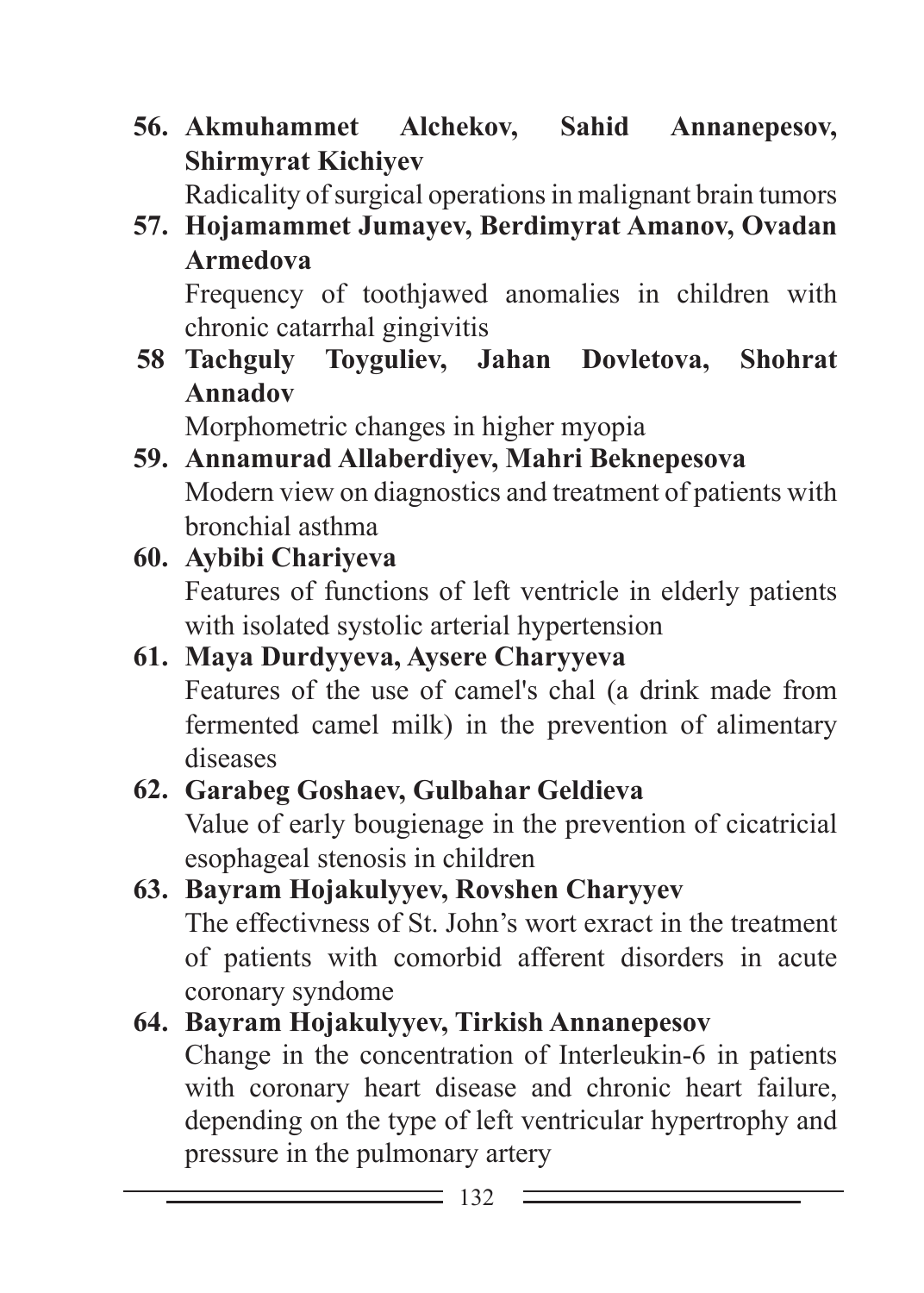**56. Akmuhammet Alchekov, Sahid Annanepesov, Shirmyrat Kichiyev**

Radicality of surgical operations in malignant brain tumors

**57. Hojamammet Jumayev, Berdimyrat Amanov, Ovadan Armedova**

Frequency of toothjawed anomalies in children with chronic catarrhal gingivitis

**58 Tachguly Toyguliev, Jahan Dovletova, Shohrat Annadov**

Morphometric changes in higher myopia

**59. Annamurad Allaberdiyev, Mahri Beknepesova**

Modern view on diagnostics and treatment of patients with bronchial asthma

**60. Aybibi Chariyeva**

Features of functions of left ventricle in elderly patients with isolated systolic arterial hypertension

**61. Maya Durdyyeva, Aysere Charyyeva**

Features of the use of camel's chal (a drink made from fermented camel milk) in the prevention of alimentary diseases

**62. Garabeg Goshaev, Gulbahar Geldieva**

Value of early bougienage in the prevention of cicatricial esophageal stenosis in children

**63. Bayram Hojakulyyev, Rovshen Charyyev**

The effectivness of St. John's wort exract in the treatment of patients with comorbid afferent disorders in acute coronary syndome

**64. Bayram Hojakulyyev, Tirkish Annanepesov**

Change in the concentration of Interleukin-6 in patients with coronary heart disease and chronic heart failure, depending on the type of left ventricular hypertrophy and pressure in the pulmonary artery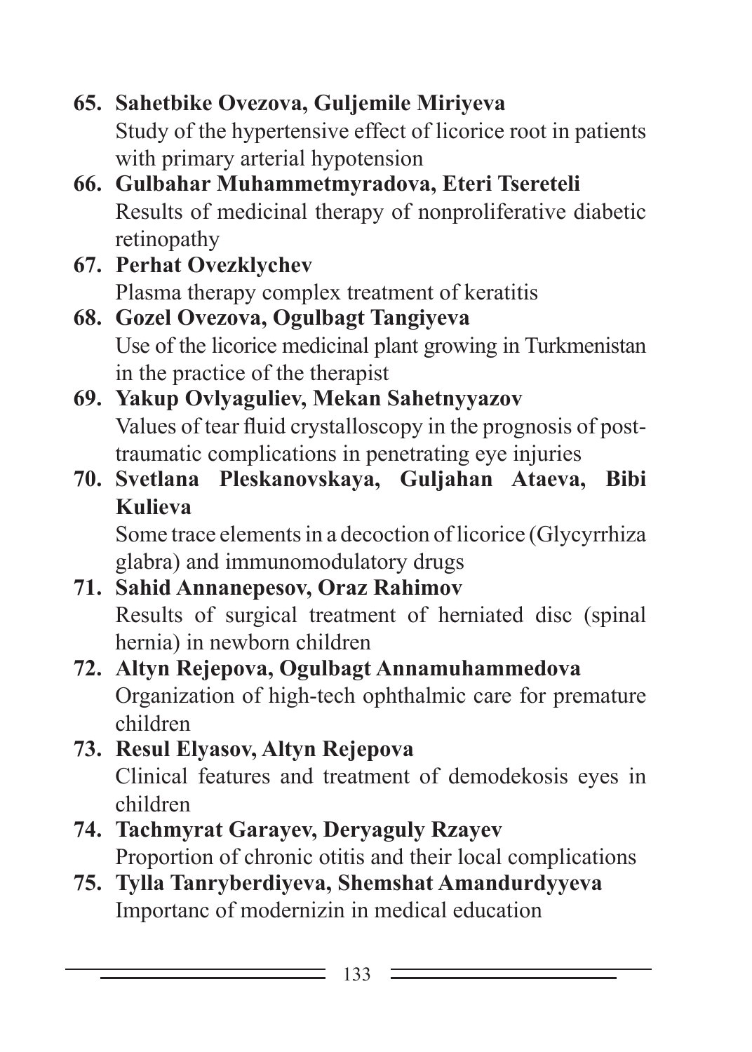65. **Sahetbike Ovezova, Guljemile Miriyeva**
    Study of the hypertensive effect of licorice root in patients with primary arterial hypotension
66. **Gulbahar Muhammetmyradova, Eteri Tsereteli**
    Results of medicinal therapy of nonproliferative diabetic retinopathy
67. **Perhat Ovezklychev**
    Plasma therapy complex treatment of keratitis
68. **Gozel Ovezova, Ogulbagt Tangiyeva**
    Use of the licorice medicinal plant growing in Turkmenistan in the practice of the therapist
69. **Yakup Ovlyaguliev, Mekan Sahetnyyazov**
    Values of tear fluid crystalloscopy in the prognosis of post-traumatic complications in penetrating eye injuries
70. **Svetlana Pleskanovskaya, Guljahan Ataeva, Bibi Kulieva**
    Some trace elements in a decoction of licorice (Glycyrrhiza glabra) and immunomodulatory drugs
71. **Sahid Annanepesov, Oraz Rahimov**
    Results of surgical treatment of herniated disc (spinal hernia) in newborn children
72. **Altyn Rejepova, Ogulbagt Annamuhammedova**
    Organization of high-tech ophthalmic care for premature children
73. **Resul Elyasov, Altyn Rejepova**
    Clinical features and treatment of demodekosis eyes in children
74. **Tachmyrat Garayev, Deryaguly Rzayev**
    Proportion of chronic otitis and their local complications
75. **Tylla Tanryberdiyeva, Shemshat Amandurdyyeva**
    Importanc of modernizin in medical education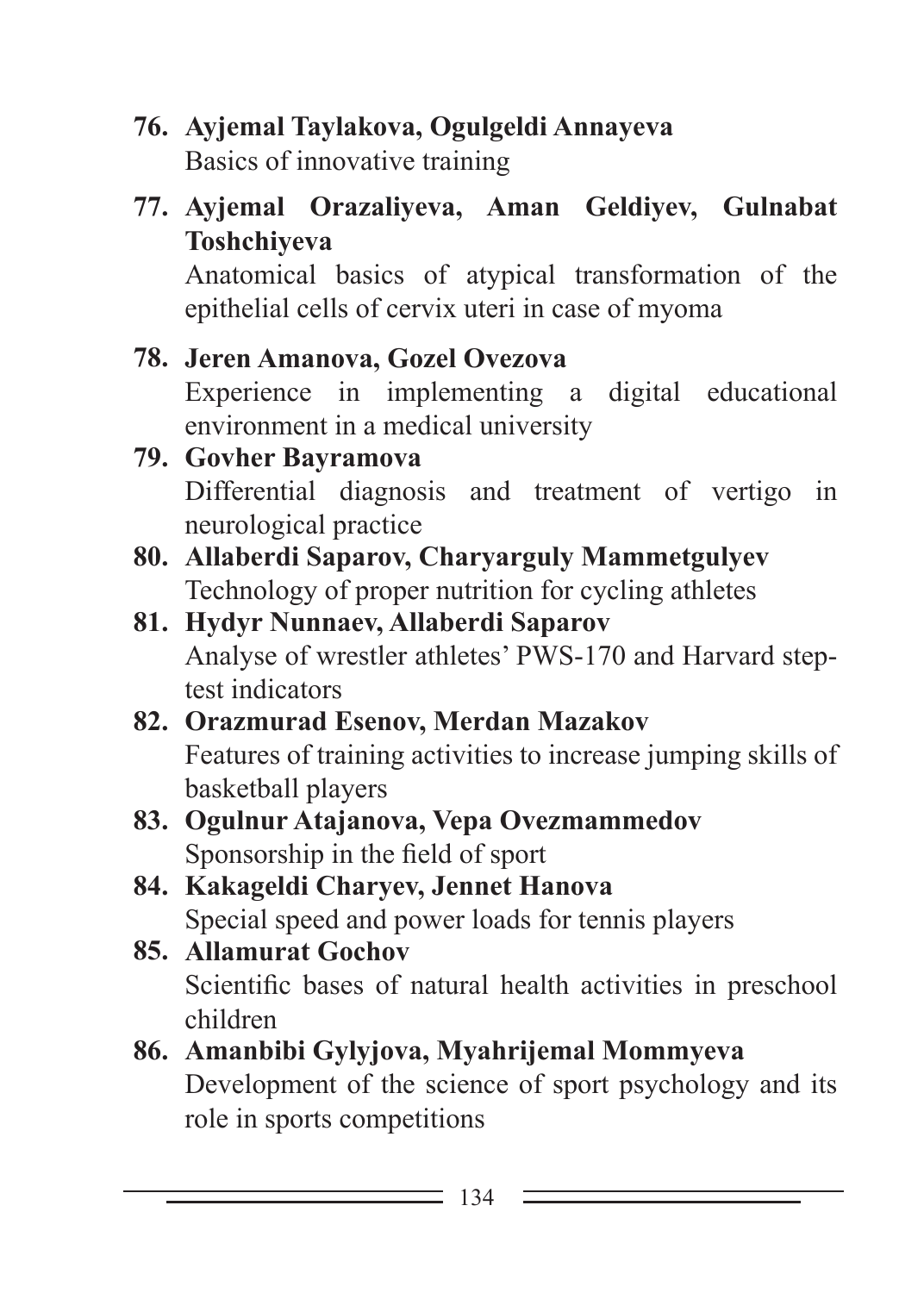76. **Ayjemal Taylakova, Ogulgeldi Annayeva**
    Basics of innovative training

77. **Ayjemal Orazaliyeva, Aman Geldiyev, Gulnabat Toshchiyeva**
    Anatomical basics of atypical transformation of the epithelial cells of cervix uteri in case of myoma

78. **Jeren Amanova, Gozel Ovezova**
    Experience in implementing a digital educational environment in a medical university

79. **Govher Bayramova**
    Differential diagnosis and treatment of vertigo in neurological practice

80. **Allaberdi Saparov, Charyarguly Mammetgulyev**
    Technology of proper nutrition for cycling athletes

81. **Hydyr Nunnaev, Allaberdi Saparov**
    Analyse of wrestler athletes' PWS-170 and Harvard step-test indicators

82. **Orazmurad Esenov, Merdan Mazakov**
    Features of training activities to increase jumping skills of basketball players

83. **Ogulnur Atajanova, Vepa Ovezmammedov**
    Sponsorship in the field of sport

84. **Kakageldi Charyev, Jennet Hanova**
    Special speed and power loads for tennis players

85. **Allamurat Gochov**
    Scientific bases of natural health activities in preschool children

86. **Amanbibi Gylyjova, Myahrijemal Mommyeva**
    Development of the science of sport psychology and its role in sports competitions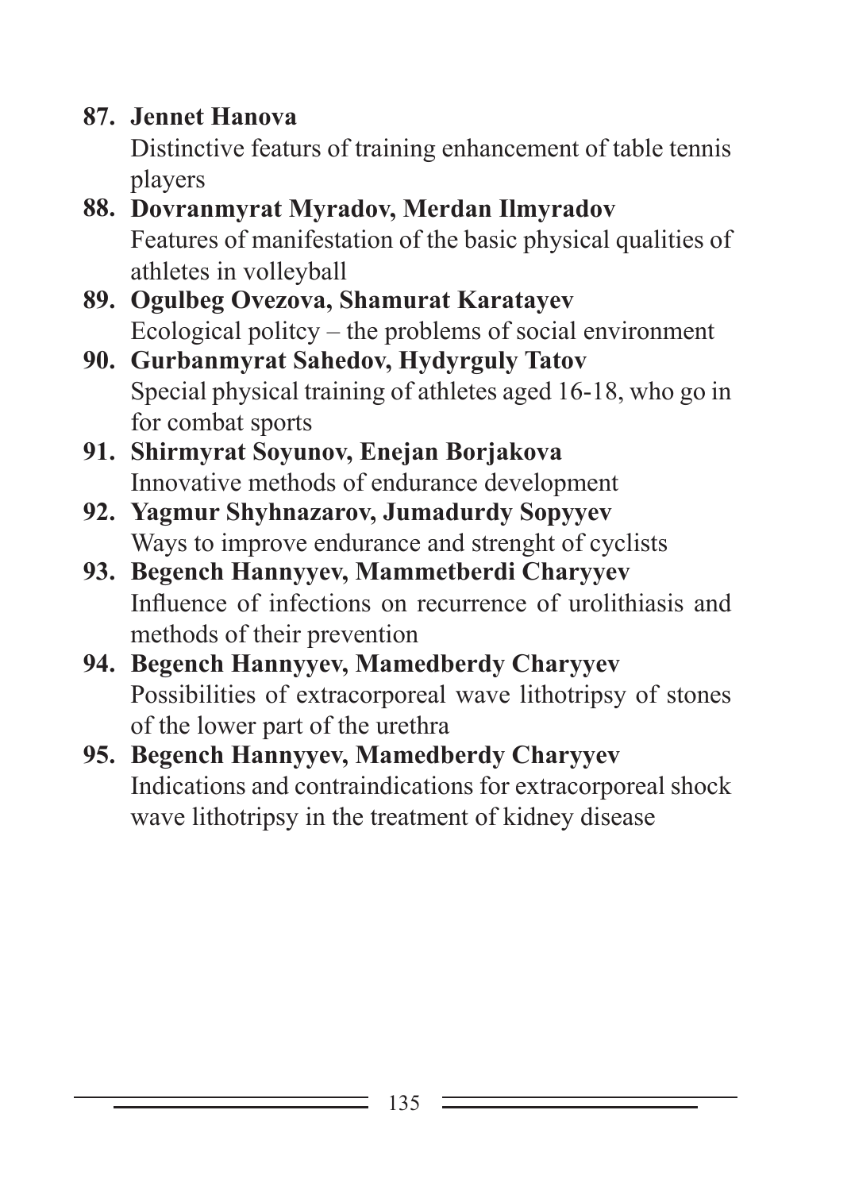87. **Jennet Hanova**
    Distinctive featurs of training enhancement of table tennis players
88. **Dovranmyrat Myradov, Merdan Ilmyradov**
    Features of manifestation of the basic physical qualities of athletes in volleyball
89. **Ogulbeg Ovezova, Shamurat Karatayev**
    Ecological politcy – the problems of social environment
90. **Gurbanmyrat Sahedov, Hydyrguly Tatov**
    Special physical training of athletes aged 16-18, who go in for combat sports
91. **Shirmyrat Soyunov, Enejan Borjakova**
    Innovative methods of endurance development
92. **Yagmur Shyhnazarov, Jumadurdy Sopyyev**
    Ways to improve endurance and strenght of cyclists
93. **Begench Hannyyev, Mammetberdi Charyyev**
    Influence of infections on recurrence of urolithiasis and methods of their prevention
94. **Begench Hannyyev, Mamedberdy Charyyev**
    Possibilities of extracorporeal wave lithotripsy of stones of the lower part of the urethra
95. **Begench Hannyyev, Mamedberdy Charyyev**
    Indications and contraindications for extracorporeal shock wave lithotripsy in the treatment of kidney disease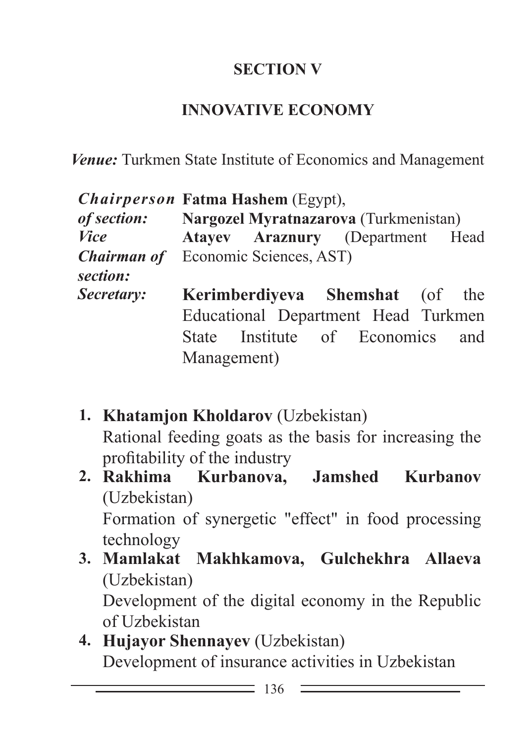## SECTION V

## INNOVATIVE ECONOMY

***Venue:*** Turkmen State Institute of Economics and Management

***Chairperson of section:*** **Fatma Hashem** (Egypt), **Nargozel Myratnazarova** (Turkmenistan)

***Vice Chairman of section:*** **Atayev Araznury** (Department Head Economic Sciences, AST)

***Secretary:*** **Kerimberdiyeva Shemshat** (of the Educational Department Head Turkmen State Institute of Economics and Management)

1. **Khatamjon Kholdarov** (Uzbekistan)
   Rational feeding goats as the basis for increasing the profitability of the industry
2. **Rakhima Kurbanova, Jamshed Kurbanov** (Uzbekistan)
   Formation of synergetic "effect" in food processing technology
3. **Mamlakat Makhkamova, Gulchekhra Allaeva** (Uzbekistan)
   Development of the digital economy in the Republic of Uzbekistan
4. **Hujayor Shennayev** (Uzbekistan)
   Development of insurance activities in Uzbekistan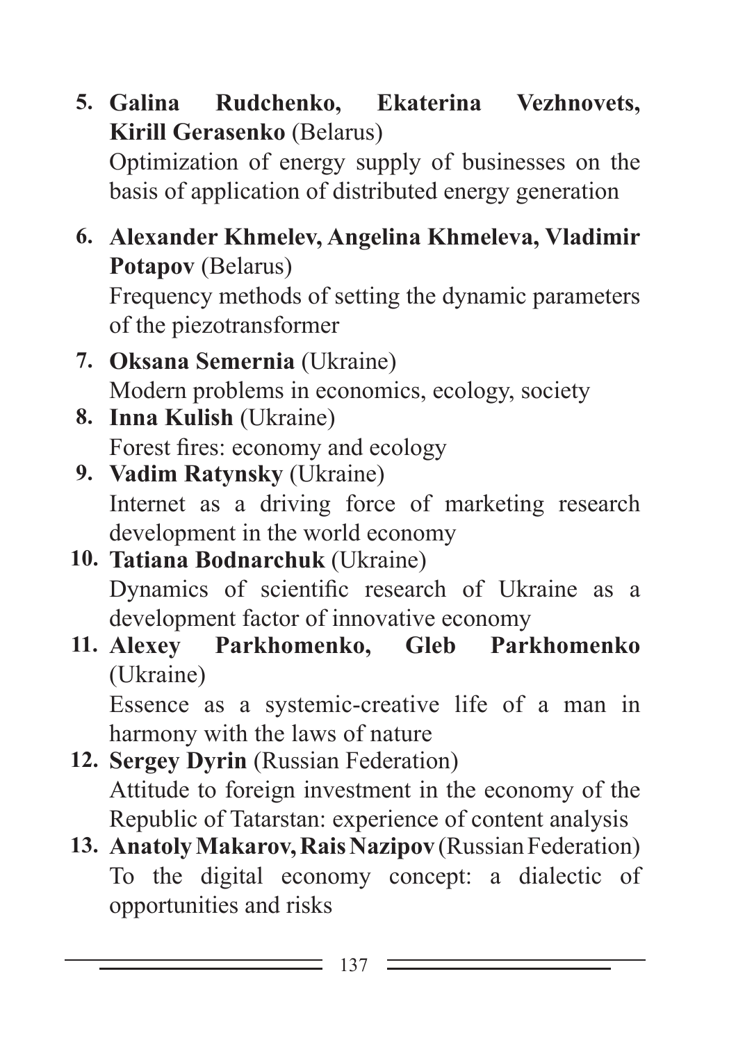5. **Galina Rudchenko, Ekaterina Vezhnovets, Kirill Gerasenko** (Belarus)
   Optimization of energy supply of businesses on the basis of application of distributed energy generation

6. **Alexander Khmelev, Angelina Khmeleva, Vladimir Potapov** (Belarus)
   Frequency methods of setting the dynamic parameters of the piezotransformer

7. **Oksana Semernia** (Ukraine)
   Modern problems in economics, ecology, society

8. **Inna Kulish** (Ukraine)
   Forest fires: economy and ecology

9. **Vadim Ratynsky** (Ukraine)
   Internet as a driving force of marketing research development in the world economy

10. **Tatiana Bodnarchuk** (Ukraine)
    Dynamics of scientific research of Ukraine as a development factor of innovative economy

11. **Alexey Parkhomenko, Gleb Parkhomenko** (Ukraine)
    Essence as a systemic-creative life of a man in harmony with the laws of nature

12. **Sergey Dyrin** (Russian Federation)
    Attitude to foreign investment in the economy of the Republic of Tatarstan: experience of content analysis

13. **Anatoly Makarov, Rais Nazipov** (Russian Federation)
    To the digital economy concept: a dialectic of opportunities and risks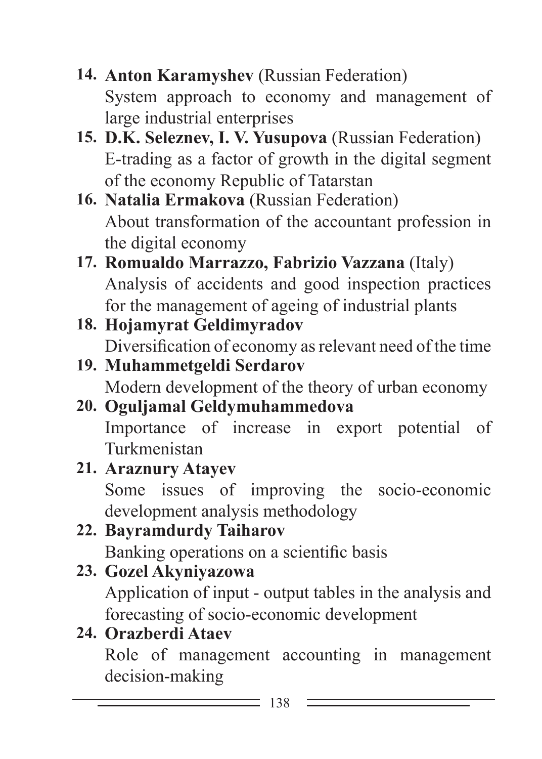14. **Anton Karamyshev** (Russian Federation)
    System approach to economy and management of large industrial enterprises
15. **D.K. Seleznev, I. V. Yusupova** (Russian Federation)
    E-trading as a factor of growth in the digital segment of the economy Republic of Tatarstan
16. **Natalia Ermakova** (Russian Federation)
    About transformation of the accountant profession in the digital economy
17. **Romualdo Marrazzo, Fabrizio Vazzana** (Italy)
    Analysis of accidents and good inspection practices for the management of ageing of industrial plants
18. **Hojamyrat Geldimyradov**
    Diversification of economy as relevant need of the time
19. **Muhammetgeldi Serdarov**
    Modern development of the theory of urban economy
20. **Oguljamal Geldymuhammedova**
    Importance of increase in export potential of Turkmenistan
21. **Araznury Atayev**
    Some issues of improving the socio-economic development analysis methodology
22. **Bayramdurdy Taiharov**
    Banking operations on a scientific basis
23. **Gozel Akyniyazowa**
    Application of input - output tables in the analysis and forecasting of socio-economic development
24. **Orazberdi Ataev**
    Role of management accounting in management decision-making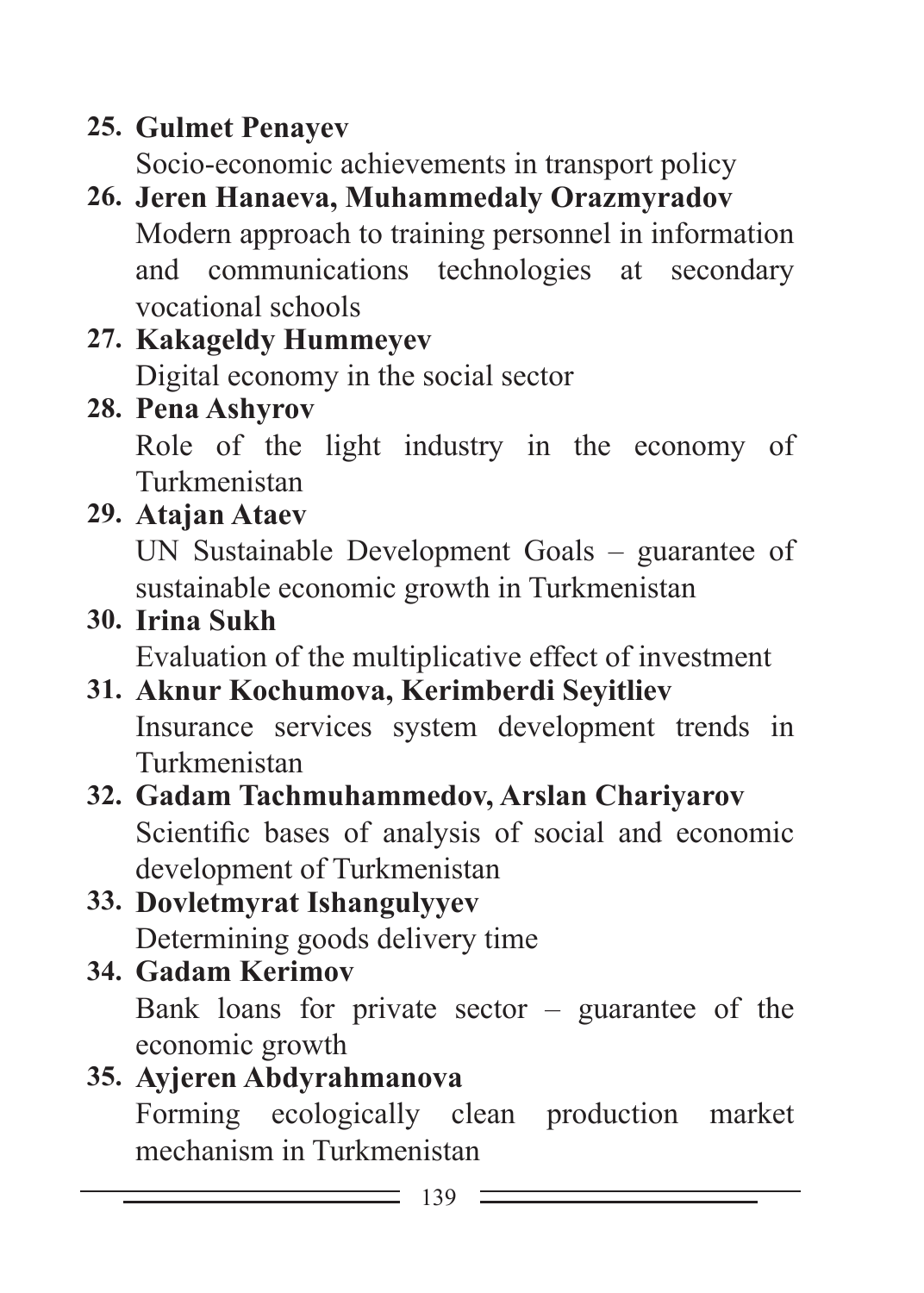25. **Gulmet Penayev**
    Socio-economic achievements in transport policy
26. **Jeren Hanaeva, Muhammedaly Orazmyradov**
    Modern approach to training personnel in information and communications technologies at secondary vocational schools
27. **Kakageldy Hummeyev**
    Digital economy in the social sector
28. **Pena Ashyrov**
    Role of the light industry in the economy of Turkmenistan
29. **Atajan Ataev**
    UN Sustainable Development Goals – guarantee of sustainable economic growth in Turkmenistan
30. **Irina Sukh**
    Evaluation of the multiplicative effect of investment
31. **Aknur Kochumova, Kerimberdi Seyitliev**
    Insurance services system development trends in Turkmenistan
32. **Gadam Tachmuhammedov, Arslan Chariyarov**
    Scientific bases of analysis of social and economic development of Turkmenistan
33. **Dovletmyrat Ishangulyyev**
    Determining goods delivery time
34. **Gadam Kerimov**
    Bank loans for private sector – guarantee of the economic growth
35. **Ayjeren Abdyrahmanova**
    Forming ecologically clean production market mechanism in Turkmenistan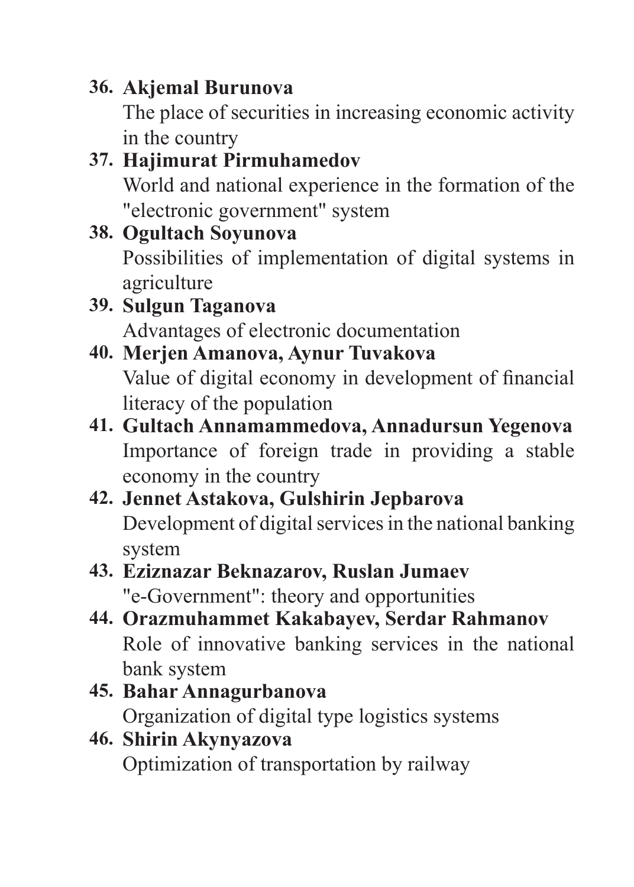36. **Akjemal Burunova**
    The place of securities in increasing economic activity in the country
37. **Hajimurat Pirmuhamedov**
    World and national experience in the formation of the "electronic government" system
38. **Ogultach Soyunova**
    Possibilities of implementation of digital systems in agriculture
39. **Sulgun Taganova**
    Advantages of electronic documentation
40. **Merjen Amanova, Aynur Tuvakova**
    Value of digital economy in development of financial literacy of the population
41. **Gultach Annamammedova, Annadursun Yegenova**
    Importance of foreign trade in providing a stable economy in the country
42. **Jennet Astakova, Gulshirin Jepbarova**
    Development of digital services in the national banking system
43. **Eziznazar Beknazarov, Ruslan Jumaev**
    "e-Government": theory and opportunities
44. **Orazmuhammet Kakabayev, Serdar Rahmanov**
    Role of innovative banking services in the national bank system
45. **Bahar Annagurbanova**
    Organization of digital type logistics systems
46. **Shirin Akynyazova**
    Optimization of transportation by railway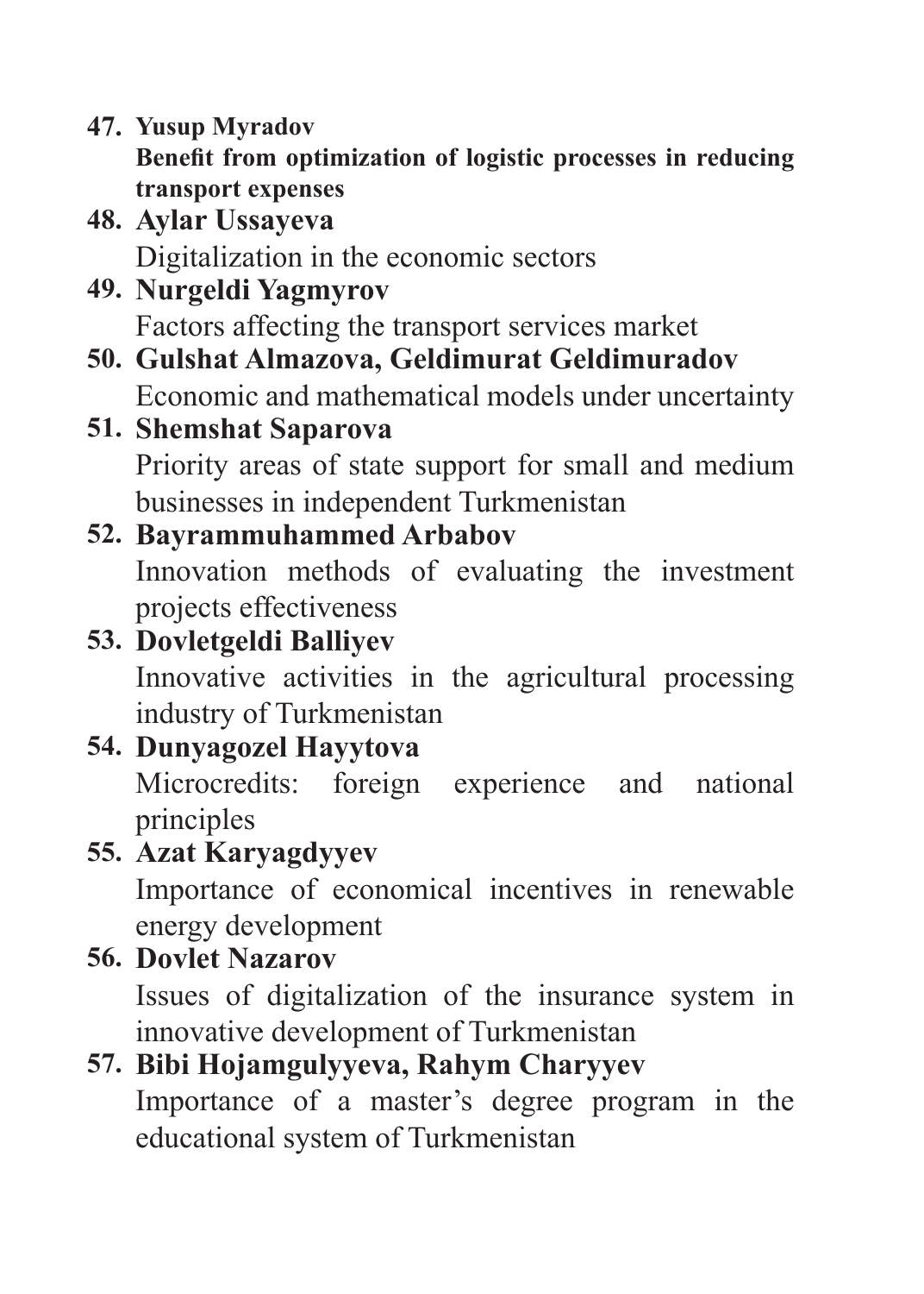47. **Yusup Myradov**
    **Benefit from optimization of logistic processes in reducing transport expenses**
48. **Aylar Ussayeva**
    Digitalization in the economic sectors
49. **Nurgeldi Yagmyrov**
    Factors affecting the transport services market
50. **Gulshat Almazova, Geldimurat Geldimuradov**
    Economic and mathematical models under uncertainty
51. **Shemshat Saparova**
    Priority areas of state support for small and medium businesses in independent Turkmenistan
52. **Bayrammuhammed Arbabov**
    Innovation methods of evaluating the investment projects effectiveness
53. **Dovletgeldi Balliyev**
    Innovative activities in the agricultural processing industry of Turkmenistan
54. **Dunyagozel Hayytova**
    Microcredits: foreign experience and national principles
55. **Azat Karyagdyyev**
    Importance of economical incentives in renewable energy development
56. **Dovlet Nazarov**
    Issues of digitalization of the insurance system in innovative development of Turkmenistan
57. **Bibi Hojamgulyyeva, Rahym Charyyev**
    Importance of a master's degree program in the educational system of Turkmenistan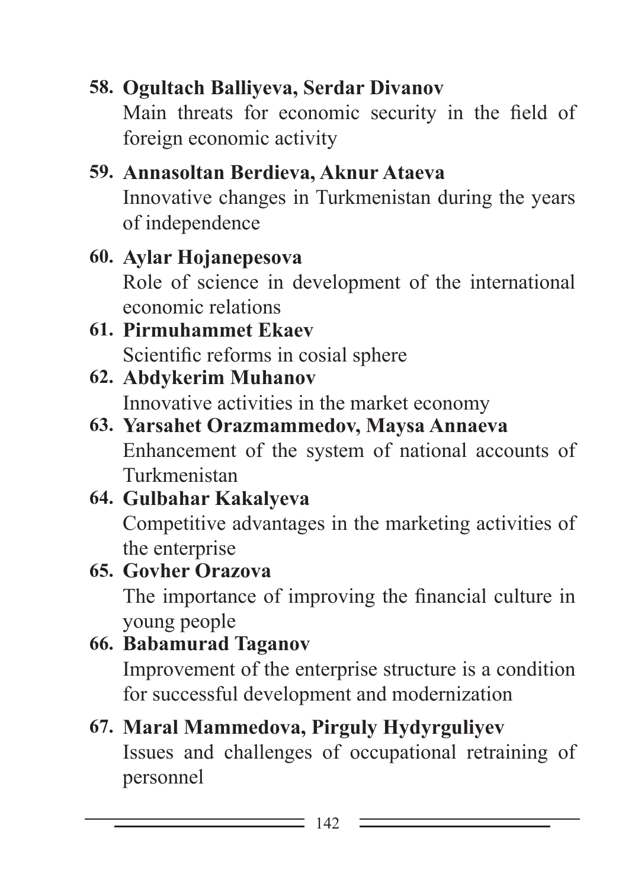58. **Ogultach Balliyeva, Serdar Divanov**
    Main threats for economic security in the field of foreign economic activity

59. **Annasoltan Berdieva, Aknur Ataeva**
    Innovative changes in Turkmenistan during the years of independence

60. **Aylar Hojanepesova**
    Role of science in development of the international economic relations

61. **Pirmuhammet Ekaev**
    Scientific reforms in cosial sphere

62. **Abdykerim Muhanov**
    Innovative activities in the market economy

63. **Yarsahet Orazmammedov, Maysa Annaeva**
    Enhancement of the system of national accounts of Turkmenistan

64. **Gulbahar Kakalyeva**
    Competitive advantages in the marketing activities of the enterprise

65. **Govher Orazova**
    The importance of improving the financial culture in young people

66. **Babamurad Taganov**
    Improvement of the enterprise structure is a condition for successful development and modernization

67. **Maral Mammedova, Pirguly Hydyrguliyev**
    Issues and challenges of occupational retraining of personnel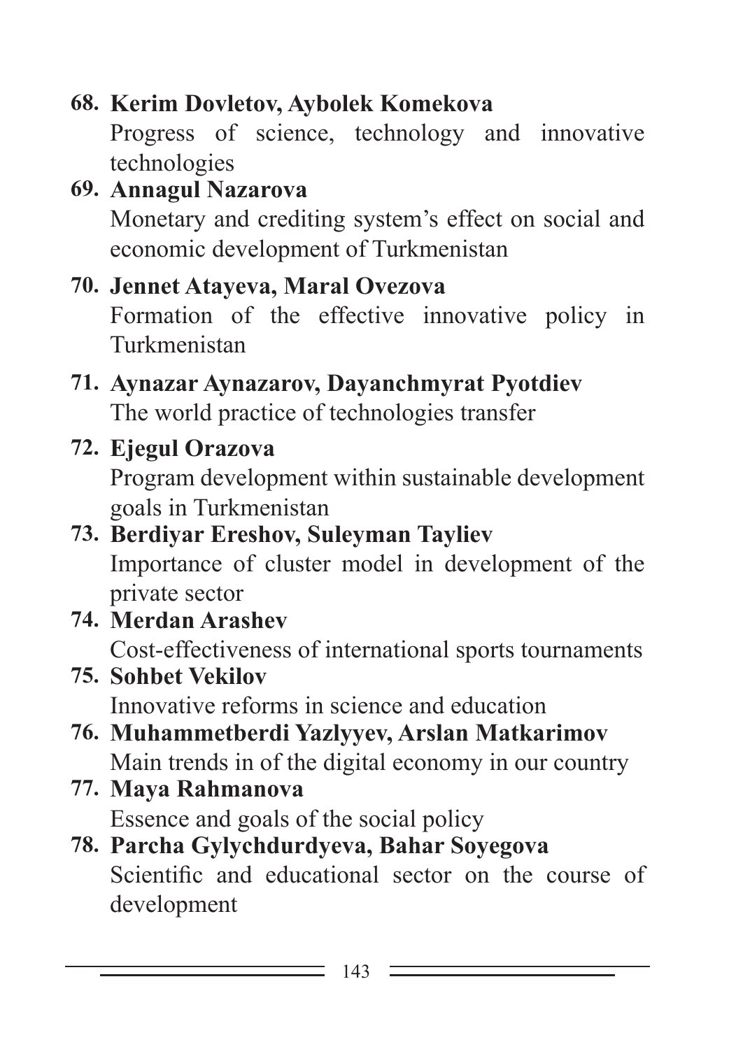68. **Kerim Dovletov, Aybolek Komekova**
    Progress of science, technology and innovative technologies
69. **Annagul Nazarova**
    Monetary and crediting system's effect on social and economic development of Turkmenistan
70. **Jennet Atayeva, Maral Ovezova**
    Formation of the effective innovative policy in Turkmenistan
71. **Aynazar Aynazarov, Dayanchmyrat Pyotdiev**
    The world practice of technologies transfer
72. **Ejegul Orazova**
    Program development within sustainable development goals in Turkmenistan
73. **Berdiyar Ereshov, Suleyman Tayliev**
    Importance of cluster model in development of the private sector
74. **Merdan Arashev**
    Cost-effectiveness of international sports tournaments
75. **Sohbet Vekilov**
    Innovative reforms in science and education
76. **Muhammetberdi Yazlyyev, Arslan Matkarimov**
    Main trends in of the digital economy in our country
77. **Maya Rahmanova**
    Essence and goals of the social policy
78. **Parcha Gylychdurdyeva, Bahar Soyegova**
    Scientific and educational sector on the course of development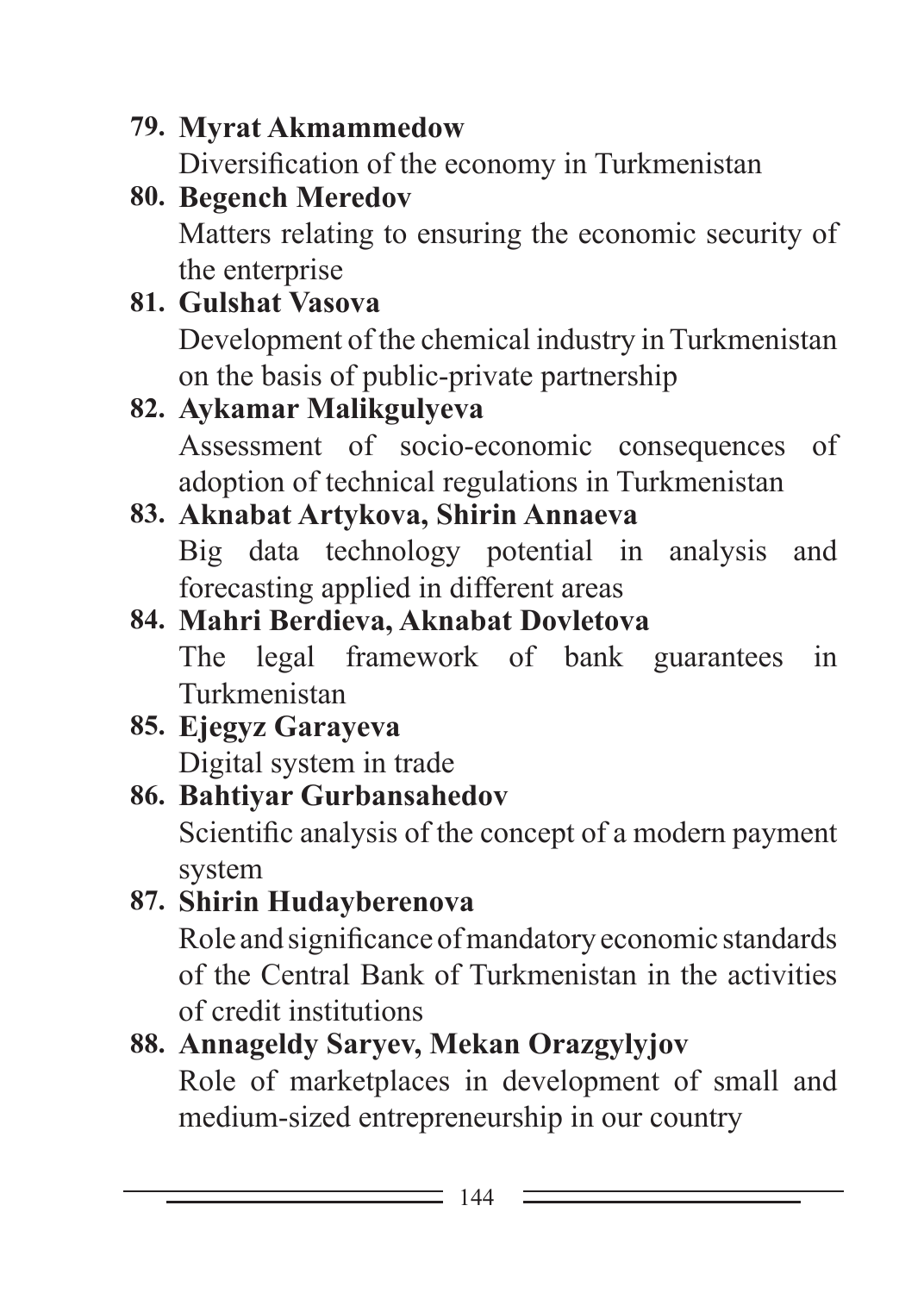79. **Myrat Akmammedow**
    Diversification of the economy in Turkmenistan
80. **Begench Meredov**
    Matters relating to ensuring the economic security of the enterprise
81. **Gulshat Vasova**
    Development of the chemical industry in Turkmenistan on the basis of public-private partnership
82. **Aykamar Malikgulyeva**
    Assessment of socio-economic consequences of adoption of technical regulations in Turkmenistan
83. **Aknabat Artykova, Shirin Annaeva**
    Big data technology potential in analysis and forecasting applied in different areas
84. **Mahri Berdieva, Aknabat Dovletova**
    The legal framework of bank guarantees in Turkmenistan
85. **Ejegyz Garayeva**
    Digital system in trade
86. **Bahtiyar Gurbansahedov**
    Scientific analysis of the concept of a modern payment system
87. **Shirin Hudayberenova**
    Role and significance of mandatory economic standards of the Central Bank of Turkmenistan in the activities of credit institutions
88. **Annageldy Saryev, Mekan Orazgylyjov**
    Role of marketplaces in development of small and medium-sized entrepreneurship in our country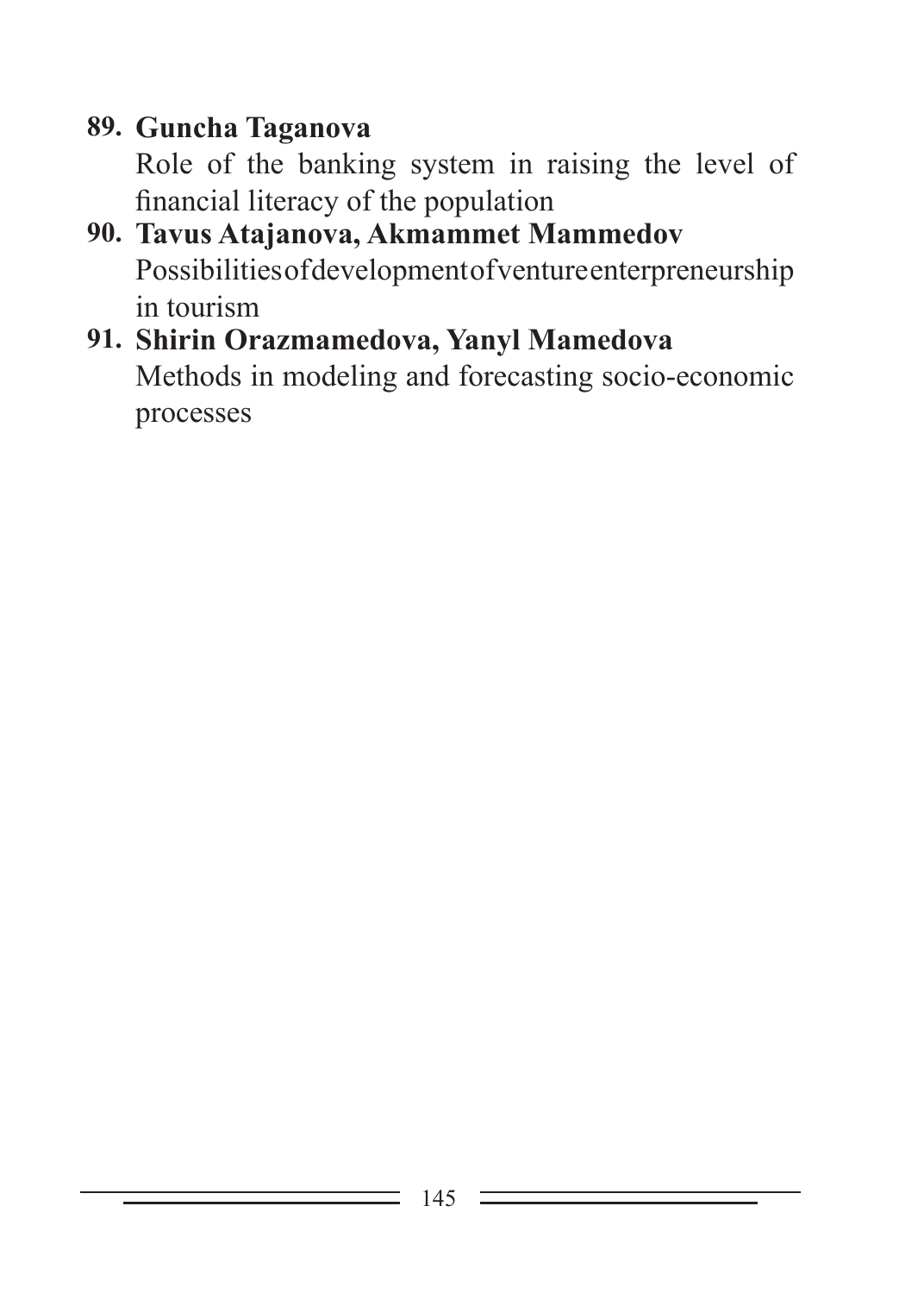89. **Guncha Taganova**
    Role of the banking system in raising the level of financial literacy of the population
90. **Tavus Atajanova, Akmammet Mammedov**
    Possibilities of development of venture enterpreneurship in tourism
91. **Shirin Orazmamedova, Yanyl Mamedova**
    Methods in modeling and forecasting socio-economic processes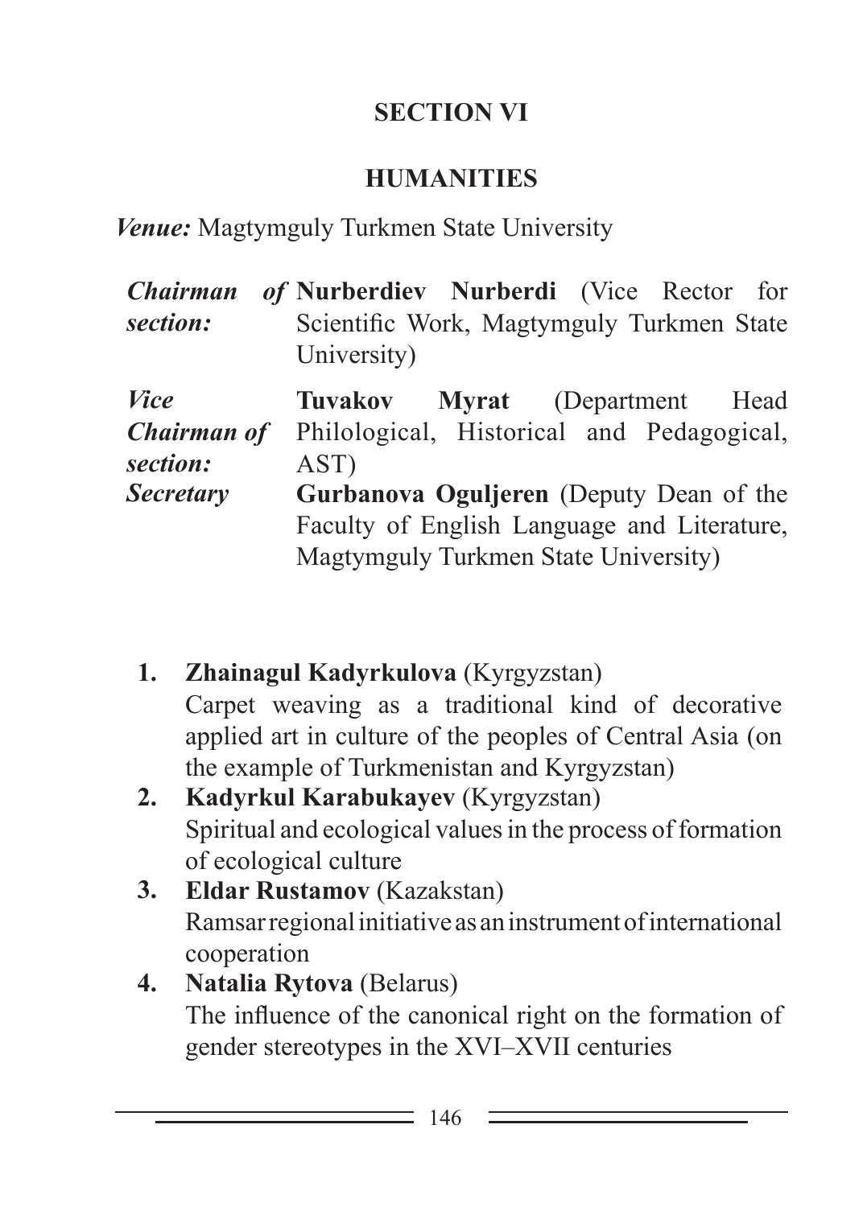## SECTION VI

## HUMANITIES

***Venue:*** Magtymguly Turkmen State University

| | |
|---|---|
| ***Chairman of section:*** | **Nurberdiev Nurberdi** (Vice Rector for Scientific Work, Magtymguly Turkmen State University) |
| ***Vice Chairman of section:*** | **Tuvakov Myrat** (Department Head Philological, Historical and Pedagogical, AST) |
| ***Secretary*** | **Gurbanova Oguljeren** (Deputy Dean of the Faculty of English Language and Literature, Magtymguly Turkmen State University) |

1. **Zhainagul Kadyrkulova** (Kyrgyzstan)
   Carpet weaving as a traditional kind of decorative applied art in culture of the peoples of Central Asia (on the example of Turkmenistan and Kyrgyzstan)
2. **Kadyrkul Karabukayev** (Kyrgyzstan)
   Spiritual and ecological values in the process of formation of ecological culture
3. **Eldar Rustamov** (Kazakstan)
   Ramsar regional initiative as an instrument of international cooperation
4. **Natalia Rytova** (Belarus)
   The influence of the canonical right on the formation of gender stereotypes in the XVI–XVII centuries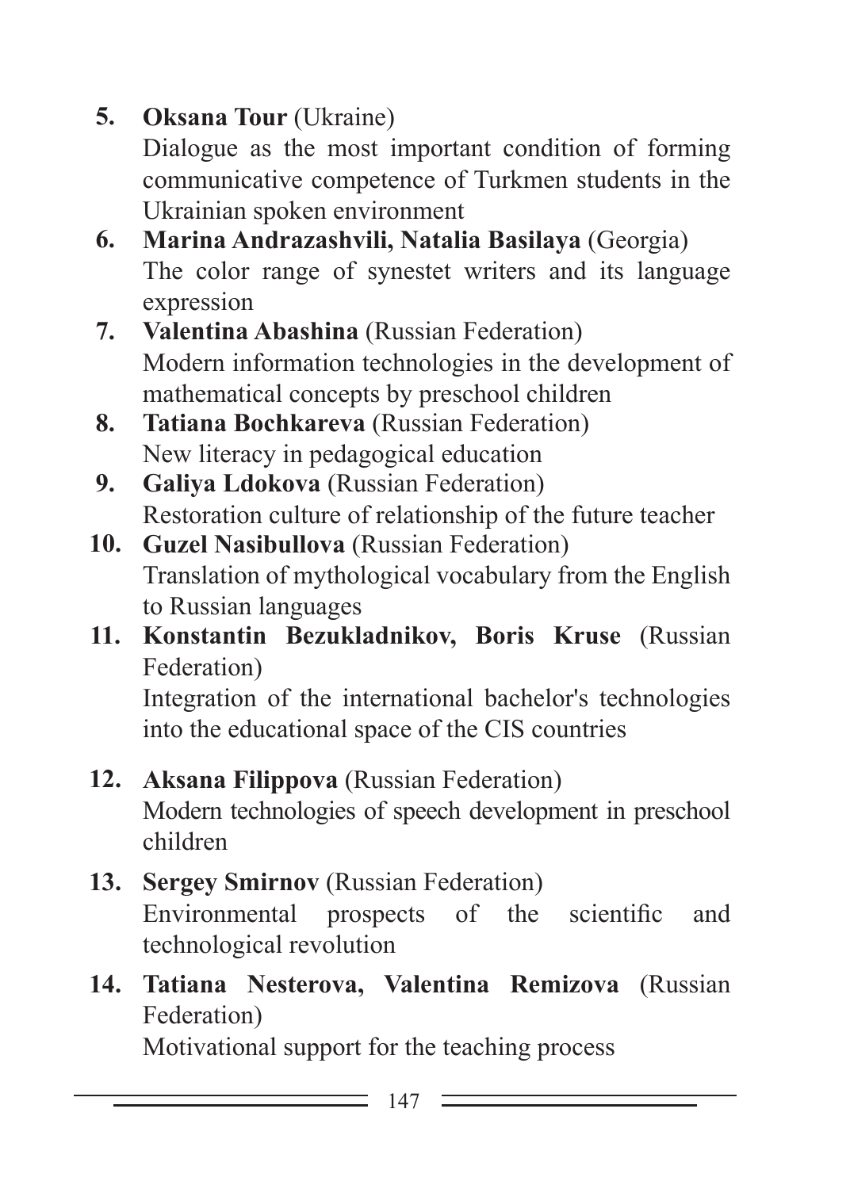5. **Oksana Tour** (Ukraine)
   Dialogue as the most important condition of forming communicative competence of Turkmen students in the Ukrainian spoken environment
6. **Marina Andrazashvili, Natalia Basilaya** (Georgia)
   The color range of synestet writers and its language expression
7. **Valentina Abashina** (Russian Federation)
   Modern information technologies in the development of mathematical concepts by preschool children
8. **Tatiana Bochkareva** (Russian Federation)
   New literacy in pedagogical education
9. **Galiya Ldokova** (Russian Federation)
   Restoration culture of relationship of the future teacher
10. **Guzel Nasibullova** (Russian Federation)
    Translation of mythological vocabulary from the English to Russian languages
11. **Konstantin Bezukladnikov, Boris Kruse** (Russian Federation)
    Integration of the international bachelor's technologies into the educational space of the CIS countries
12. **Aksana Filippova** (Russian Federation)
    Modern technologies of speech development in preschool children
13. **Sergey Smirnov** (Russian Federation)
    Environmental prospects of the scientific and technological revolution
14. **Tatiana Nesterova, Valentina Remizova** (Russian Federation)
    Motivational support for the teaching process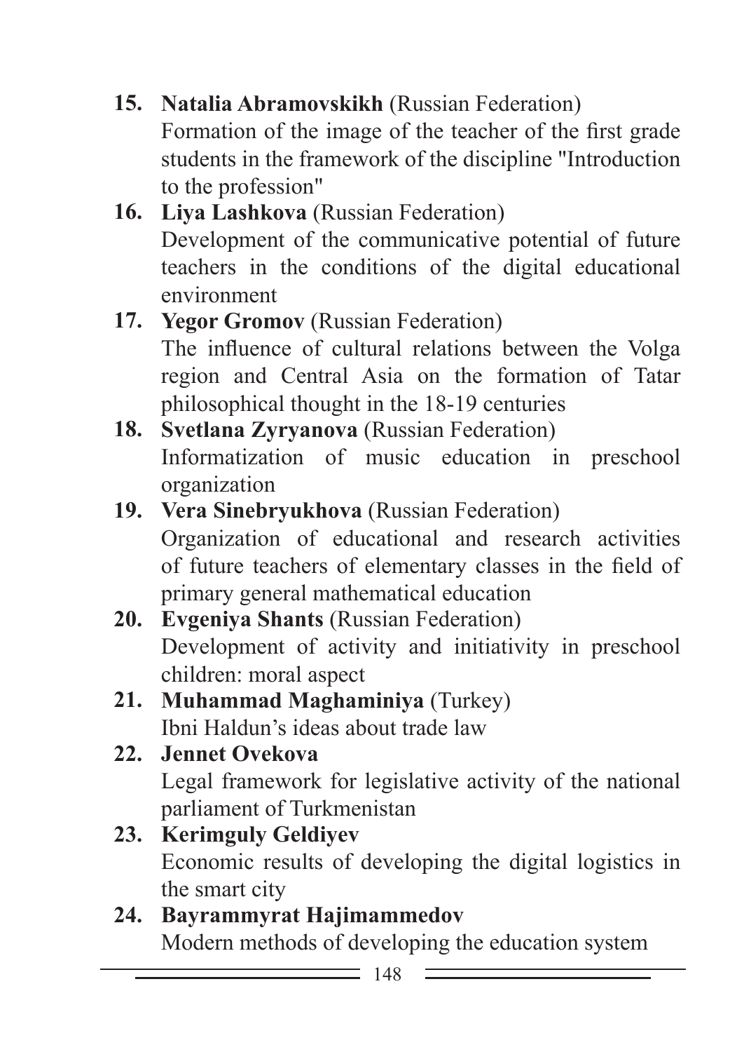15. **Natalia Abramovskikh** (Russian Federation)
    Formation of the image of the teacher of the first grade students in the framework of the discipline "Introduction to the profession"
16. **Liya Lashkova** (Russian Federation)
    Development of the communicative potential of future teachers in the conditions of the digital educational environment
17. **Yegor Gromov** (Russian Federation)
    The influence of cultural relations between the Volga region and Central Asia on the formation of Tatar philosophical thought in the 18-19 centuries
18. **Svetlana Zyryanova** (Russian Federation)
    Informatization of music education in preschool organization
19. **Vera Sinebryukhova** (Russian Federation)
    Organization of educational and research activities of future teachers of elementary classes in the field of primary general mathematical education
20. **Evgeniya Shants** (Russian Federation)
    Development of activity and initiativity in preschool children: moral aspect
21. **Muhammad Maghaminiya** (Turkey)
    Ibni Haldun's ideas about trade law
22. **Jennet Ovekova**
    Legal framework for legislative activity of the national parliament of Turkmenistan
23. **Kerimguly Geldiyev**
    Economic results of developing the digital logistics in the smart city
24. **Bayrammyrat Hajimammedov**
    Modern methods of developing the education system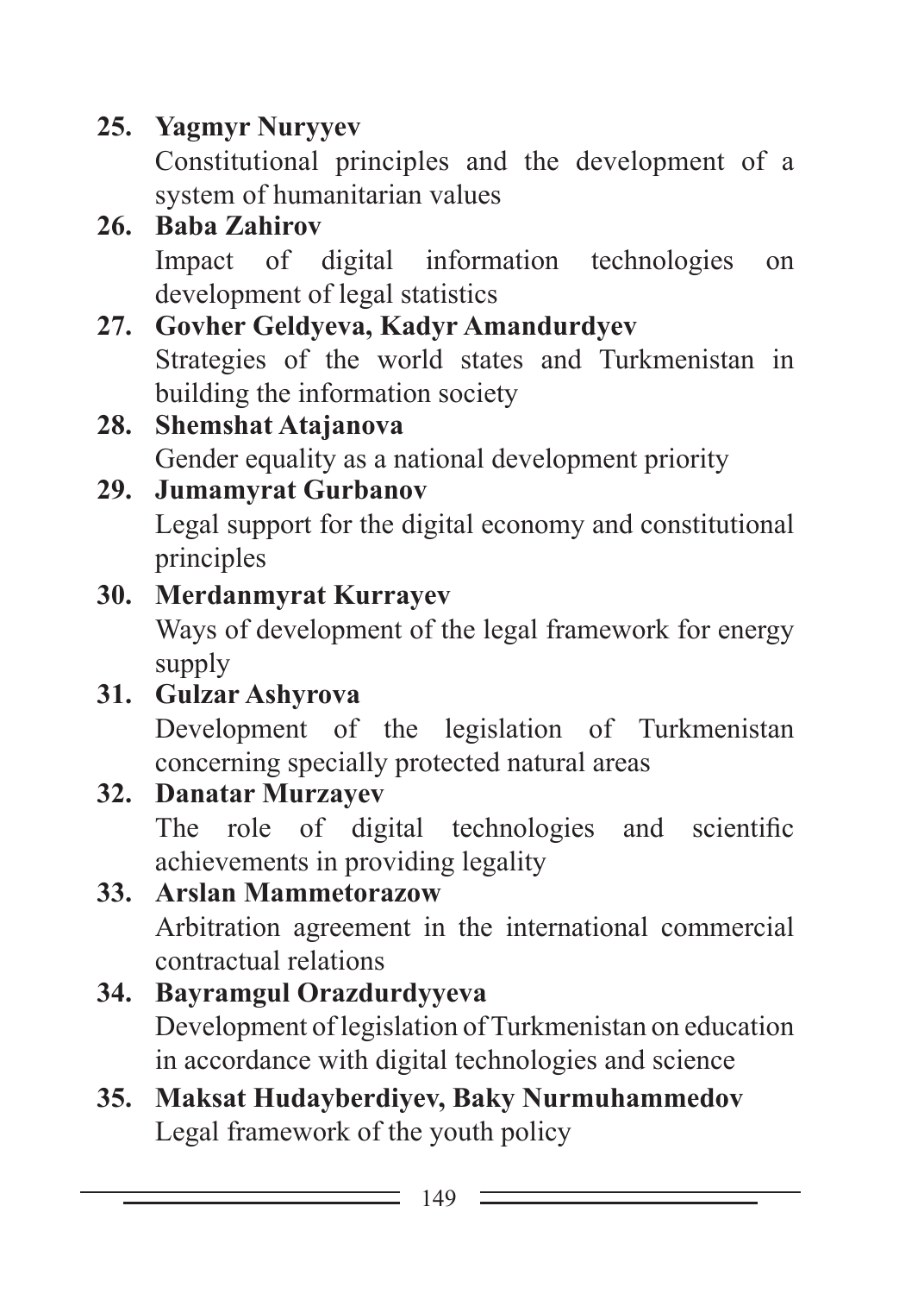25. **Yagmyr Nuryyev**
    Constitutional principles and the development of a system of humanitarian values
26. **Baba Zahirov**
    Impact of digital information technologies on development of legal statistics
27. **Govher Geldyeva, Kadyr Amandurdyev**
    Strategies of the world states and Turkmenistan in building the information society
28. **Shemshat Atajanova**
    Gender equality as a national development priority
29. **Jumamyrat Gurbanov**
    Legal support for the digital economy and constitutional principles
30. **Merdanmyrat Kurrayev**
    Ways of development of the legal framework for energy supply
31. **Gulzar Ashyrova**
    Development of the legislation of Turkmenistan concerning specially protected natural areas
32. **Danatar Murzayev**
    The role of digital technologies and scientific achievements in providing legality
33. **Arslan Mammetorazow**
    Arbitration agreement in the international commercial contractual relations
34. **Bayramgul Orazdurdyyeva**
    Development of legislation of Turkmenistan on education in accordance with digital technologies and science
35. **Maksat Hudayberdiyev, Baky Nurmuhammedov**
    Legal framework of the youth policy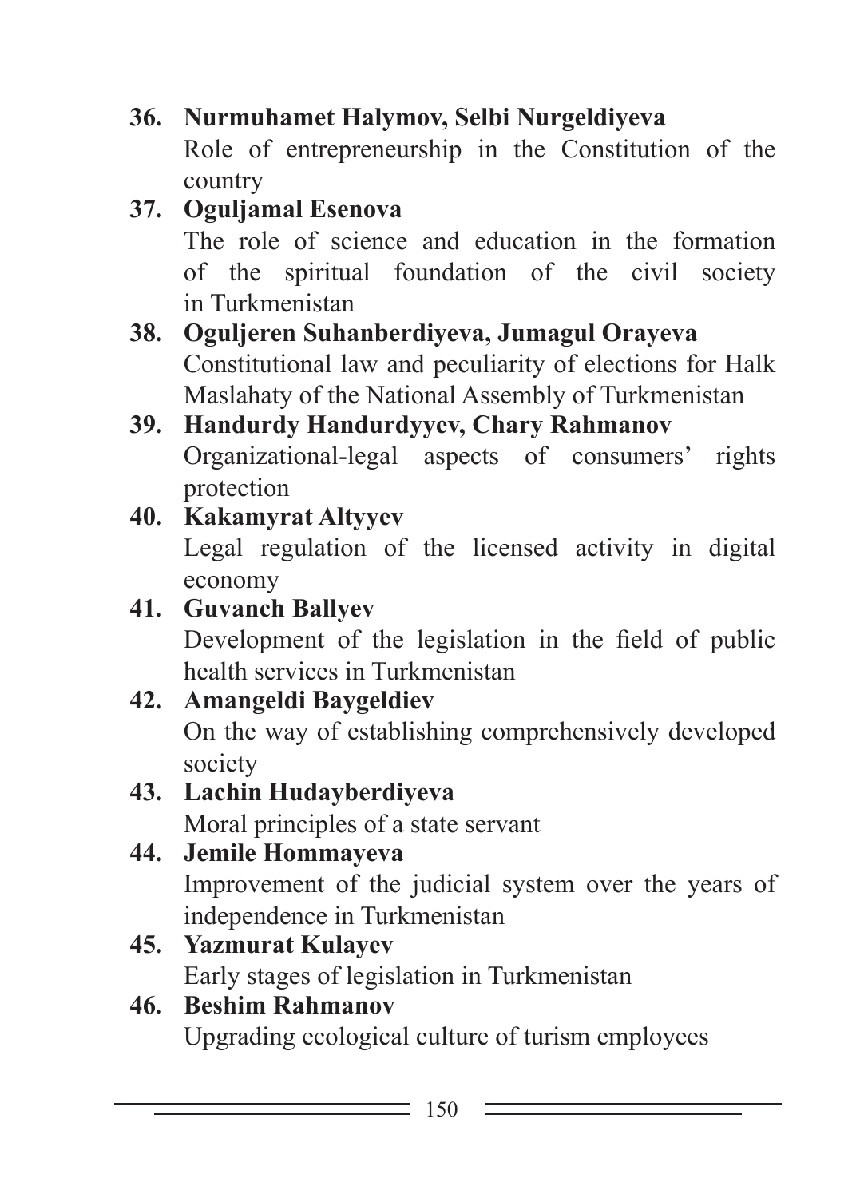36. **Nurmuhamet Halymov, Selbi Nurgeldiyeva**
    Role of entrepreneurship in the Constitution of the country
37. **Oguljamal Esenova**
    The role of science and education in the formation of the spiritual foundation of the civil society in Turkmenistan
38. **Oguljeren Suhanberdiyeva, Jumagul Orayeva**
    Constitutional law and peculiarity of elections for Halk Maslahaty of the National Assembly of Turkmenistan
39. **Handurdy Handurdyyev, Chary Rahmanov**
    Organizational-legal aspects of consumers' rights protection
40. **Kakamyrat Altyyev**
    Legal regulation of the licensed activity in digital economy
41. **Guvanch Ballyev**
    Development of the legislation in the field of public health services in Turkmenistan
42. **Amangeldi Baygeldiev**
    On the way of establishing comprehensively developed society
43. **Lachin Hudayberdiyeva**
    Moral principles of a state servant
44. **Jemile Hommayeva**
    Improvement of the judicial system over the years of independence in Turkmenistan
45. **Yazmurat Kulayev**
    Early stages of legislation in Turkmenistan
46. **Beshim Rahmanov**
    Upgrading ecological culture of turism employees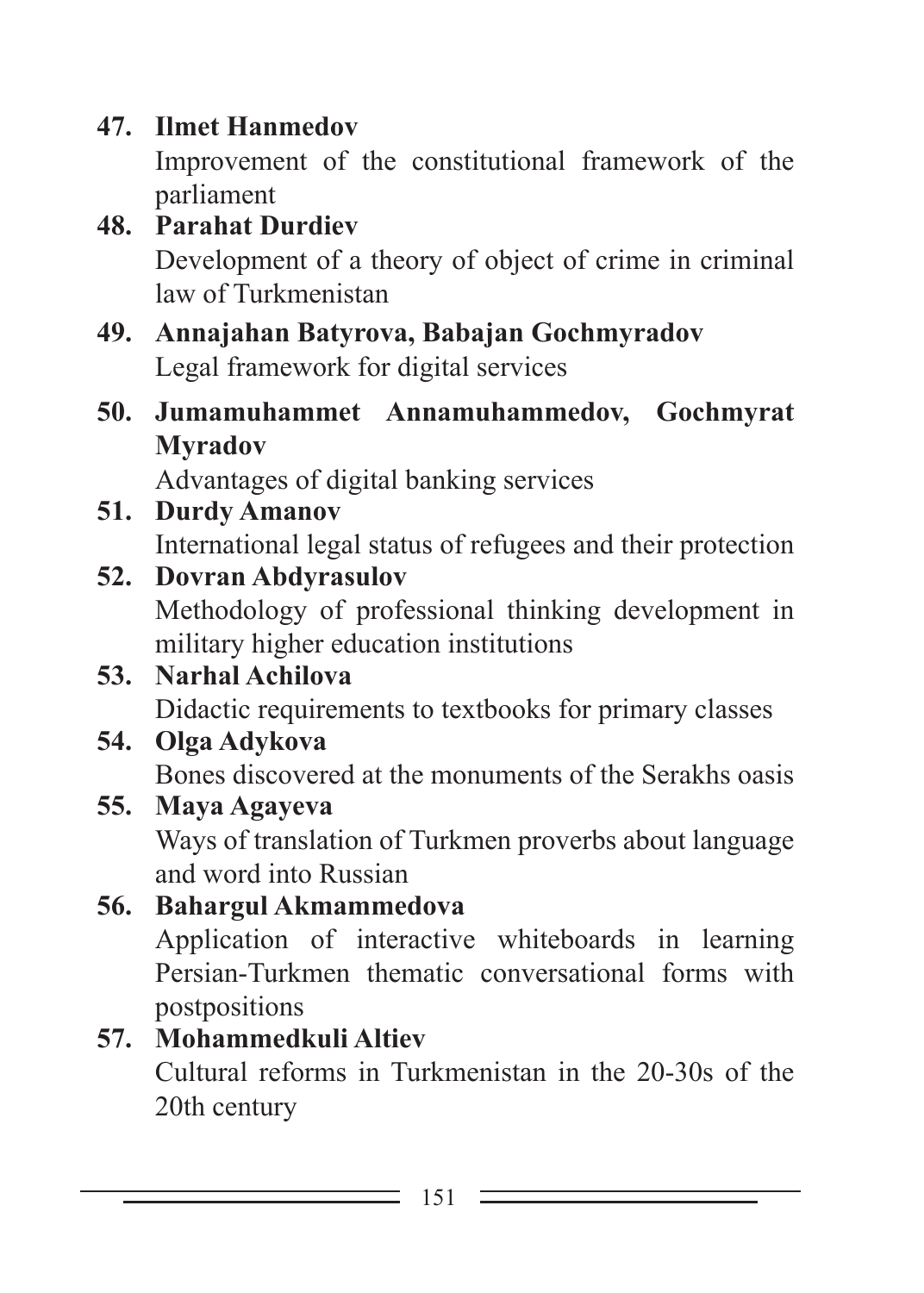47. **Ilmet Hanmedov**
    Improvement of the constitutional framework of the parliament
48. **Parahat Durdiev**
    Development of a theory of object of crime in criminal law of Turkmenistan
49. **Annajahan Batyrova, Babajan Gochmyradov**
    Legal framework for digital services
50. **Jumamuhammet Annamuhammedov, Gochmyrat Myradov**
    Advantages of digital banking services
51. **Durdy Amanov**
    International legal status of refugees and their protection
52. **Dovran Abdyrasulov**
    Methodology of professional thinking development in military higher education institutions
53. **Narhal Achilova**
    Didactic requirements to textbooks for primary classes
54. **Olga Adykova**
    Bones discovered at the monuments of the Serakhs oasis
55. **Maya Agayeva**
    Ways of translation of Turkmen proverbs about language and word into Russian
56. **Bahargul Akmammedova**
    Application of interactive whiteboards in learning Persian-Turkmen thematic conversational forms with postpositions
57. **Mohammedkuli Altiev**
    Cultural reforms in Turkmenistan in the 20-30s of the 20th century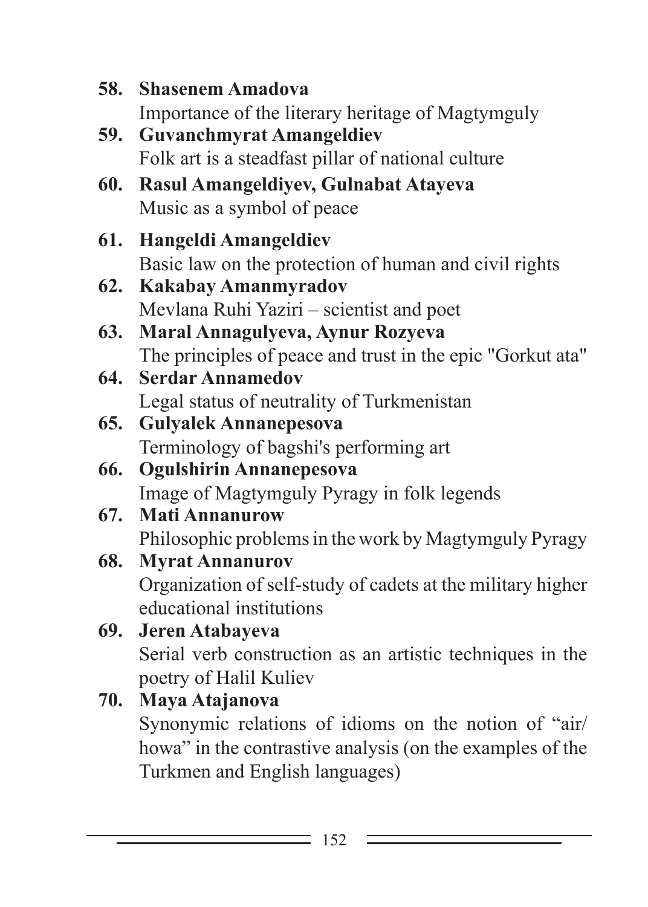58. **Shasenem Amadova**
    Importance of the literary heritage of Magtymguly
59. **Guvanchmyrat Amangeldiev**
    Folk art is a steadfast pillar of national culture
60. **Rasul Amangeldiyev, Gulnabat Atayeva**
    Music as a symbol of peace
61. **Hangeldi Amangeldiev**
    Basic law on the protection of human and civil rights
62. **Kakabay Amanmyradov**
    Mevlana Ruhi Yaziri – scientist and poet
63. **Maral Annagulyeva, Aynur Rozyeva**
    The principles of peace and trust in the epic "Gorkut ata"
64. **Serdar Annamedov**
    Legal status of neutrality of Turkmenistan
65. **Gulyalek Annanepesova**
    Terminology of bagshi's performing art
66. **Ogulshirin Annanepesova**
    Image of Magtymguly Pyragy in folk legends
67. **Mati Annanurow**
    Philosophic problems in the work by Magtymguly Pyragy
68. **Myrat Annanurov**
    Organization of self-study of cadets at the military higher educational institutions
69. **Jeren Atabayeva**
    Serial verb construction as an artistic techniques in the poetry of Halil Kuliev
70. **Maya Atajanova**
    Synonymic relations of idioms on the notion of "air/howa" in the contrastive analysis (on the examples of the Turkmen and English languages)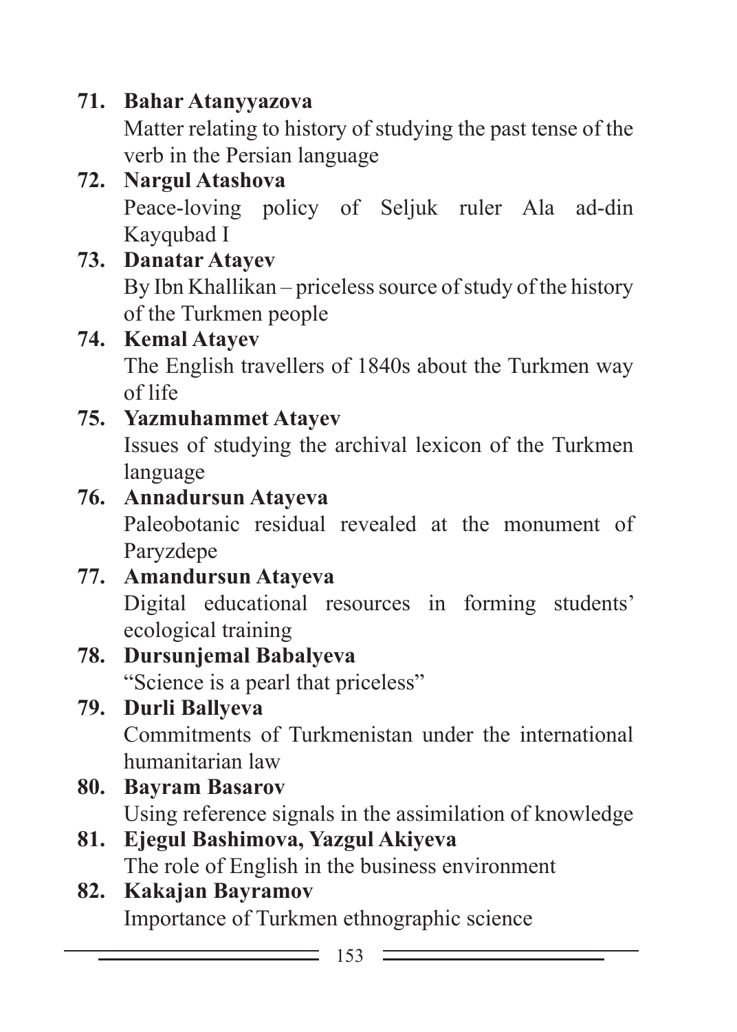71. **Bahar Atanyyazova**
    Matter relating to history of studying the past tense of the verb in the Persian language
72. **Nargul Atashova**
    Peace-loving policy of Seljuk ruler Ala ad-din Kayqubad I
73. **Danatar Atayev**
    By Ibn Khallikan – priceless source of study of the history of the Turkmen people
74. **Kemal Atayev**
    The English travellers of 1840s about the Turkmen way of life
75. **Yazmuhammet Atayev**
    Issues of studying the archival lexicon of the Turkmen language
76. **Annadursun Atayeva**
    Paleobotanic residual revealed at the monument of Paryzdepe
77. **Amandursun Atayeva**
    Digital educational resources in forming students' ecological training
78. **Dursunjemal Babalyeva**
    "Science is a pearl that priceless"
79. **Durli Ballyeva**
    Commitments of Turkmenistan under the international humanitarian law
80. **Bayram Basarov**
    Using reference signals in the assimilation of knowledge
81. **Ejegul Bashimova, Yazgul Akiyeva**
    The role of English in the business environment
82. **Kakajan Bayramov**
    Importance of Turkmen ethnographic science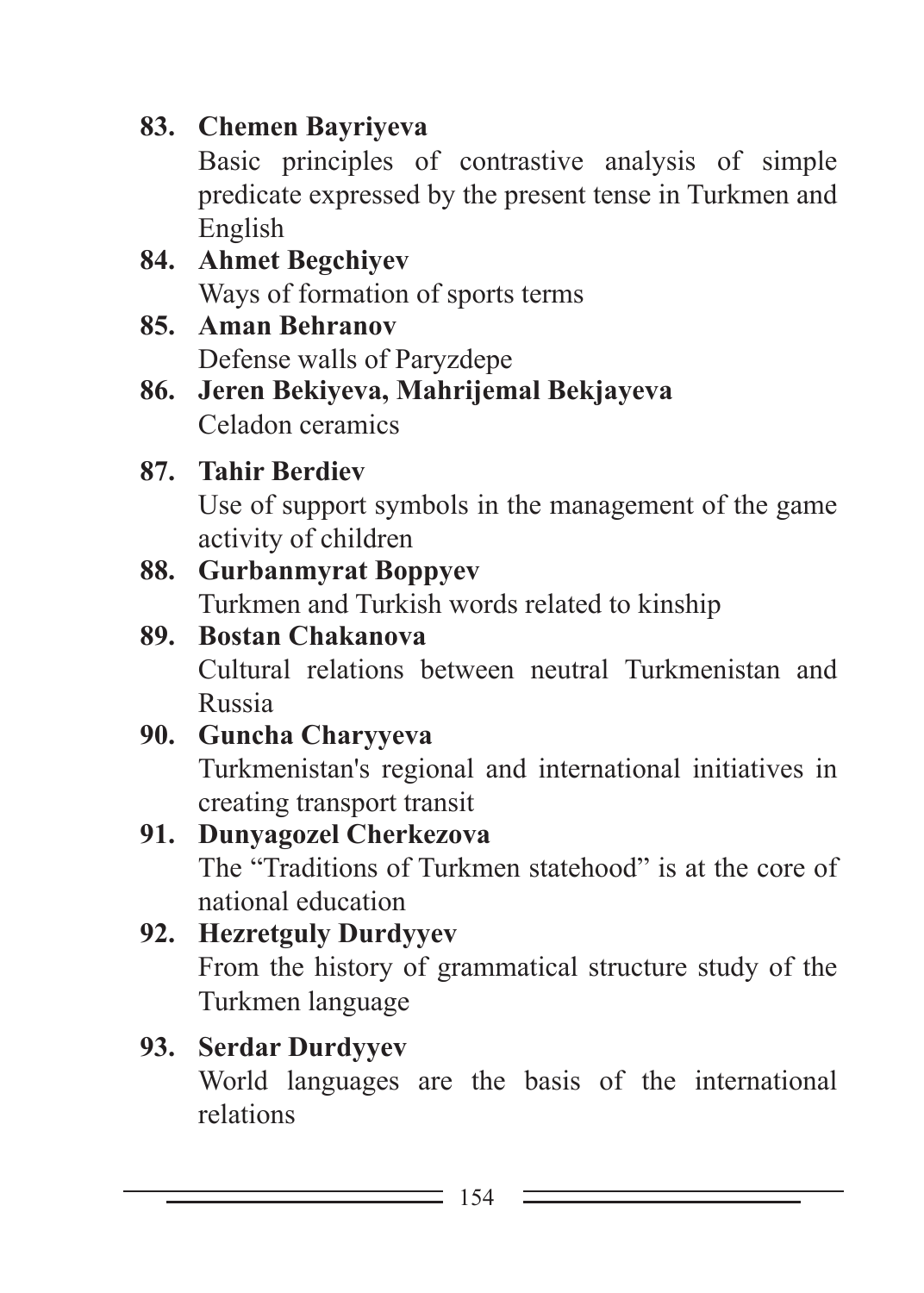83. **Chemen Bayriyeva**
    Basic principles of contrastive analysis of simple predicate expressed by the present tense in Turkmen and English
84. **Ahmet Begchiyev**
    Ways of formation of sports terms
85. **Aman Behranov**
    Defense walls of Paryzdepe
86. **Jeren Bekiyeva, Mahrijemal Bekjayeva**
    Celadon ceramics
87. **Tahir Berdiev**
    Use of support symbols in the management of the game activity of children
88. **Gurbanmyrat Boppyev**
    Turkmen and Turkish words related to kinship
89. **Bostan Chakanova**
    Cultural relations between neutral Turkmenistan and Russia
90. **Guncha Charyyeva**
    Turkmenistan's regional and international initiatives in creating transport transit
91. **Dunyagozel Cherkezova**
    The "Traditions of Turkmen statehood" is at the core of national education
92. **Hezretguly Durdyyev**
    From the history of grammatical structure study of the Turkmen language
93. **Serdar Durdyyev**
    World languages are the basis of the international relations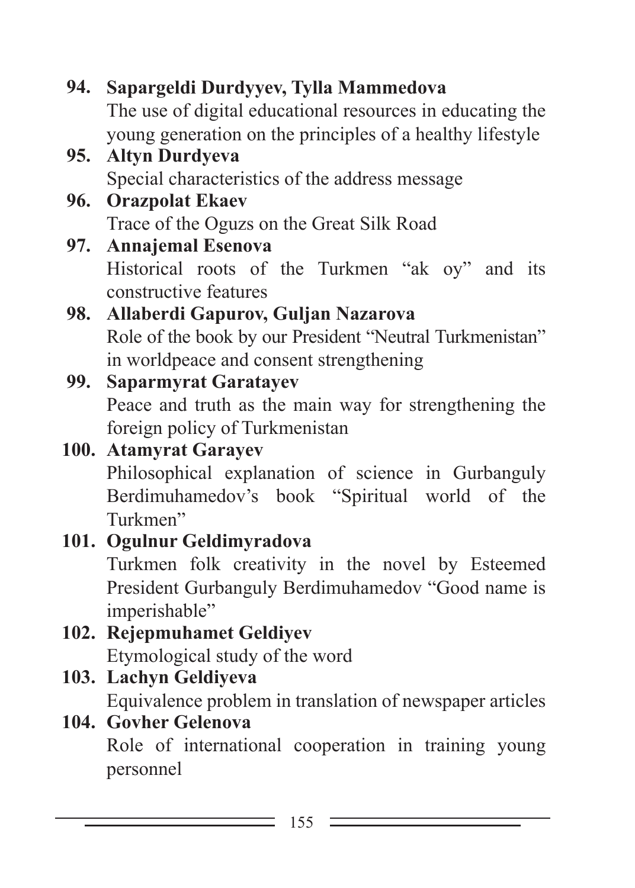**94. Sapargeldi Durdyyev, Tylla Mammedova**
The use of digital educational resources in educating the young generation on the principles of a healthy lifestyle

**95. Altyn Durdyeva**
Special characteristics of the address message

**96. Orazpolat Ekaev**
Trace of the Oguzs on the Great Silk Road

**97. Annajemal Esenova**
Historical roots of the Turkmen "ak oy" and its constructive features

**98. Allaberdi Gapurov, Guljan Nazarova**
Role of the book by our President "Neutral Turkmenistan" in worldpeace and consent strengthening

**99. Saparmyrat Garatayev**
Peace and truth as the main way for strengthening the foreign policy of Turkmenistan

**100. Atamyrat Garayev**
Philosophical explanation of science in Gurbanguly Berdimuhamedov's book "Spiritual world of the Turkmen"

**101. Ogulnur Geldimyradova**
Turkmen folk creativity in the novel by Esteemed President Gurbanguly Berdimuhamedov "Good name is imperishable"

**102. Rejepmuhamet Geldiyev**
Etymological study of the word

**103. Lachyn Geldiyeva**
Equivalence problem in translation of newspaper articles

**104. Govher Gelenova**
Role of international cooperation in training young personnel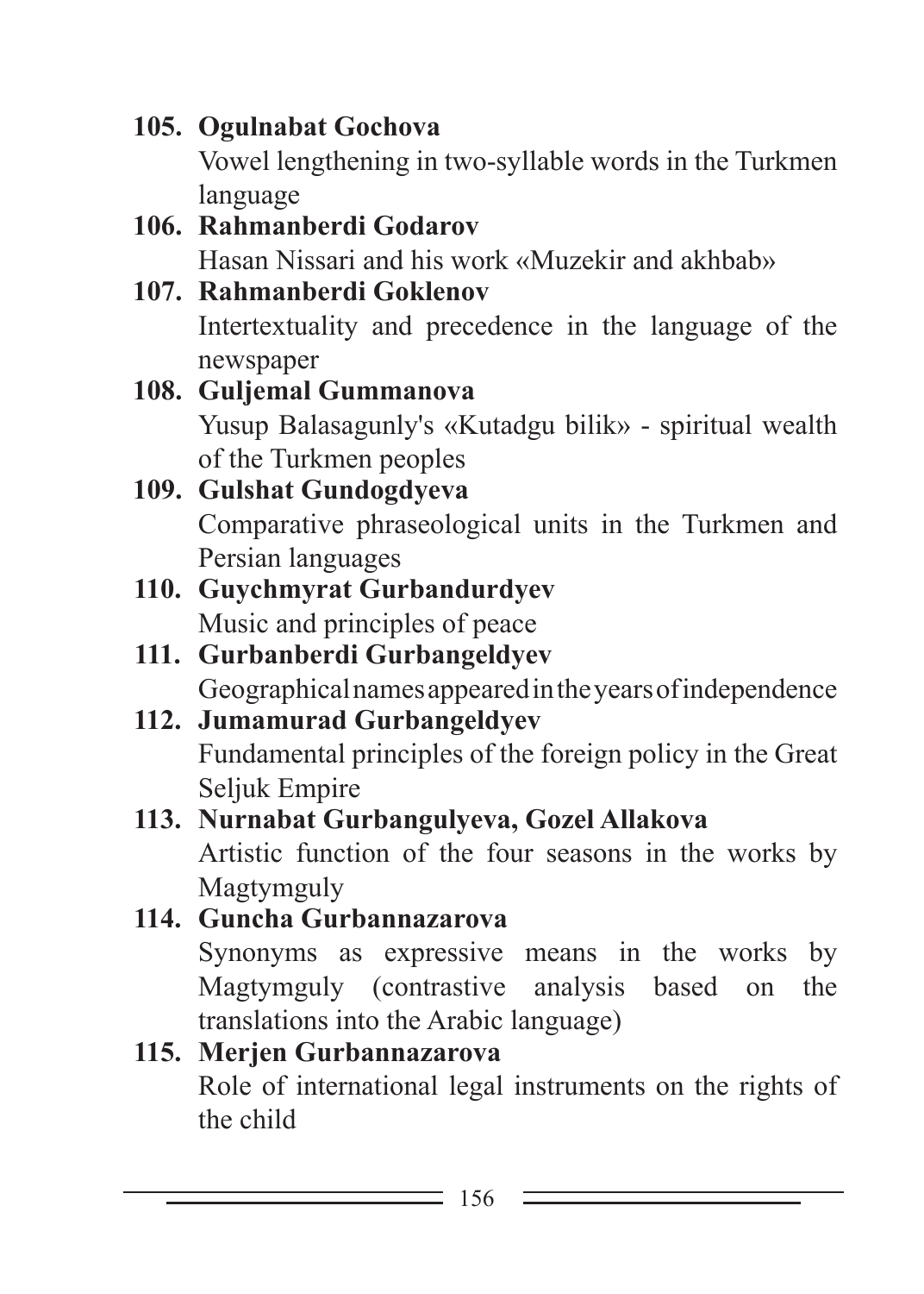105. **Ogulnabat Gochova**
     Vowel lengthening in two-syllable words in the Turkmen language
106. **Rahmanberdi Godarov**
     Hasan Nissari and his work «Muzekir and akhbab»
107. **Rahmanberdi Goklenov**
     Intertextuality and precedence in the language of the newspaper
108. **Guljemal Gummanova**
     Yusup Balasagunly's «Kutadgu bilik» - spiritual wealth of the Turkmen peoples
109. **Gulshat Gundogdyeva**
     Comparative phraseological units in the Turkmen and Persian languages
110. **Guychmyrat Gurbandurdyev**
     Music and principles of peace
111. **Gurbanberdi Gurbangeldyev**
     Geographical names appeared in the years of independence
112. **Jumamurad Gurbangeldyev**
     Fundamental principles of the foreign policy in the Great Seljuk Empire
113. **Nurnabat Gurbangulyeva, Gozel Allakova**
     Artistic function of the four seasons in the works by Magtymguly
114. **Guncha Gurbannazarova**
     Synonyms as expressive means in the works by Magtymguly (contrastive analysis based on the translations into the Arabic language)
115. **Merjen Gurbannazarova**
     Role of international legal instruments on the rights of the child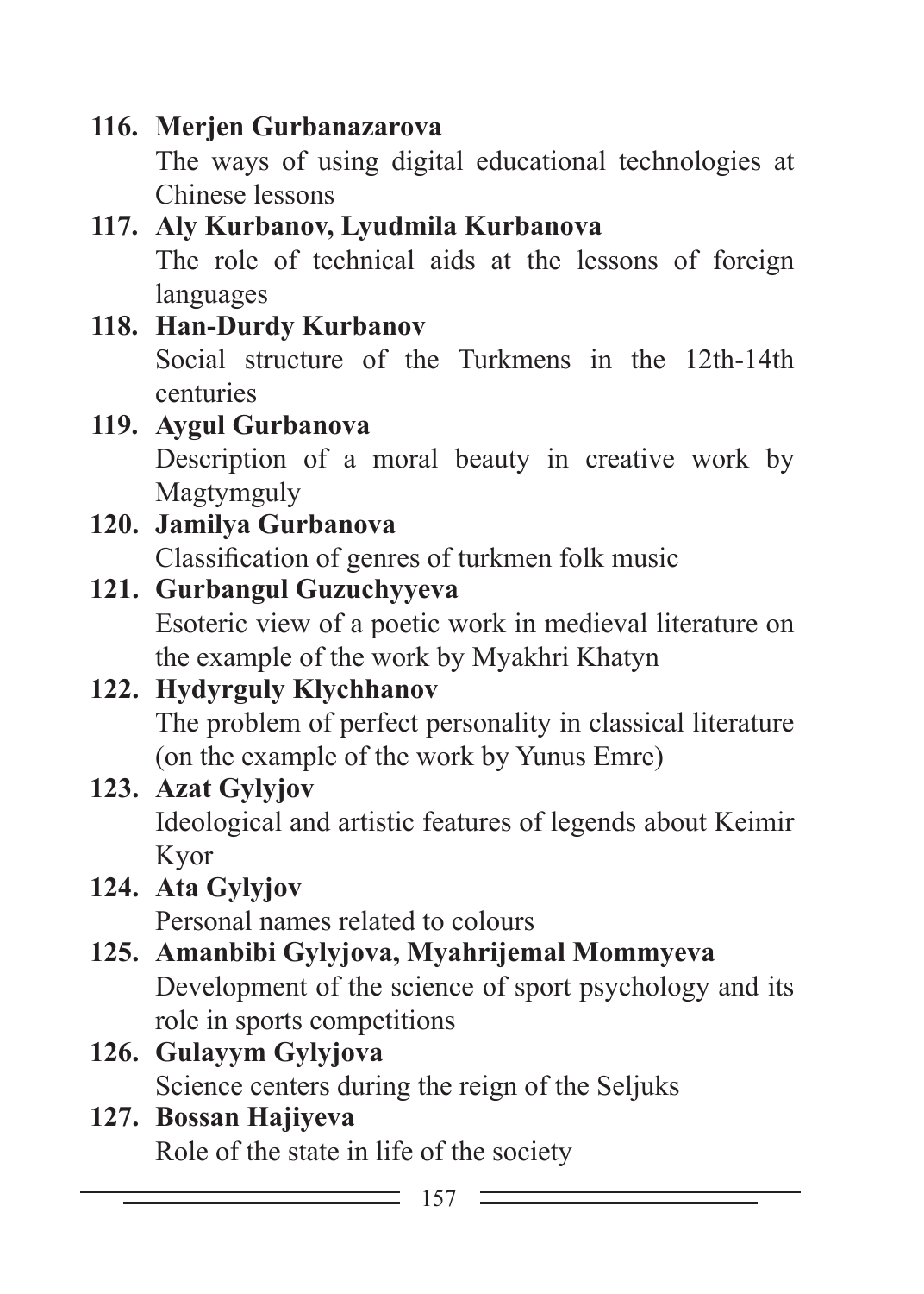116. **Merjen Gurbanazarova**
     The ways of using digital educational technologies at Chinese lessons
117. **Aly Kurbanov, Lyudmila Kurbanova**
     The role of technical aids at the lessons of foreign languages
118. **Han-Durdy Kurbanov**
     Social structure of the Turkmens in the 12th-14th centuries
119. **Aygul Gurbanova**
     Description of a moral beauty in creative work by Magtymguly
120. **Jamilya Gurbanova**
     Classification of genres of turkmen folk music
121. **Gurbangul Guzuchyyeva**
     Esoteric view of a poetic work in medieval literature on the example of the work by Myakhri Khatyn
122. **Hydyrguly Klychhanov**
     The problem of perfect personality in classical literature (on the example of the work by Yunus Emre)
123. **Azat Gylyjov**
     Ideological and artistic features of legends about Keimir Kyor
124. **Ata Gylyjov**
     Personal names related to colours
125. **Amanbibi Gylyjova, Myahrijemal Mommyeva**
     Development of the science of sport psychology and its role in sports competitions
126. **Gulayym Gylyjova**
     Science centers during the reign of the Seljuks
127. **Bossan Hajiyeva**
     Role of the state in life of the society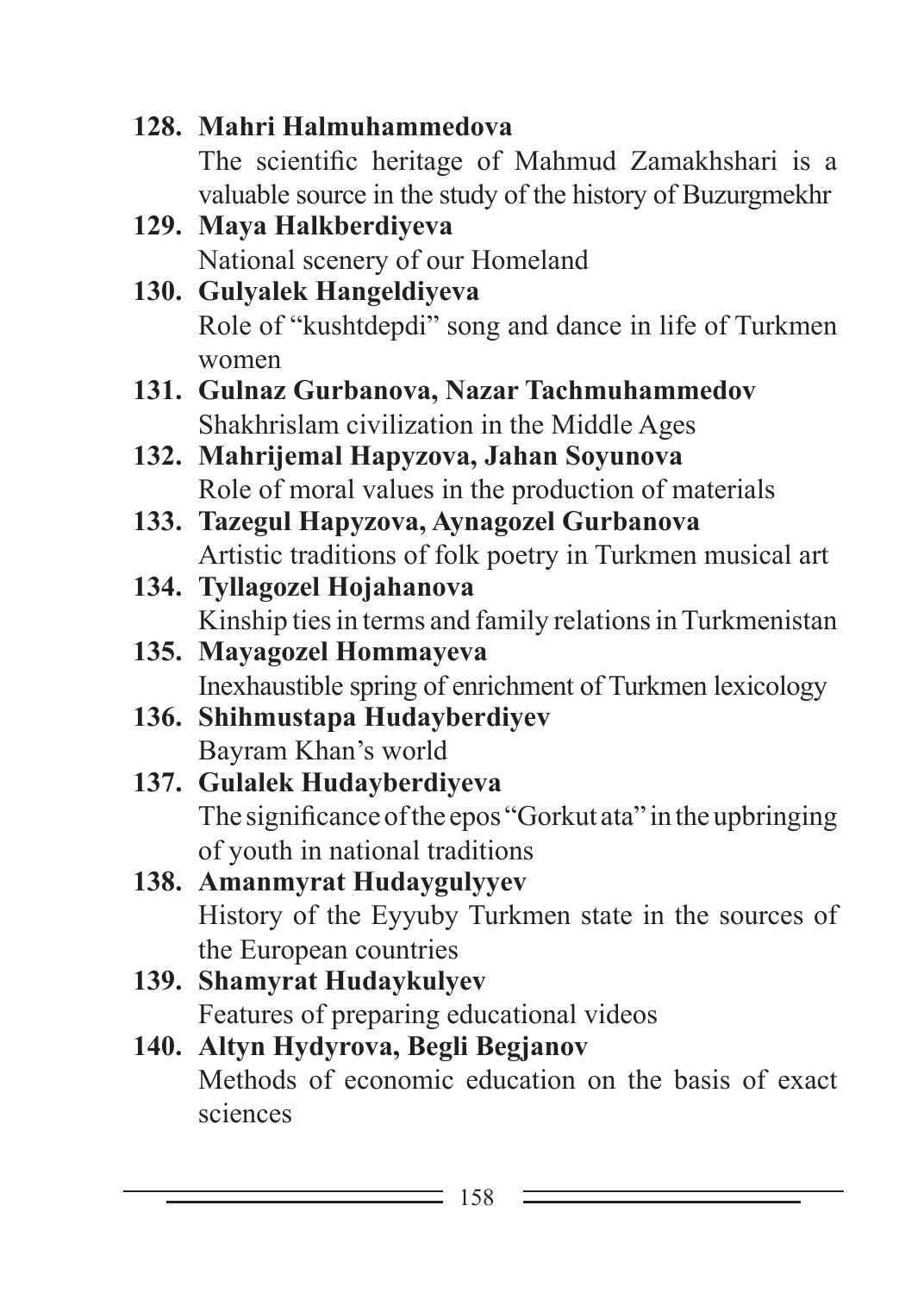128. **Mahri Halmuhammedova**
The scientific heritage of Mahmud Zamakhshari is a valuable source in the study of the history of Buzurgmekhr

129. **Maya Halkberdiyeva**
National scenery of our Homeland

130. **Gulyalek Hangeldiyeva**
Role of “kushtdepdi” song and dance in life of Turkmen women

131. **Gulnaz Gurbanova, Nazar Tachmuhammedov**
Shakhrislam civilization in the Middle Ages

132. **Mahrijemal Hapyzova, Jahan Soyunova**
Role of moral values in the production of materials

133. **Tazegul Hapyzova, Aynagozel Gurbanova**
Artistic traditions of folk poetry in Turkmen musical art

134. **Tyllagozel Hojahanova**
Kinship ties in terms and family relations in Turkmenistan

135. **Mayagozel Hommayeva**
Inexhaustible spring of enrichment of Turkmen lexicology

136. **Shihmustapa Hudayberdiyev**
Bayram Khan’s world

137. **Gulalek Hudayberdiyeva**
The significance of the epos “Gorkut ata” in the upbringing of youth in national traditions

138. **Amanmyrat Hudaygulyyev**
History of the Eyyuby Turkmen state in the sources of the European countries

139. **Shamyrat Hudaykulyev**
Features of preparing educational videos

140. **Altyn Hydyrova, Begli Begjanov**
Methods of economic education on the basis of exact sciences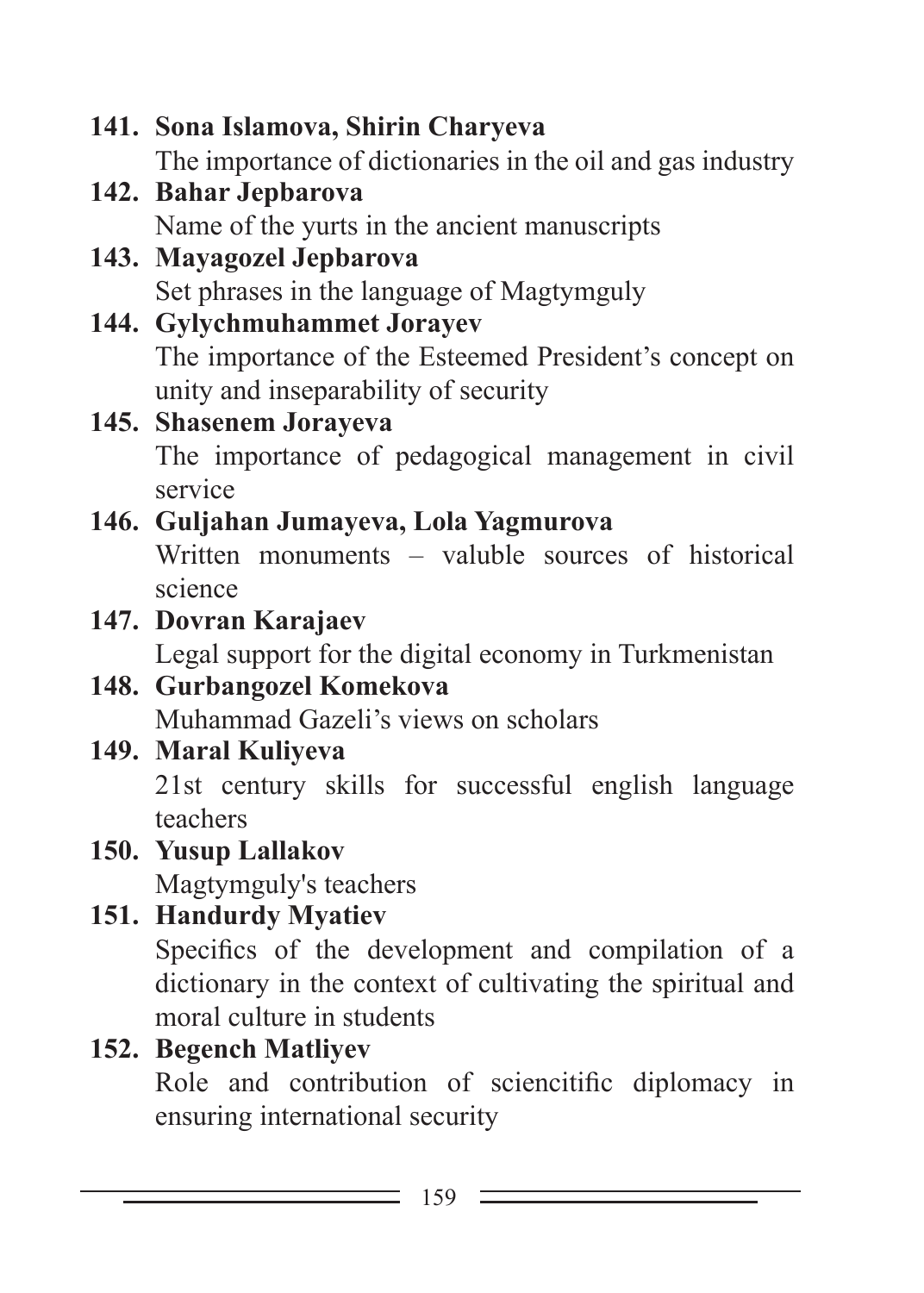141. **Sona Islamova, Shirin Charyeva**
    The importance of dictionaries in the oil and gas industry
142. **Bahar Jepbarova**
    Name of the yurts in the ancient manuscripts
143. **Mayagozel Jepbarova**
    Set phrases in the language of Magtymguly
144. **Gylychmuhammet Jorayev**
    The importance of the Esteemed President's concept on unity and inseparability of security
145. **Shasenem Jorayeva**
    The importance of pedagogical management in civil service
146. **Guljahan Jumayeva, Lola Yagmurova**
    Written monuments – valuble sources of historical science
147. **Dovran Karajaev**
    Legal support for the digital economy in Turkmenistan
148. **Gurbangozel Komekova**
    Muhammad Gazeli's views on scholars
149. **Maral Kuliyeva**
    21st century skills for successful english language teachers
150. **Yusup Lallakov**
    Magtymguly's teachers
151. **Handurdy Myatiev**
    Specifics of the development and compilation of a dictionary in the context of cultivating the spiritual and moral culture in students
152. **Begench Matliyev**
    Role and contribution of sciencitific diplomacy in ensuring international security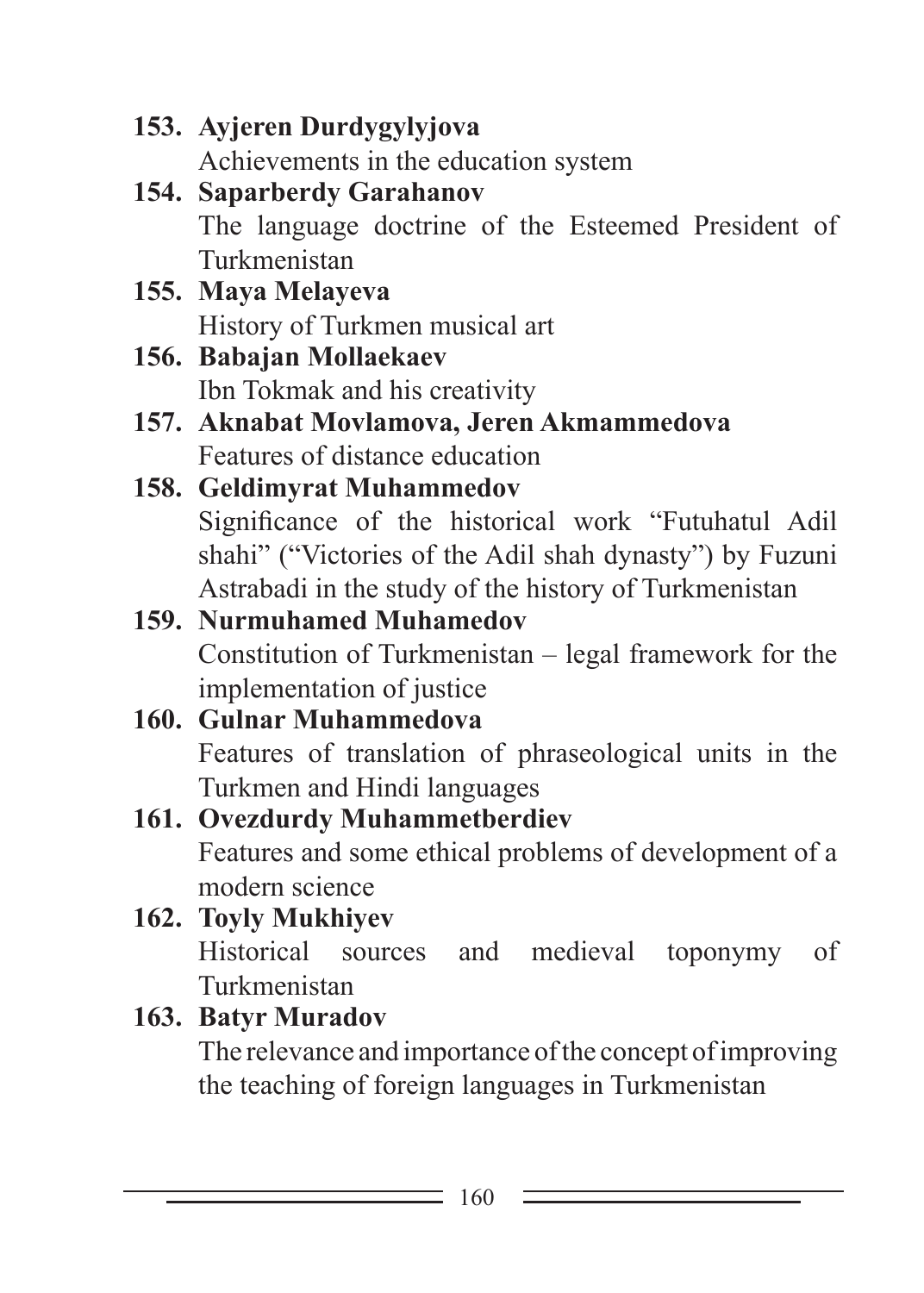**153. Ayjeren Durdygylyjova**
Achievements in the education system

**154. Saparberdy Garahanov**
The language doctrine of the Esteemed President of Turkmenistan

**155. Maya Melayeva**
History of Turkmen musical art

**156. Babajan Mollaekaev**
Ibn Tokmak and his creativity

**157. Aknabat Movlamova, Jeren Akmammedova**
Features of distance education

**158. Geldimyrat Muhammedov**
Significance of the historical work "Futuhatul Adil shahi" ("Victories of the Adil shah dynasty") by Fuzuni Astrabadi in the study of the history of Turkmenistan

**159. Nurmuhamed Muhamedov**
Constitution of Turkmenistan – legal framework for the implementation of justice

**160. Gulnar Muhammedova**
Features of translation of phraseological units in the Turkmen and Hindi languages

**161. Ovezdurdy Muhammetberdiev**
Features and some ethical problems of development of a modern science

**162. Toyly Mukhiyev**
Historical sources and medieval toponymy of Turkmenistan

**163. Batyr Muradov**
The relevance and importance of the concept of improving the teaching of foreign languages in Turkmenistan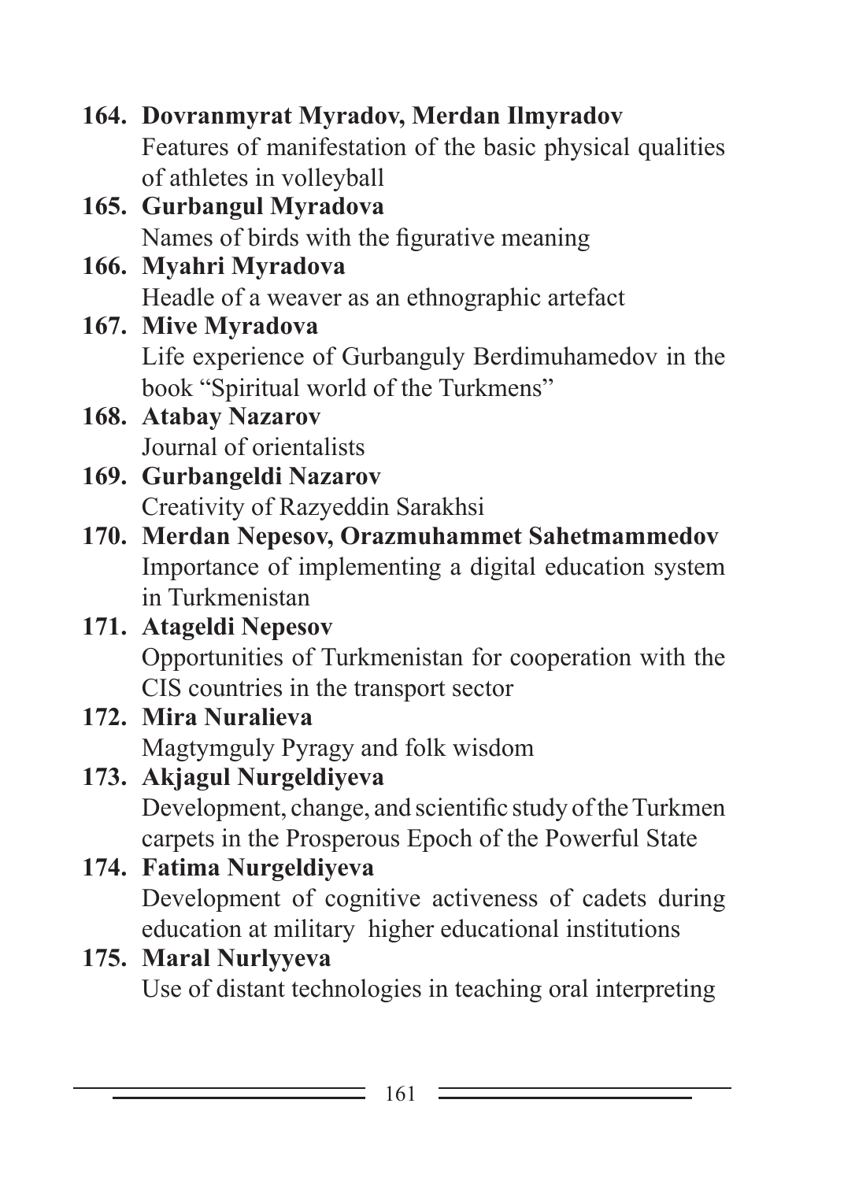164. **Dovranmyrat Myradov, Merdan Ilmyradov**
Features of manifestation of the basic physical qualities of athletes in volleyball

165. **Gurbangul Myradova**
Names of birds with the figurative meaning

166. **Myahri Myradova**
Headle of a weaver as an ethnographic artefact

167. **Mive Myradova**
Life experience of Gurbanguly Berdimuhamedov in the book "Spiritual world of the Turkmens"

168. **Atabay Nazarov**
Journal of orientalists

169. **Gurbangeldi Nazarov**
Creativity of Razyeddin Sarakhsi

170. **Merdan Nepesov, Orazmuhammet Sahetmammedov**
Importance of implementing a digital education system in Turkmenistan

171. **Atageldi Nepesov**
Opportunities of Turkmenistan for cooperation with the CIS countries in the transport sector

172. **Mira Nuralieva**
Magtymguly Pyragy and folk wisdom

173. **Akjagul Nurgeldiyeva**
Development, change, and scientific study of the Turkmen carpets in the Prosperous Epoch of the Powerful State

174. **Fatima Nurgeldiyeva**
Development of cognitive activeness of cadets during education at military higher educational institutions

175. **Maral Nurlyyeva**
Use of distant technologies in teaching oral interpreting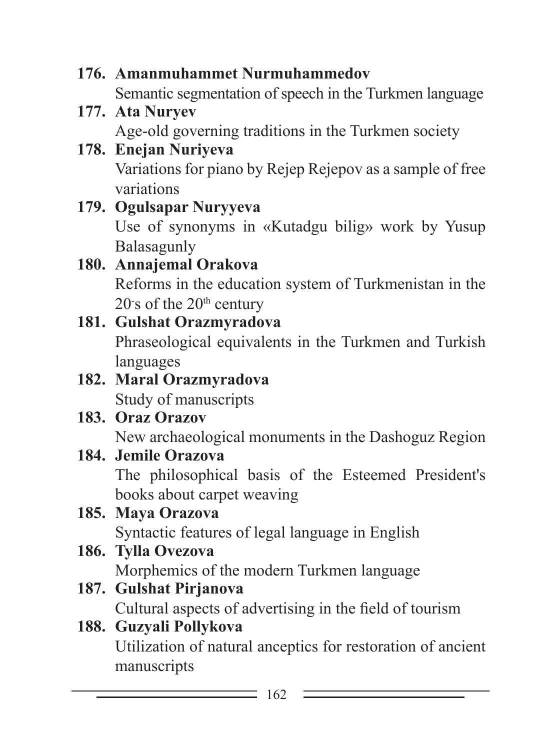176. **Amanmuhammet Nurmuhammedov**
Semantic segmentation of speech in the Turkmen language

177. **Ata Nuryev**
Age-old governing traditions in the Turkmen society

178. **Enejan Nuriyeva**
Variations for piano by Rejep Rejepov as a sample of free variations

179. **Ogulsapar Nuryyeva**
Use of synonyms in «Kutadgu bilig» work by Yusup Balasagunly

180. **Annajemal Orakova**
Reforms in the education system of Turkmenistan in the 20-s of the 20th century

181. **Gulshat Orazmyradova**
Phraseological equivalents in the Turkmen and Turkish languages

182. **Maral Orazmyradova**
Study of manuscripts

183. **Oraz Orazov**
New archaeological monuments in the Dashoguz Region

184. **Jemile Orazova**
The philosophical basis of the Esteemed President's books about carpet weaving

185. **Maya Orazova**
Syntactic features of legal language in English

186. **Tylla Ovezova**
Morphemics of the modern Turkmen language

187. **Gulshat Pirjanova**
Cultural aspects of advertising in the field of tourism

188. **Guzyali Pollykova**
Utilization of natural anceptics for restoration of ancient manuscripts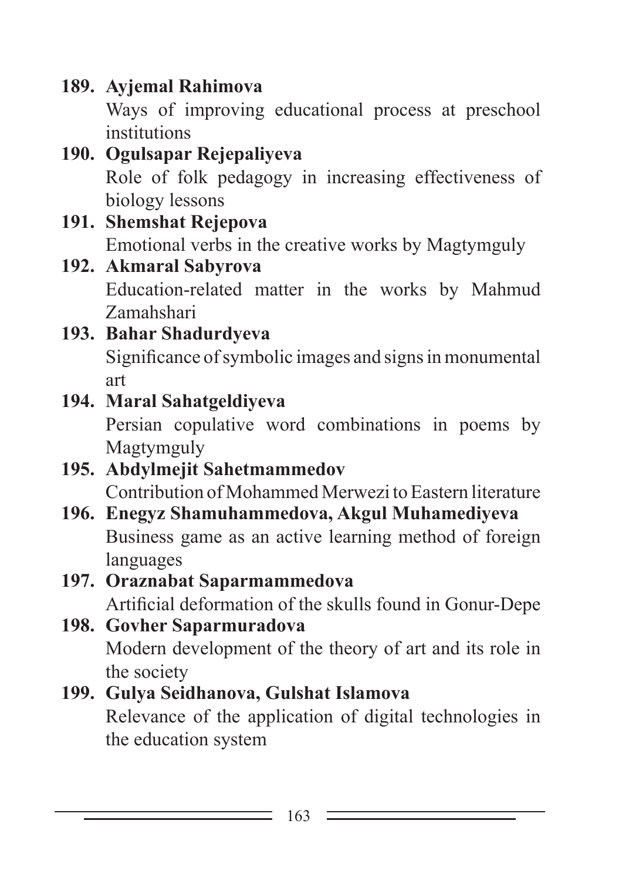189. **Ayjemal Rahimova**
Ways of improving educational process at preschool institutions

190. **Ogulsapar Rejepaliyeva**
Role of folk pedagogy in increasing effectiveness of biology lessons

191. **Shemshat Rejepova**
Emotional verbs in the creative works by Magtymguly

192. **Akmaral Sabyrova**
Education-related matter in the works by Mahmud Zamahshari

193. **Bahar Shadurdyeva**
Significance of symbolic images and signs in monumental art

194. **Maral Sahatgeldiyeva**
Persian copulative word combinations in poems by Magtymguly

195. **Abdylmejit Sahetmammedov**
Contribution of Mohammed Merwezi to Eastern literature

196. **Enegyz Shamuhammedova, Akgul Muhamediyeva**
Business game as an active learning method of foreign languages

197. **Oraznabat Saparmammedova**
Artificial deformation of the skulls found in Gonur-Depe

198. **Govher Saparmuradova**
Modern development of the theory of art and its role in the society

199. **Gulya Seidhanova, Gulshat Islamova**
Relevance of the application of digital technologies in the education system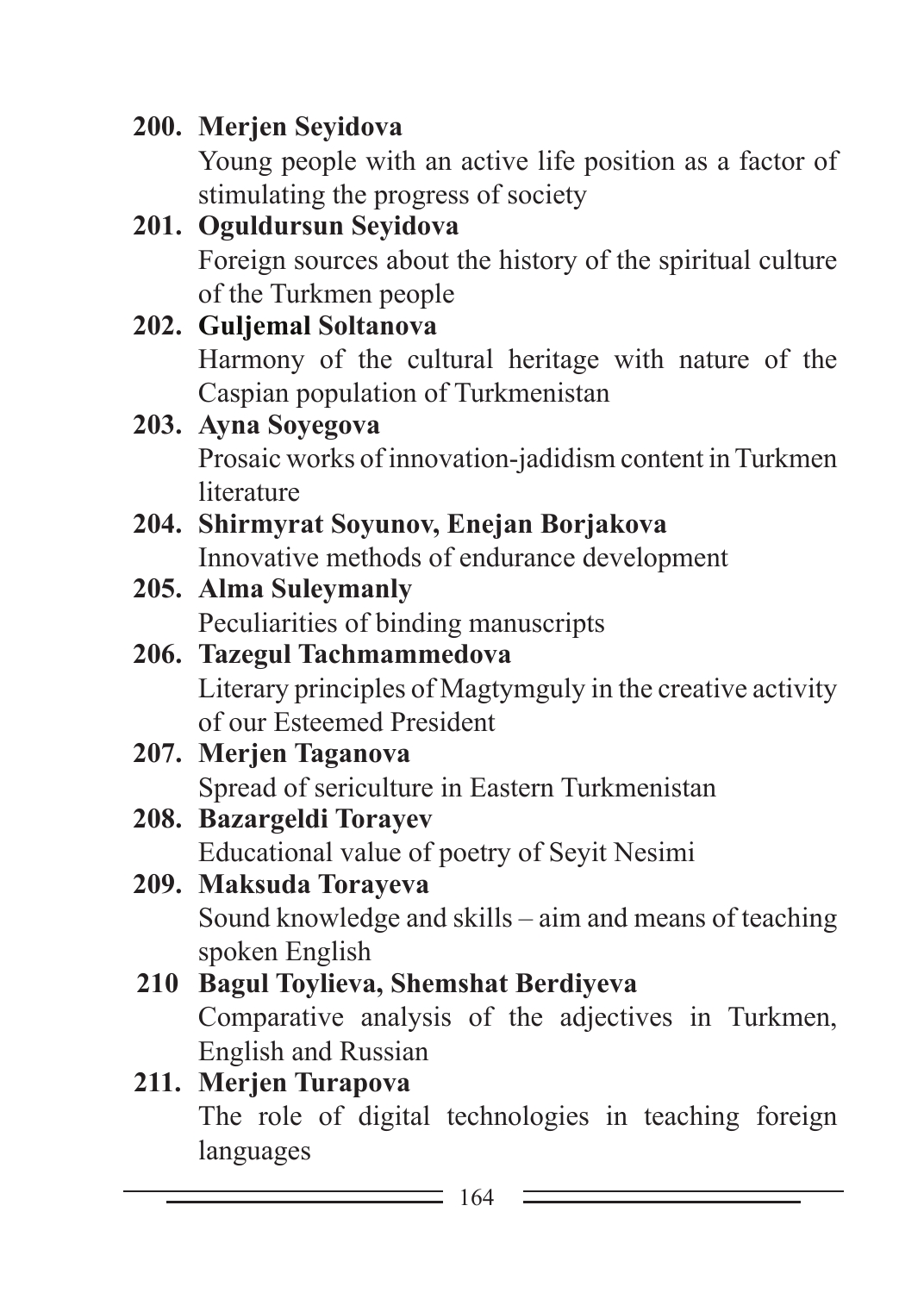**200. Merjen Seyidova**
Young people with an active life position as a factor of stimulating the progress of society

**201. Oguldursun Seyidova**
Foreign sources about the history of the spiritual culture of the Turkmen people

**202. Guljemal Soltanova**
Harmony of the cultural heritage with nature of the Caspian population of Turkmenistan

**203. Ayna Soyegova**
Prosaic works of innovation-jadidism content in Turkmen literature

**204. Shirmyrat Soyunov, Enejan Borjakova**
Innovative methods of endurance development

**205. Alma Suleymanly**
Peculiarities of binding manuscripts

**206. Tazegul Tachmammedova**
Literary principles of Magtymguly in the creative activity of our Esteemed President

**207. Merjen Taganova**
Spread of sericulture in Eastern Turkmenistan

**208. Bazargeldi Torayev**
Educational value of poetry of Seyit Nesimi

**209. Maksuda Torayeva**
Sound knowledge and skills – aim and means of teaching spoken English

**210 Bagul Toylieva, Shemshat Berdiyeva**
Comparative analysis of the adjectives in Turkmen, English and Russian

**211. Merjen Turapova**
The role of digital technologies in teaching foreign languages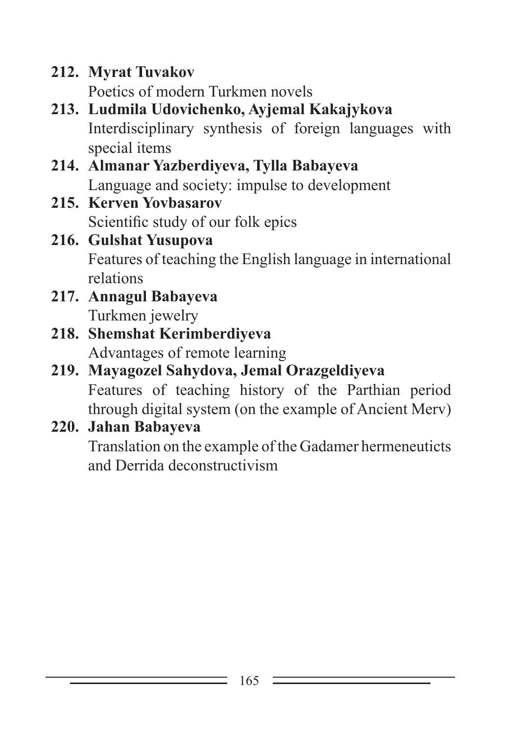212. **Myrat Tuvakov**
Poetics of modern Turkmen novels
213. **Ludmila Udovichenko, Ayjemal Kakajykova**
Interdisciplinary synthesis of foreign languages with special items
214. **Almanar Yazberdiyeva, Tylla Babayeva**
Language and society: impulse to development
215. **Kerven Yovbasarov**
Scientific study of our folk epics
216. **Gulshat Yusupova**
Features of teaching the English language in international relations
217. **Annagul Babayeva**
Turkmen jewelry
218. **Shemshat Kerimberdiyeva**
Advantages of remote learning
219. **Mayagozel Sahydova, Jemal Orazgeldiyeva**
Features of teaching history of the Parthian period through digital system (on the example of Ancient Merv)
220. **Jahan Babayeva**
Translation on the example of the Gadamer hermeneutics and Derrida deconstructivism